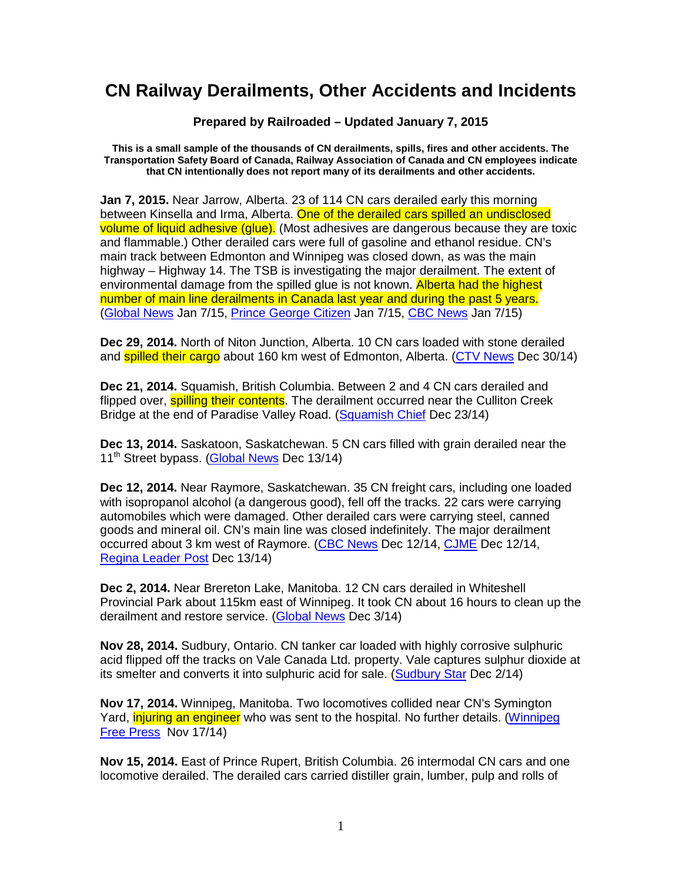# CN Railway Derailments, Other Accidents and Incidents

**Prepared by Railroaded – Updated January 7, 2015**

**This is a small sample of the thousands of CN derailments, spills, fires and other accidents. The Transportation Safety Board of Canada, Railway Association of Canada and CN employees indicate that CN intentionally does not report many of its derailments and other accidents.**

**Jan 7, 2015.** Near Jarrow, Alberta. 23 of 114 CN cars derailed early this morning between Kinsella and Irma, Alberta. One of the derailed cars spilled an undisclosed volume of liquid adhesive (glue). (Most adhesives are dangerous because they are toxic and flammable.) Other derailed cars were full of gasoline and ethanol residue. CN's main track between Edmonton and Winnipeg was closed down, as was the main highway – Highway 14. The TSB is investigating the major derailment. The extent of environmental damage from the spilled glue is not known. Alberta had the highest number of main line derailments in Canada last year and during the past 5 years. (Global News Jan 7/15, Prince George Citizen Jan 7/15, CBC News Jan 7/15)

**Dec 29, 2014.** North of Niton Junction, Alberta. 10 CN cars loaded with stone derailed and spilled their cargo about 160 km west of Edmonton, Alberta. (CTV News Dec 30/14)

**Dec 21, 2014.** Squamish, British Columbia. Between 2 and 4 CN cars derailed and flipped over, spilling their contents. The derailment occurred near the Culliton Creek Bridge at the end of Paradise Valley Road. (Squamish Chief Dec 23/14)

**Dec 13, 2014.** Saskatoon, Saskatchewan. 5 CN cars filled with grain derailed near the 11th Street bypass. (Global News Dec 13/14)

**Dec 12, 2014.** Near Raymore, Saskatchewan. 35 CN freight cars, including one loaded with isopropanol alcohol (a dangerous good), fell off the tracks. 22 cars were carrying automobiles which were damaged. Other derailed cars were carrying steel, canned goods and mineral oil. CN's main line was closed indefinitely. The major derailment occurred about 3 km west of Raymore. (CBC News Dec 12/14, CJME Dec 12/14, Regina Leader Post Dec 13/14)

**Dec 2, 2014.** Near Brereton Lake, Manitoba. 12 CN cars derailed in Whiteshell Provincial Park about 115km east of Winnipeg. It took CN about 16 hours to clean up the derailment and restore service. (Global News Dec 3/14)

**Nov 28, 2014.** Sudbury, Ontario. CN tanker car loaded with highly corrosive sulphuric acid flipped off the tracks on Vale Canada Ltd. property. Vale captures sulphur dioxide at its smelter and converts it into sulphuric acid for sale. (Sudbury Star Dec 2/14)

**Nov 17, 2014.** Winnipeg, Manitoba. Two locomotives collided near CN's Symington Yard, injuring an engineer who was sent to the hospital. No further details. (Winnipeg Free Press Nov 17/14)

**Nov 15, 2014.** East of Prince Rupert, British Columbia. 26 intermodal CN cars and one locomotive derailed. The derailed cars carried distiller grain, lumber, pulp and rolls of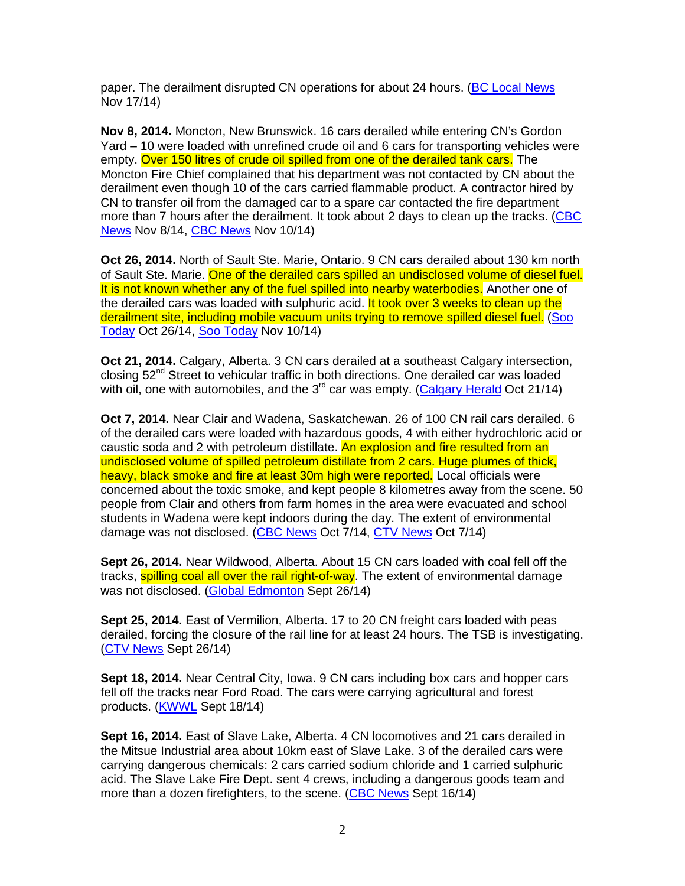paper. The derailment disrupted CN operations for about 24 hours. (BC Local News Nov 17/14)

**Nov 8, 2014.** Moncton, New Brunswick. 16 cars derailed while entering CN's Gordon Yard – 10 were loaded with unrefined crude oil and 6 cars for transporting vehicles were empty. Over 150 litres of crude oil spilled from one of the derailed tank cars. The Moncton Fire Chief complained that his department was not contacted by CN about the derailment even though 10 of the cars carried flammable product. A contractor hired by CN to transfer oil from the damaged car to a spare car contacted the fire department more than 7 hours after the derailment. It took about 2 days to clean up the tracks. (CBC News Nov 8/14, CBC News Nov 10/14)

**Oct 26, 2014.** North of Sault Ste. Marie, Ontario. 9 CN cars derailed about 130 km north of Sault Ste. Marie. One of the derailed cars spilled an undisclosed volume of diesel fuel. It is not known whether any of the fuel spilled into nearby waterbodies. Another one of the derailed cars was loaded with sulphuric acid. It took over 3 weeks to clean up the derailment site, including mobile vacuum units trying to remove spilled diesel fuel. (Soo Today Oct 26/14, Soo Today Nov 10/14)

**Oct 21, 2014.** Calgary, Alberta. 3 CN cars derailed at a southeast Calgary intersection, closing 52nd Street to vehicular traffic in both directions. One derailed car was loaded with oil, one with automobiles, and the 3rd car was empty. (Calgary Herald Oct 21/14)

**Oct 7, 2014.** Near Clair and Wadena, Saskatchewan. 26 of 100 CN rail cars derailed. 6 of the derailed cars were loaded with hazardous goods, 4 with either hydrochloric acid or caustic soda and 2 with petroleum distillate. An explosion and fire resulted from an undisclosed volume of spilled petroleum distillate from 2 cars. Huge plumes of thick, heavy, black smoke and fire at least 30m high were reported. Local officials were concerned about the toxic smoke, and kept people 8 kilometres away from the scene. 50 people from Clair and others from farm homes in the area were evacuated and school students in Wadena were kept indoors during the day. The extent of environmental damage was not disclosed. (CBC News Oct 7/14, CTV News Oct 7/14)

**Sept 26, 2014.** Near Wildwood, Alberta. About 15 CN cars loaded with coal fell off the tracks, spilling coal all over the rail right-of-way. The extent of environmental damage was not disclosed. (Global Edmonton Sept 26/14)

**Sept 25, 2014.** East of Vermilion, Alberta. 17 to 20 CN freight cars loaded with peas derailed, forcing the closure of the rail line for at least 24 hours. The TSB is investigating. (CTV News Sept 26/14)

**Sept 18, 2014.** Near Central City, Iowa. 9 CN cars including box cars and hopper cars fell off the tracks near Ford Road. The cars were carrying agricultural and forest products. (KWWL Sept 18/14)

**Sept 16, 2014.** East of Slave Lake, Alberta. 4 CN locomotives and 21 cars derailed in the Mitsue Industrial area about 10km east of Slave Lake. 3 of the derailed cars were carrying dangerous chemicals: 2 cars carried sodium chloride and 1 carried sulphuric acid. The Slave Lake Fire Dept. sent 4 crews, including a dangerous goods team and more than a dozen firefighters, to the scene. (CBC News Sept 16/14)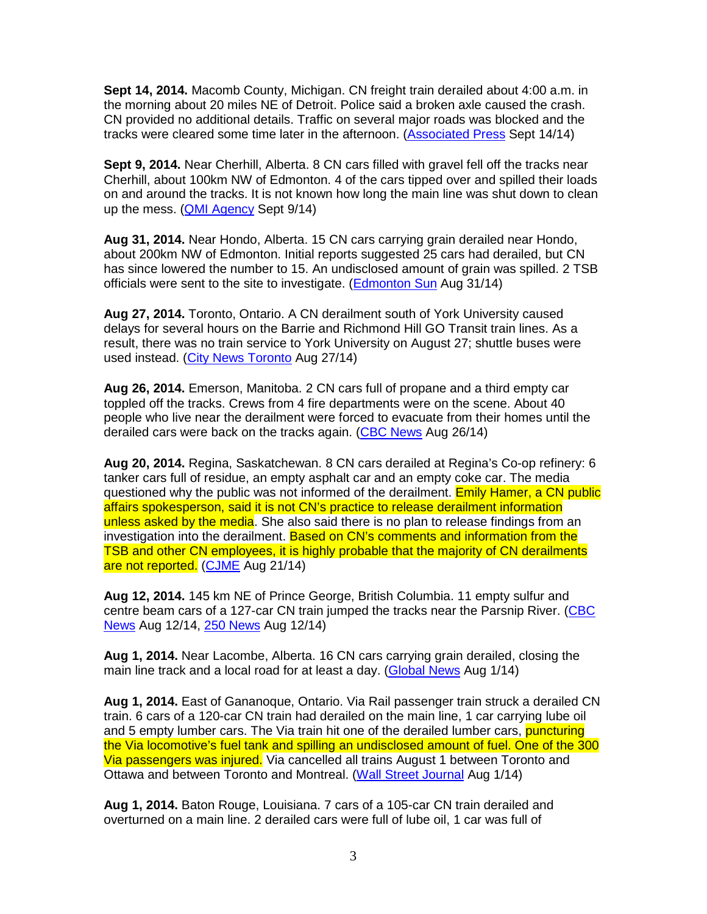**Sept 14, 2014.** Macomb County, Michigan. CN freight train derailed about 4:00 a.m. in the morning about 20 miles NE of Detroit. Police said a broken axle caused the crash. CN provided no additional details. Traffic on several major roads was blocked and the tracks were cleared some time later in the afternoon. (Associated Press Sept 14/14)

**Sept 9, 2014.** Near Cherhill, Alberta. 8 CN cars filled with gravel fell off the tracks near Cherhill, about 100km NW of Edmonton. 4 of the cars tipped over and spilled their loads on and around the tracks. It is not known how long the main line was shut down to clean up the mess. (QMI Agency Sept 9/14)

**Aug 31, 2014.** Near Hondo, Alberta. 15 CN cars carrying grain derailed near Hondo, about 200km NW of Edmonton. Initial reports suggested 25 cars had derailed, but CN has since lowered the number to 15. An undisclosed amount of grain was spilled. 2 TSB officials were sent to the site to investigate. (Edmonton Sun Aug 31/14)

**Aug 27, 2014.** Toronto, Ontario. A CN derailment south of York University caused delays for several hours on the Barrie and Richmond Hill GO Transit train lines. As a result, there was no train service to York University on August 27; shuttle buses were used instead. (City News Toronto Aug 27/14)

**Aug 26, 2014.** Emerson, Manitoba. 2 CN cars full of propane and a third empty car toppled off the tracks. Crews from 4 fire departments were on the scene. About 40 people who live near the derailment were forced to evacuate from their homes until the derailed cars were back on the tracks again. (CBC News Aug 26/14)

**Aug 20, 2014.** Regina, Saskatchewan. 8 CN cars derailed at Regina's Co-op refinery: 6 tanker cars full of residue, an empty asphalt car and an empty coke car. The media questioned why the public was not informed of the derailment. Emily Hamer, a CN public affairs spokesperson, said it is not CN's practice to release derailment information unless asked by the media. She also said there is no plan to release findings from an investigation into the derailment. Based on CN's comments and information from the TSB and other CN employees, it is highly probable that the majority of CN derailments are not reported. (CJME Aug 21/14)

**Aug 12, 2014.** 145 km NE of Prince George, British Columbia. 11 empty sulfur and centre beam cars of a 127-car CN train jumped the tracks near the Parsnip River. (CBC News Aug 12/14, 250 News Aug 12/14)

**Aug 1, 2014.** Near Lacombe, Alberta. 16 CN cars carrying grain derailed, closing the main line track and a local road for at least a day. (Global News Aug 1/14)

**Aug 1, 2014.** East of Gananoque, Ontario. Via Rail passenger train struck a derailed CN train. 6 cars of a 120-car CN train had derailed on the main line, 1 car carrying lube oil and 5 empty lumber cars. The Via train hit one of the derailed lumber cars, puncturing the Via locomotive's fuel tank and spilling an undisclosed amount of fuel. One of the 300 Via passengers was injured. Via cancelled all trains August 1 between Toronto and Ottawa and between Toronto and Montreal. (Wall Street Journal Aug 1/14)

**Aug 1, 2014.** Baton Rouge, Louisiana. 7 cars of a 105-car CN train derailed and overturned on a main line. 2 derailed cars were full of lube oil, 1 car was full of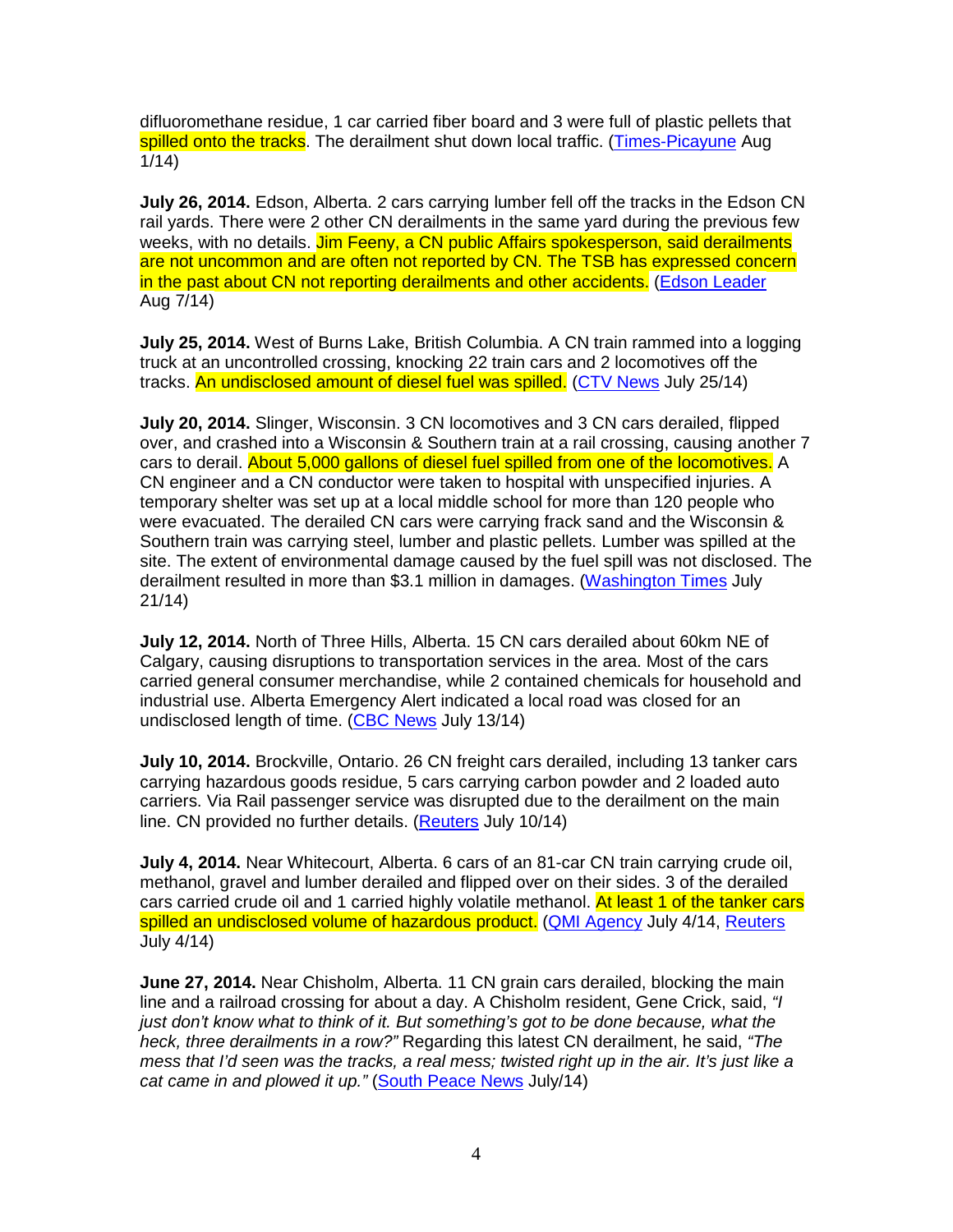difluoromethane residue, 1 car carried fiber board and 3 were full of plastic pellets that spilled onto the tracks. The derailment shut down local traffic. (Times-Picayune Aug 1/14)

**July 26, 2014.** Edson, Alberta. 2 cars carrying lumber fell off the tracks in the Edson CN rail yards. There were 2 other CN derailments in the same yard during the previous few weeks, with no details. Jim Feeny, a CN public Affairs spokesperson, said derailments are not uncommon and are often not reported by CN. The TSB has expressed concern in the past about CN not reporting derailments and other accidents. (Edson Leader Aug 7/14)

**July 25, 2014.** West of Burns Lake, British Columbia. A CN train rammed into a logging truck at an uncontrolled crossing, knocking 22 train cars and 2 locomotives off the tracks. An undisclosed amount of diesel fuel was spilled. (CTV News July 25/14)

**July 20, 2014.** Slinger, Wisconsin. 3 CN locomotives and 3 CN cars derailed, flipped over, and crashed into a Wisconsin & Southern train at a rail crossing, causing another 7 cars to derail. About 5,000 gallons of diesel fuel spilled from one of the locomotives. A CN engineer and a CN conductor were taken to hospital with unspecified injuries. A temporary shelter was set up at a local middle school for more than 120 people who were evacuated. The derailed CN cars were carrying frack sand and the Wisconsin & Southern train was carrying steel, lumber and plastic pellets. Lumber was spilled at the site. The extent of environmental damage caused by the fuel spill was not disclosed. The derailment resulted in more than $3.1 million in damages. (Washington Times July 21/14)

**July 12, 2014.** North of Three Hills, Alberta. 15 CN cars derailed about 60km NE of Calgary, causing disruptions to transportation services in the area. Most of the cars carried general consumer merchandise, while 2 contained chemicals for household and industrial use. Alberta Emergency Alert indicated a local road was closed for an undisclosed length of time. (CBC News July 13/14)

**July 10, 2014.** Brockville, Ontario. 26 CN freight cars derailed, including 13 tanker cars carrying hazardous goods residue, 5 cars carrying carbon powder and 2 loaded auto carriers. Via Rail passenger service was disrupted due to the derailment on the main line. CN provided no further details. (Reuters July 10/14)

**July 4, 2014.** Near Whitecourt, Alberta. 6 cars of an 81-car CN train carrying crude oil, methanol, gravel and lumber derailed and flipped over on their sides. 3 of the derailed cars carried crude oil and 1 carried highly volatile methanol. At least 1 of the tanker cars spilled an undisclosed volume of hazardous product. (QMI Agency July 4/14, Reuters July 4/14)

**June 27, 2014.** Near Chisholm, Alberta. 11 CN grain cars derailed, blocking the main line and a railroad crossing for about a day. A Chisholm resident, Gene Crick, said, *"I just don't know what to think of it. But something's got to be done because, what the heck, three derailments in a row?"* Regarding this latest CN derailment, he said, *"The mess that I'd seen was the tracks, a real mess; twisted right up in the air. It's just like a cat came in and plowed it up."* (South Peace News July/14)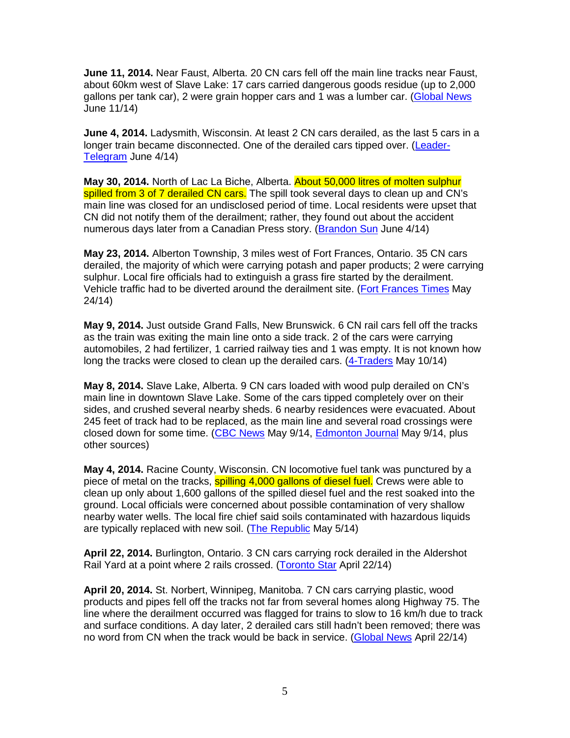**June 11, 2014.** Near Faust, Alberta. 20 CN cars fell off the main line tracks near Faust, about 60km west of Slave Lake: 17 cars carried dangerous goods residue (up to 2,000 gallons per tank car), 2 were grain hopper cars and 1 was a lumber car. (Global News June 11/14)

**June 4, 2014.** Ladysmith, Wisconsin. At least 2 CN cars derailed, as the last 5 cars in a longer train became disconnected. One of the derailed cars tipped over. (Leader-Telegram June 4/14)

**May 30, 2014.** North of Lac La Biche, Alberta. About 50,000 litres of molten sulphur spilled from 3 of 7 derailed CN cars. The spill took several days to clean up and CN's main line was closed for an undisclosed period of time. Local residents were upset that CN did not notify them of the derailment; rather, they found out about the accident numerous days later from a Canadian Press story. (Brandon Sun June 4/14)

**May 23, 2014.** Alberton Township, 3 miles west of Fort Frances, Ontario. 35 CN cars derailed, the majority of which were carrying potash and paper products; 2 were carrying sulphur. Local fire officials had to extinguish a grass fire started by the derailment. Vehicle traffic had to be diverted around the derailment site. (Fort Frances Times May 24/14)

**May 9, 2014.** Just outside Grand Falls, New Brunswick. 6 CN rail cars fell off the tracks as the train was exiting the main line onto a side track. 2 of the cars were carrying automobiles, 2 had fertilizer, 1 carried railway ties and 1 was empty. It is not known how long the tracks were closed to clean up the derailed cars. (4-Traders May 10/14)

**May 8, 2014.** Slave Lake, Alberta. 9 CN cars loaded with wood pulp derailed on CN's main line in downtown Slave Lake. Some of the cars tipped completely over on their sides, and crushed several nearby sheds. 6 nearby residences were evacuated. About 245 feet of track had to be replaced, as the main line and several road crossings were closed down for some time. (CBC News May 9/14, Edmonton Journal May 9/14, plus other sources)

**May 4, 2014.** Racine County, Wisconsin. CN locomotive fuel tank was punctured by a piece of metal on the tracks, spilling 4,000 gallons of diesel fuel. Crews were able to clean up only about 1,600 gallons of the spilled diesel fuel and the rest soaked into the ground. Local officials were concerned about possible contamination of very shallow nearby water wells. The local fire chief said soils contaminated with hazardous liquids are typically replaced with new soil. (The Republic May 5/14)

**April 22, 2014.** Burlington, Ontario. 3 CN cars carrying rock derailed in the Aldershot Rail Yard at a point where 2 rails crossed. (Toronto Star April 22/14)

**April 20, 2014.** St. Norbert, Winnipeg, Manitoba. 7 CN cars carrying plastic, wood products and pipes fell off the tracks not far from several homes along Highway 75. The line where the derailment occurred was flagged for trains to slow to 16 km/h due to track and surface conditions. A day later, 2 derailed cars still hadn't been removed; there was no word from CN when the track would be back in service. (Global News April 22/14)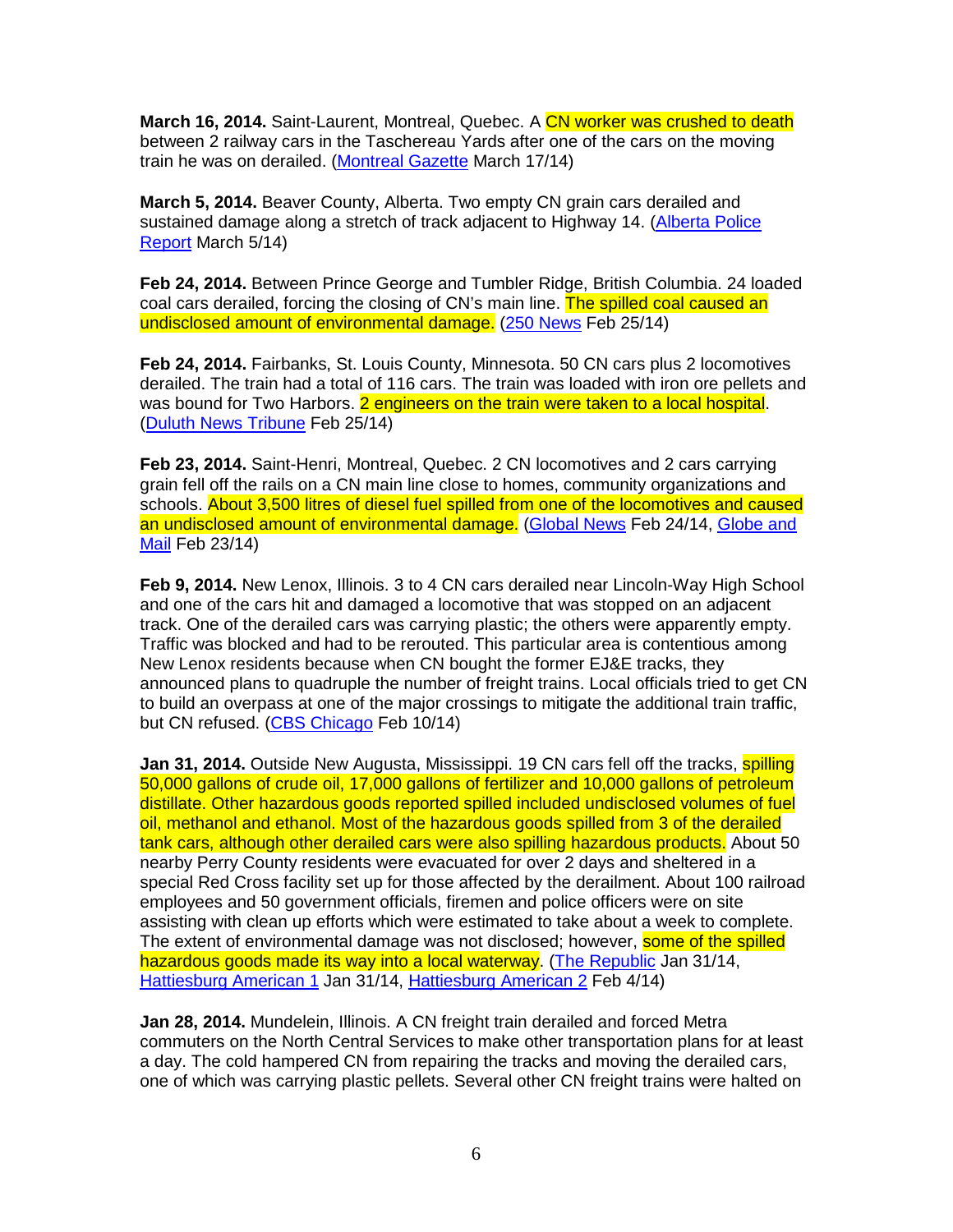**March 16, 2014.** Saint-Laurent, Montreal, Quebec. A CN worker was crushed to death between 2 railway cars in the Taschereau Yards after one of the cars on the moving train he was on derailed. (Montreal Gazette March 17/14)

**March 5, 2014.** Beaver County, Alberta. Two empty CN grain cars derailed and sustained damage along a stretch of track adjacent to Highway 14. (Alberta Police Report March 5/14)

**Feb 24, 2014.** Between Prince George and Tumbler Ridge, British Columbia. 24 loaded coal cars derailed, forcing the closing of CN's main line. The spilled coal caused an undisclosed amount of environmental damage. (250 News Feb 25/14)

**Feb 24, 2014.** Fairbanks, St. Louis County, Minnesota. 50 CN cars plus 2 locomotives derailed. The train had a total of 116 cars. The train was loaded with iron ore pellets and was bound for Two Harbors. 2 engineers on the train were taken to a local hospital. (Duluth News Tribune Feb 25/14)

**Feb 23, 2014.** Saint-Henri, Montreal, Quebec. 2 CN locomotives and 2 cars carrying grain fell off the rails on a CN main line close to homes, community organizations and schools. About 3,500 litres of diesel fuel spilled from one of the locomotives and caused an undisclosed amount of environmental damage. (Global News Feb 24/14, Globe and Mail Feb 23/14)

**Feb 9, 2014.** New Lenox, Illinois. 3 to 4 CN cars derailed near Lincoln-Way High School and one of the cars hit and damaged a locomotive that was stopped on an adjacent track. One of the derailed cars was carrying plastic; the others were apparently empty. Traffic was blocked and had to be rerouted. This particular area is contentious among New Lenox residents because when CN bought the former EJ&E tracks, they announced plans to quadruple the number of freight trains. Local officials tried to get CN to build an overpass at one of the major crossings to mitigate the additional train traffic, but CN refused. (CBS Chicago Feb 10/14)

**Jan 31, 2014.** Outside New Augusta, Mississippi. 19 CN cars fell off the tracks, spilling 50,000 gallons of crude oil, 17,000 gallons of fertilizer and 10,000 gallons of petroleum distillate. Other hazardous goods reported spilled included undisclosed volumes of fuel oil, methanol and ethanol. Most of the hazardous goods spilled from 3 of the derailed tank cars, although other derailed cars were also spilling hazardous products. About 50 nearby Perry County residents were evacuated for over 2 days and sheltered in a special Red Cross facility set up for those affected by the derailment. About 100 railroad employees and 50 government officials, firemen and police officers were on site assisting with clean up efforts which were estimated to take about a week to complete. The extent of environmental damage was not disclosed; however, some of the spilled hazardous goods made its way into a local waterway. (The Republic Jan 31/14, Hattiesburg American 1 Jan 31/14, Hattiesburg American 2 Feb 4/14)

**Jan 28, 2014.** Mundelein, Illinois. A CN freight train derailed and forced Metra commuters on the North Central Services to make other transportation plans for at least a day. The cold hampered CN from repairing the tracks and moving the derailed cars, one of which was carrying plastic pellets. Several other CN freight trains were halted on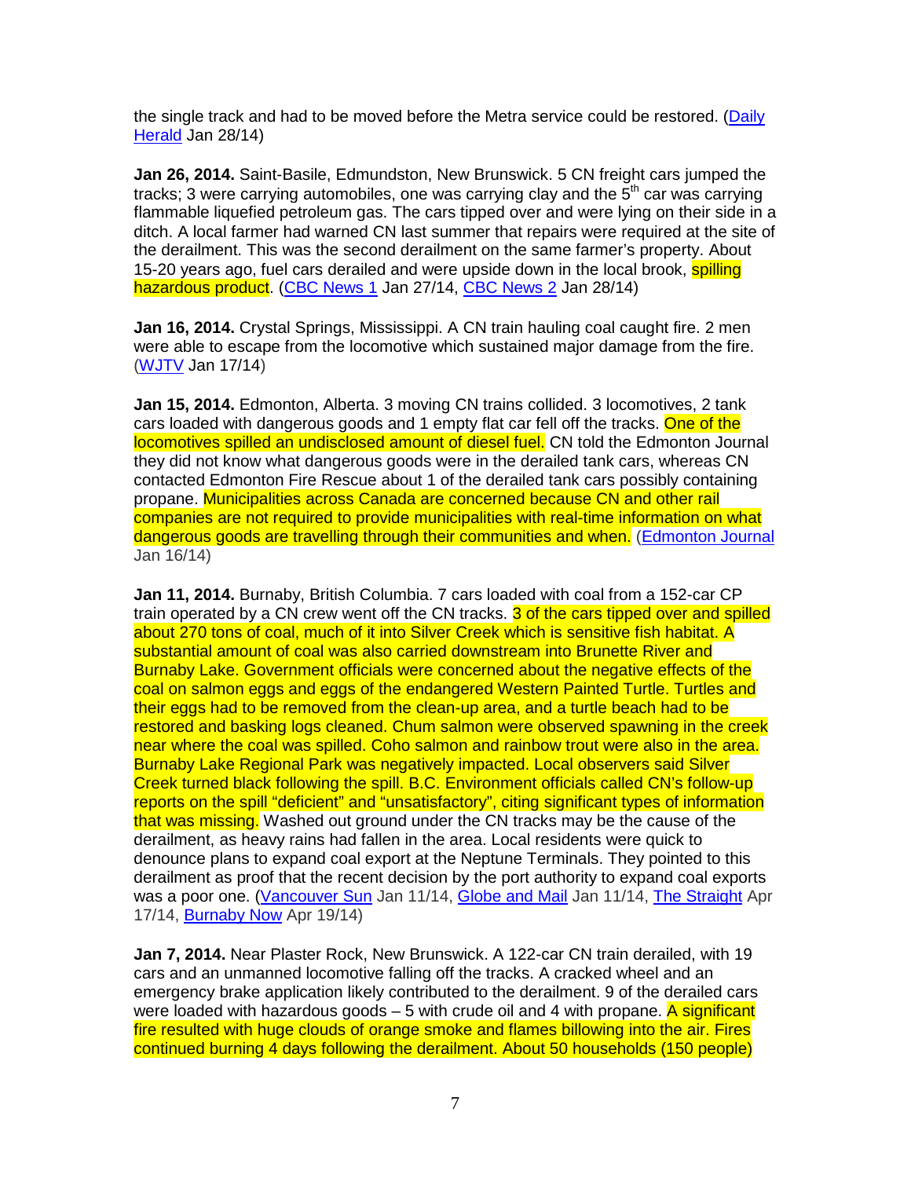the single track and had to be moved before the Metra service could be restored. (Daily Herald Jan 28/14)

**Jan 26, 2014.** Saint-Basile, Edmundston, New Brunswick. 5 CN freight cars jumped the tracks; 3 were carrying automobiles, one was carrying clay and the 5th car was carrying flammable liquefied petroleum gas. The cars tipped over and were lying on their side in a ditch. A local farmer had warned CN last summer that repairs were required at the site of the derailment. This was the second derailment on the same farmer's property. About 15-20 years ago, fuel cars derailed and were upside down in the local brook, spilling hazardous product. (CBC News 1 Jan 27/14, CBC News 2 Jan 28/14)

**Jan 16, 2014.** Crystal Springs, Mississippi. A CN train hauling coal caught fire. 2 men were able to escape from the locomotive which sustained major damage from the fire. (WJTV Jan 17/14)

**Jan 15, 2014.** Edmonton, Alberta. 3 moving CN trains collided. 3 locomotives, 2 tank cars loaded with dangerous goods and 1 empty flat car fell off the tracks. One of the locomotives spilled an undisclosed amount of diesel fuel. CN told the Edmonton Journal they did not know what dangerous goods were in the derailed tank cars, whereas CN contacted Edmonton Fire Rescue about 1 of the derailed tank cars possibly containing propane. Municipalities across Canada are concerned because CN and other rail companies are not required to provide municipalities with real-time information on what dangerous goods are travelling through their communities and when. (Edmonton Journal Jan 16/14)

**Jan 11, 2014.** Burnaby, British Columbia. 7 cars loaded with coal from a 152-car CP train operated by a CN crew went off the CN tracks. 3 of the cars tipped over and spilled about 270 tons of coal, much of it into Silver Creek which is sensitive fish habitat. A substantial amount of coal was also carried downstream into Brunette River and Burnaby Lake. Government officials were concerned about the negative effects of the coal on salmon eggs and eggs of the endangered Western Painted Turtle. Turtles and their eggs had to be removed from the clean-up area, and a turtle beach had to be restored and basking logs cleaned. Chum salmon were observed spawning in the creek near where the coal was spilled. Coho salmon and rainbow trout were also in the area. Burnaby Lake Regional Park was negatively impacted. Local observers said Silver Creek turned black following the spill. B.C. Environment officials called CN's follow-up reports on the spill "deficient" and "unsatisfactory", citing significant types of information that was missing. Washed out ground under the CN tracks may be the cause of the derailment, as heavy rains had fallen in the area. Local residents were quick to denounce plans to expand coal export at the Neptune Terminals. They pointed to this derailment as proof that the recent decision by the port authority to expand coal exports was a poor one. (Vancouver Sun Jan 11/14, Globe and Mail Jan 11/14, The Straight Apr 17/14, Burnaby Now Apr 19/14)

**Jan 7, 2014.** Near Plaster Rock, New Brunswick. A 122-car CN train derailed, with 19 cars and an unmanned locomotive falling off the tracks. A cracked wheel and an emergency brake application likely contributed to the derailment. 9 of the derailed cars were loaded with hazardous goods – 5 with crude oil and 4 with propane. A significant fire resulted with huge clouds of orange smoke and flames billowing into the air. Fires continued burning 4 days following the derailment. About 50 households (150 people)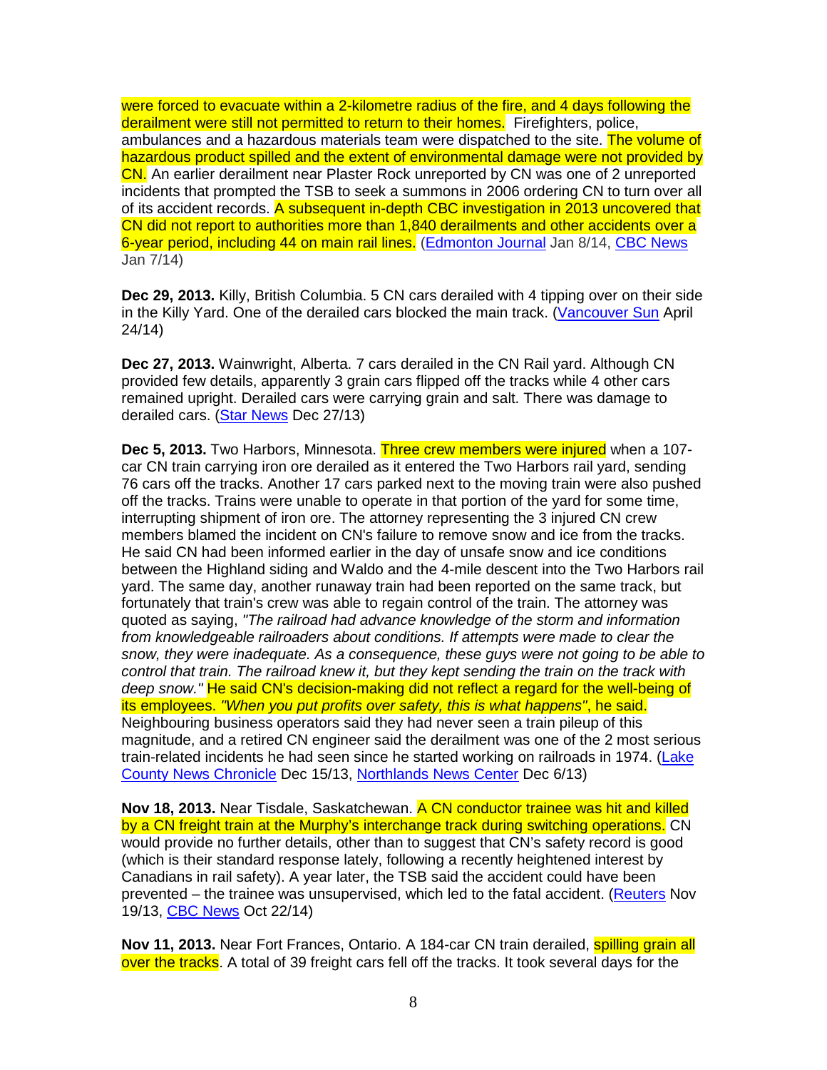were forced to evacuate within a 2-kilometre radius of the fire, and 4 days following the derailment were still not permitted to return to their homes. Firefighters, police, ambulances and a hazardous materials team were dispatched to the site. The volume of hazardous product spilled and the extent of environmental damage were not provided by CN. An earlier derailment near Plaster Rock unreported by CN was one of 2 unreported incidents that prompted the TSB to seek a summons in 2006 ordering CN to turn over all of its accident records. A subsequent in-depth CBC investigation in 2013 uncovered that CN did not report to authorities more than 1,840 derailments and other accidents over a 6-year period, including 44 on main rail lines. (Edmonton Journal Jan 8/14, CBC News Jan 7/14)

**Dec 29, 2013.** Killy, British Columbia. 5 CN cars derailed with 4 tipping over on their side in the Killy Yard. One of the derailed cars blocked the main track. (Vancouver Sun April 24/14)

**Dec 27, 2013.** Wainwright, Alberta. 7 cars derailed in the CN Rail yard. Although CN provided few details, apparently 3 grain cars flipped off the tracks while 4 other cars remained upright. Derailed cars were carrying grain and salt. There was damage to derailed cars. (Star News Dec 27/13)

**Dec 5, 2013.** Two Harbors, Minnesota. Three crew members were injured when a 107-car CN train carrying iron ore derailed as it entered the Two Harbors rail yard, sending 76 cars off the tracks. Another 17 cars parked next to the moving train were also pushed off the tracks. Trains were unable to operate in that portion of the yard for some time, interrupting shipment of iron ore. The attorney representing the 3 injured CN crew members blamed the incident on CN's failure to remove snow and ice from the tracks. He said CN had been informed earlier in the day of unsafe snow and ice conditions between the Highland siding and Waldo and the 4-mile descent into the Two Harbors rail yard. The same day, another runaway train had been reported on the same track, but fortunately that train's crew was able to regain control of the train. The attorney was quoted as saying, *"The railroad had advance knowledge of the storm and information from knowledgeable railroaders about conditions. If attempts were made to clear the snow, they were inadequate. As a consequence, these guys were not going to be able to control that train. The railroad knew it, but they kept sending the train on the track with deep snow."* He said CN's decision-making did not reflect a regard for the well-being of its employees. *"When you put profits over safety, this is what happens"*, he said. Neighbouring business operators said they had never seen a train pileup of this magnitude, and a retired CN engineer said the derailment was one of the 2 most serious train-related incidents he had seen since he started working on railroads in 1974. (Lake County News Chronicle Dec 15/13, Northlands News Center Dec 6/13)

**Nov 18, 2013.** Near Tisdale, Saskatchewan. A CN conductor trainee was hit and killed by a CN freight train at the Murphy's interchange track during switching operations. CN would provide no further details, other than to suggest that CN's safety record is good (which is their standard response lately, following a recently heightened interest by Canadians in rail safety). A year later, the TSB said the accident could have been prevented – the trainee was unsupervised, which led to the fatal accident. (Reuters Nov 19/13, CBC News Oct 22/14)

**Nov 11, 2013.** Near Fort Frances, Ontario. A 184-car CN train derailed, spilling grain all over the tracks. A total of 39 freight cars fell off the tracks. It took several days for the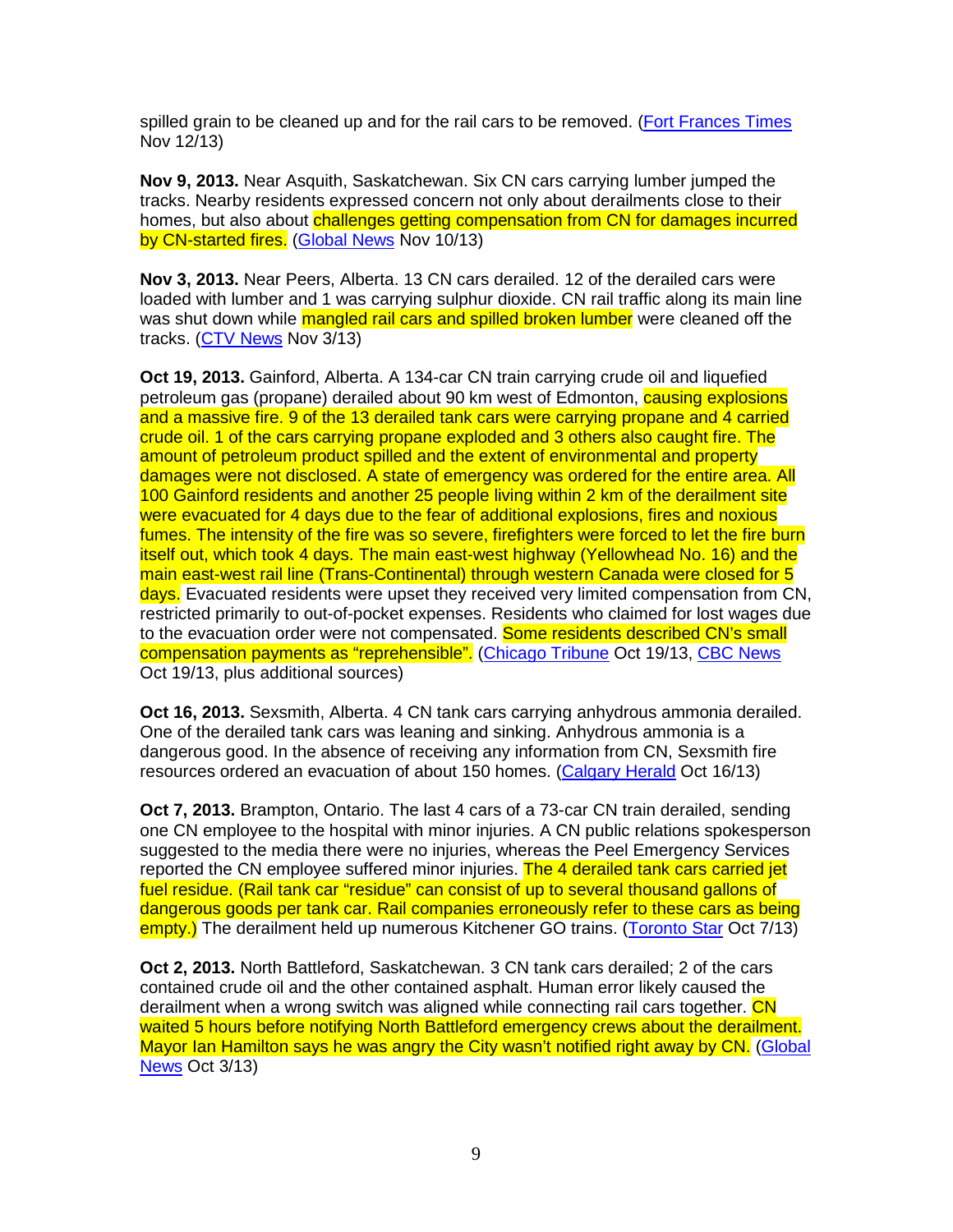spilled grain to be cleaned up and for the rail cars to be removed. (Fort Frances Times Nov 12/13)

**Nov 9, 2013.** Near Asquith, Saskatchewan. Six CN cars carrying lumber jumped the tracks. Nearby residents expressed concern not only about derailments close to their homes, but also about challenges getting compensation from CN for damages incurred by CN-started fires. (Global News Nov 10/13)

**Nov 3, 2013.** Near Peers, Alberta. 13 CN cars derailed. 12 of the derailed cars were loaded with lumber and 1 was carrying sulphur dioxide. CN rail traffic along its main line was shut down while mangled rail cars and spilled broken lumber were cleaned off the tracks. (CTV News Nov 3/13)

**Oct 19, 2013.** Gainford, Alberta. A 134-car CN train carrying crude oil and liquefied petroleum gas (propane) derailed about 90 km west of Edmonton, causing explosions and a massive fire. 9 of the 13 derailed tank cars were carrying propane and 4 carried crude oil. 1 of the cars carrying propane exploded and 3 others also caught fire. The amount of petroleum product spilled and the extent of environmental and property damages were not disclosed. A state of emergency was ordered for the entire area. All 100 Gainford residents and another 25 people living within 2 km of the derailment site were evacuated for 4 days due to the fear of additional explosions, fires and noxious fumes. The intensity of the fire was so severe, firefighters were forced to let the fire burn itself out, which took 4 days. The main east-west highway (Yellowhead No. 16) and the main east-west rail line (Trans-Continental) through western Canada were closed for 5 days. Evacuated residents were upset they received very limited compensation from CN, restricted primarily to out-of-pocket expenses. Residents who claimed for lost wages due to the evacuation order were not compensated. Some residents described CN's small compensation payments as "reprehensible". (Chicago Tribune Oct 19/13, CBC News Oct 19/13, plus additional sources)

**Oct 16, 2013.** Sexsmith, Alberta. 4 CN tank cars carrying anhydrous ammonia derailed. One of the derailed tank cars was leaning and sinking. Anhydrous ammonia is a dangerous good. In the absence of receiving any information from CN, Sexsmith fire resources ordered an evacuation of about 150 homes. (Calgary Herald Oct 16/13)

**Oct 7, 2013.** Brampton, Ontario. The last 4 cars of a 73-car CN train derailed, sending one CN employee to the hospital with minor injuries. A CN public relations spokesperson suggested to the media there were no injuries, whereas the Peel Emergency Services reported the CN employee suffered minor injuries. The 4 derailed tank cars carried jet fuel residue. (Rail tank car "residue" can consist of up to several thousand gallons of dangerous goods per tank car. Rail companies erroneously refer to these cars as being empty.) The derailment held up numerous Kitchener GO trains. (Toronto Star Oct 7/13)

**Oct 2, 2013.** North Battleford, Saskatchewan. 3 CN tank cars derailed; 2 of the cars contained crude oil and the other contained asphalt. Human error likely caused the derailment when a wrong switch was aligned while connecting rail cars together. CN waited 5 hours before notifying North Battleford emergency crews about the derailment. Mayor Ian Hamilton says he was angry the City wasn't notified right away by CN. (Global News Oct 3/13)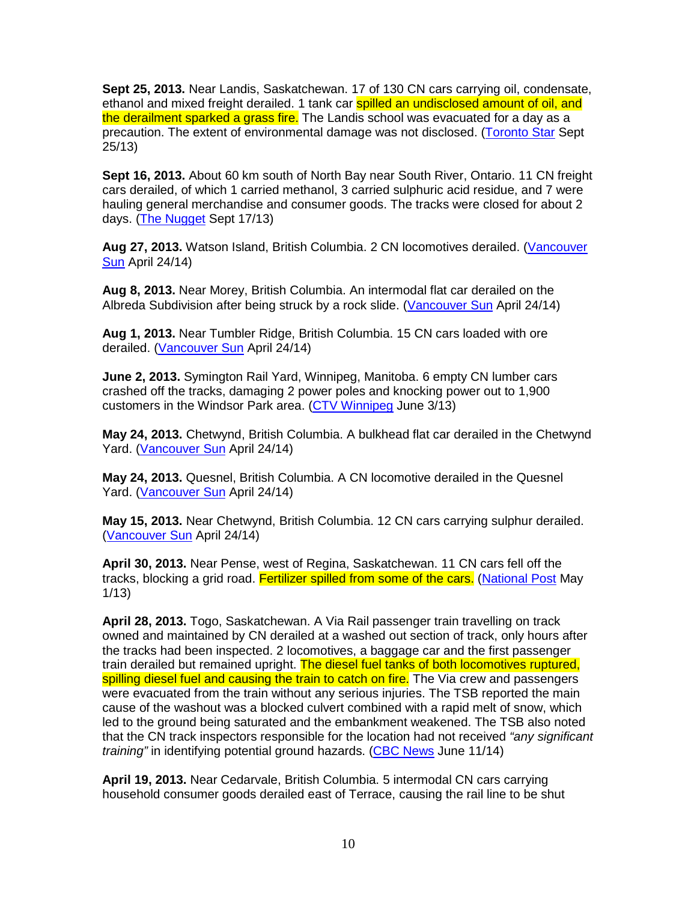**Sept 25, 2013.** Near Landis, Saskatchewan. 17 of 130 CN cars carrying oil, condensate, ethanol and mixed freight derailed. 1 tank car spilled an undisclosed amount of oil, and the derailment sparked a grass fire. The Landis school was evacuated for a day as a precaution. The extent of environmental damage was not disclosed. (Toronto Star Sept 25/13)

**Sept 16, 2013.** About 60 km south of North Bay near South River, Ontario. 11 CN freight cars derailed, of which 1 carried methanol, 3 carried sulphuric acid residue, and 7 were hauling general merchandise and consumer goods. The tracks were closed for about 2 days. (The Nugget Sept 17/13)

**Aug 27, 2013.** Watson Island, British Columbia. 2 CN locomotives derailed. (Vancouver Sun April 24/14)

**Aug 8, 2013.** Near Morey, British Columbia. An intermodal flat car derailed on the Albreda Subdivision after being struck by a rock slide. (Vancouver Sun April 24/14)

**Aug 1, 2013.** Near Tumbler Ridge, British Columbia. 15 CN cars loaded with ore derailed. (Vancouver Sun April 24/14)

**June 2, 2013.** Symington Rail Yard, Winnipeg, Manitoba. 6 empty CN lumber cars crashed off the tracks, damaging 2 power poles and knocking power out to 1,900 customers in the Windsor Park area. (CTV Winnipeg June 3/13)

**May 24, 2013.** Chetwynd, British Columbia. A bulkhead flat car derailed in the Chetwynd Yard. (Vancouver Sun April 24/14)

**May 24, 2013.** Quesnel, British Columbia. A CN locomotive derailed in the Quesnel Yard. (Vancouver Sun April 24/14)

**May 15, 2013.** Near Chetwynd, British Columbia. 12 CN cars carrying sulphur derailed. (Vancouver Sun April 24/14)

**April 30, 2013.** Near Pense, west of Regina, Saskatchewan. 11 CN cars fell off the tracks, blocking a grid road. Fertilizer spilled from some of the cars. (National Post May 1/13)

**April 28, 2013.** Togo, Saskatchewan. A Via Rail passenger train travelling on track owned and maintained by CN derailed at a washed out section of track, only hours after the tracks had been inspected. 2 locomotives, a baggage car and the first passenger train derailed but remained upright. The diesel fuel tanks of both locomotives ruptured, spilling diesel fuel and causing the train to catch on fire. The Via crew and passengers were evacuated from the train without any serious injuries. The TSB reported the main cause of the washout was a blocked culvert combined with a rapid melt of snow, which led to the ground being saturated and the embankment weakened. The TSB also noted that the CN track inspectors responsible for the location had not received *"any significant training"* in identifying potential ground hazards. (CBC News June 11/14)

**April 19, 2013.** Near Cedarvale, British Columbia. 5 intermodal CN cars carrying household consumer goods derailed east of Terrace, causing the rail line to be shut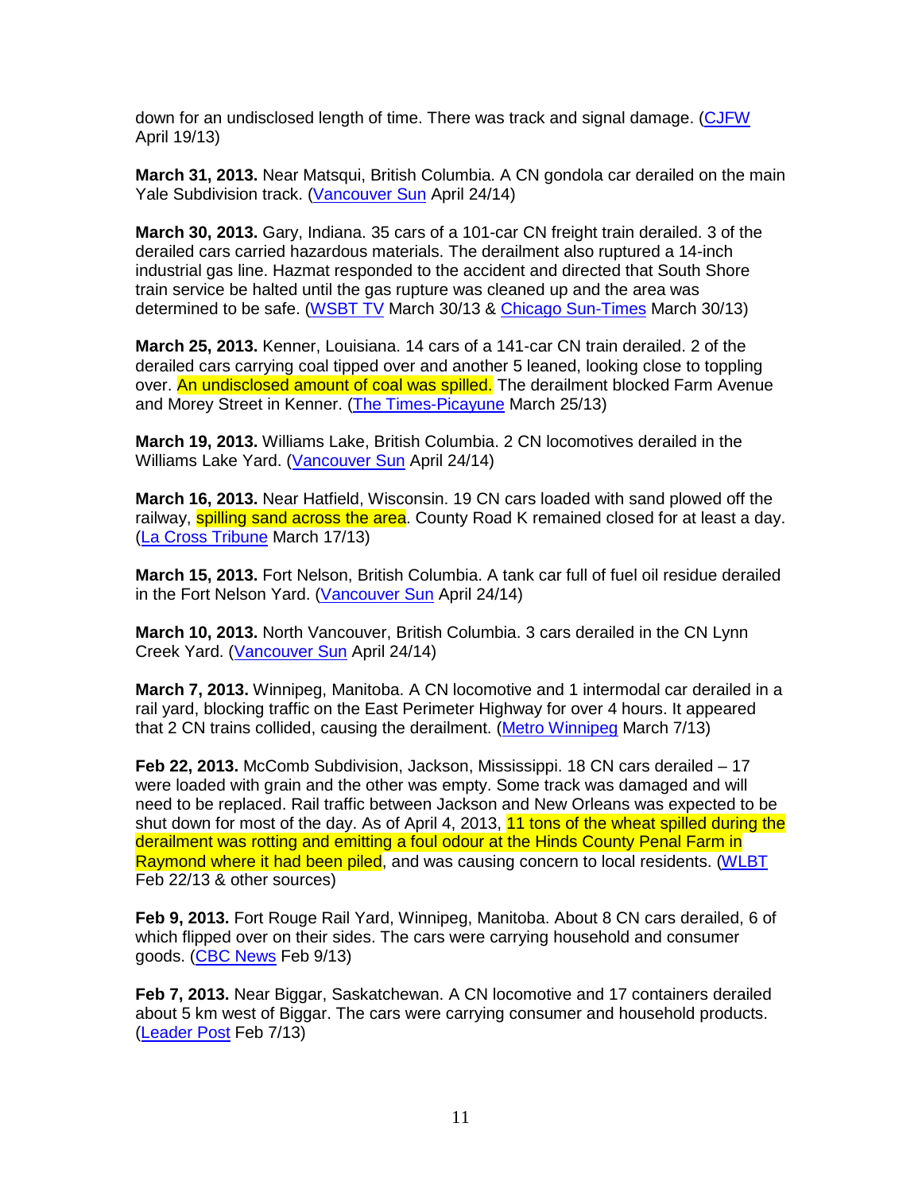down for an undisclosed length of time. There was track and signal damage. (CJFW April 19/13)

**March 31, 2013.** Near Matsqui, British Columbia. A CN gondola car derailed on the main Yale Subdivision track. (Vancouver Sun April 24/14)

**March 30, 2013.** Gary, Indiana. 35 cars of a 101-car CN freight train derailed. 3 of the derailed cars carried hazardous materials. The derailment also ruptured a 14-inch industrial gas line. Hazmat responded to the accident and directed that South Shore train service be halted until the gas rupture was cleaned up and the area was determined to be safe. (WSBT TV March 30/13 & Chicago Sun-Times March 30/13)

**March 25, 2013.** Kenner, Louisiana. 14 cars of a 141-car CN train derailed. 2 of the derailed cars carrying coal tipped over and another 5 leaned, looking close to toppling over. An undisclosed amount of coal was spilled. The derailment blocked Farm Avenue and Morey Street in Kenner. (The Times-Picayune March 25/13)

**March 19, 2013.** Williams Lake, British Columbia. 2 CN locomotives derailed in the Williams Lake Yard. (Vancouver Sun April 24/14)

**March 16, 2013.** Near Hatfield, Wisconsin. 19 CN cars loaded with sand plowed off the railway, spilling sand across the area. County Road K remained closed for at least a day. (La Cross Tribune March 17/13)

**March 15, 2013.** Fort Nelson, British Columbia. A tank car full of fuel oil residue derailed in the Fort Nelson Yard. (Vancouver Sun April 24/14)

**March 10, 2013.** North Vancouver, British Columbia. 3 cars derailed in the CN Lynn Creek Yard. (Vancouver Sun April 24/14)

**March 7, 2013.** Winnipeg, Manitoba. A CN locomotive and 1 intermodal car derailed in a rail yard, blocking traffic on the East Perimeter Highway for over 4 hours. It appeared that 2 CN trains collided, causing the derailment. (Metro Winnipeg March 7/13)

**Feb 22, 2013.** McComb Subdivision, Jackson, Mississippi. 18 CN cars derailed – 17 were loaded with grain and the other was empty. Some track was damaged and will need to be replaced. Rail traffic between Jackson and New Orleans was expected to be shut down for most of the day. As of April 4, 2013, 11 tons of the wheat spilled during the derailment was rotting and emitting a foul odour at the Hinds County Penal Farm in Raymond where it had been piled, and was causing concern to local residents. (WLBT Feb 22/13 & other sources)

**Feb 9, 2013.** Fort Rouge Rail Yard, Winnipeg, Manitoba. About 8 CN cars derailed, 6 of which flipped over on their sides. The cars were carrying household and consumer goods. (CBC News Feb 9/13)

**Feb 7, 2013.** Near Biggar, Saskatchewan. A CN locomotive and 17 containers derailed about 5 km west of Biggar. The cars were carrying consumer and household products. (Leader Post Feb 7/13)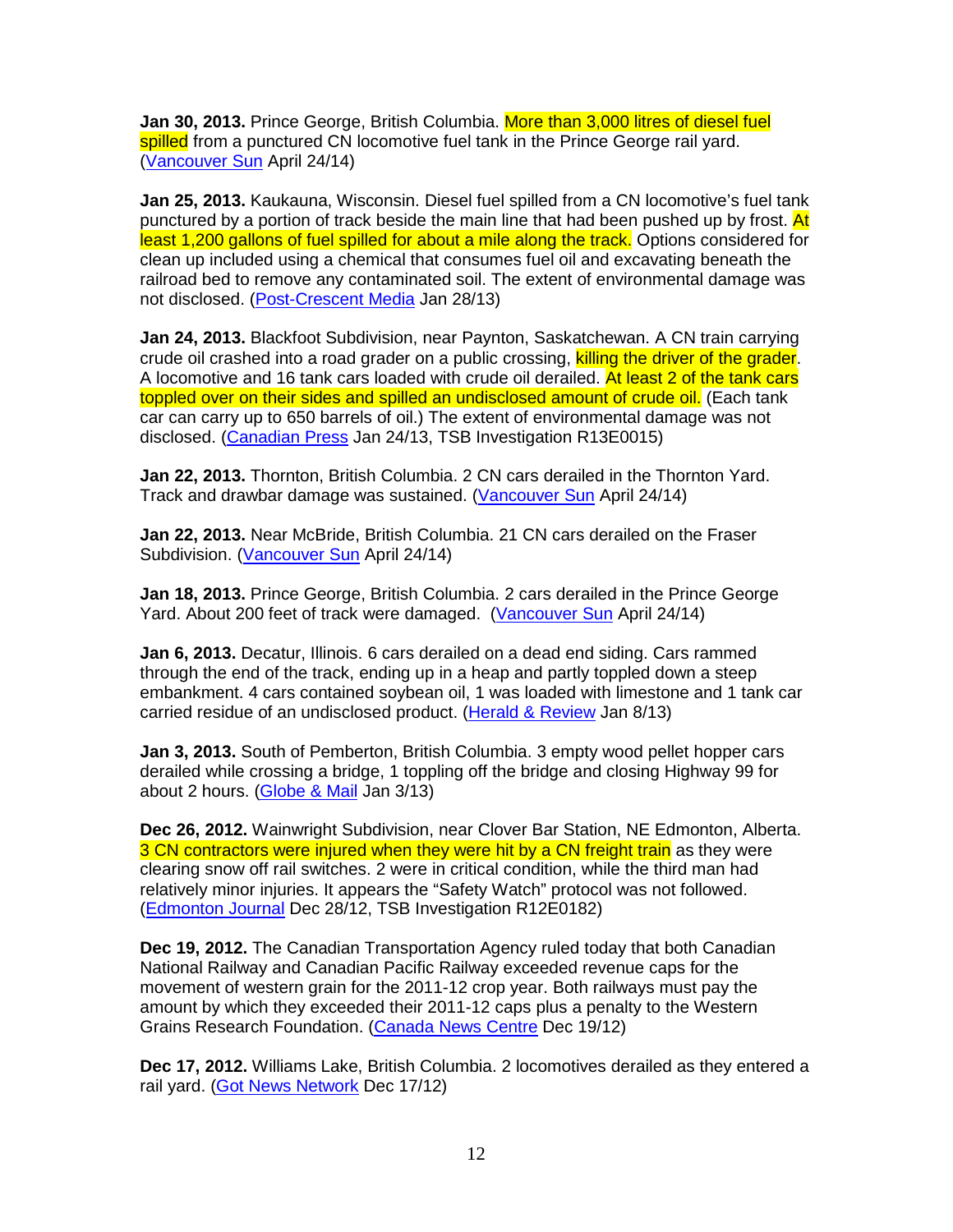**Jan 30, 2013.** Prince George, British Columbia. More than 3,000 litres of diesel fuel spilled from a punctured CN locomotive fuel tank in the Prince George rail yard. (Vancouver Sun April 24/14)

**Jan 25, 2013.** Kaukauna, Wisconsin. Diesel fuel spilled from a CN locomotive's fuel tank punctured by a portion of track beside the main line that had been pushed up by frost. At least 1,200 gallons of fuel spilled for about a mile along the track. Options considered for clean up included using a chemical that consumes fuel oil and excavating beneath the railroad bed to remove any contaminated soil. The extent of environmental damage was not disclosed. (Post-Crescent Media Jan 28/13)

**Jan 24, 2013.** Blackfoot Subdivision, near Paynton, Saskatchewan. A CN train carrying crude oil crashed into a road grader on a public crossing, killing the driver of the grader. A locomotive and 16 tank cars loaded with crude oil derailed. At least 2 of the tank cars toppled over on their sides and spilled an undisclosed amount of crude oil. (Each tank car can carry up to 650 barrels of oil.) The extent of environmental damage was not disclosed. (Canadian Press Jan 24/13, TSB Investigation R13E0015)

**Jan 22, 2013.** Thornton, British Columbia. 2 CN cars derailed in the Thornton Yard. Track and drawbar damage was sustained. (Vancouver Sun April 24/14)

**Jan 22, 2013.** Near McBride, British Columbia. 21 CN cars derailed on the Fraser Subdivision. (Vancouver Sun April 24/14)

**Jan 18, 2013.** Prince George, British Columbia. 2 cars derailed in the Prince George Yard. About 200 feet of track were damaged. (Vancouver Sun April 24/14)

**Jan 6, 2013.** Decatur, Illinois. 6 cars derailed on a dead end siding. Cars rammed through the end of the track, ending up in a heap and partly toppled down a steep embankment. 4 cars contained soybean oil, 1 was loaded with limestone and 1 tank car carried residue of an undisclosed product. (Herald & Review Jan 8/13)

**Jan 3, 2013.** South of Pemberton, British Columbia. 3 empty wood pellet hopper cars derailed while crossing a bridge, 1 toppling off the bridge and closing Highway 99 for about 2 hours. (Globe & Mail Jan 3/13)

**Dec 26, 2012.** Wainwright Subdivision, near Clover Bar Station, NE Edmonton, Alberta. 3 CN contractors were injured when they were hit by a CN freight train as they were clearing snow off rail switches. 2 were in critical condition, while the third man had relatively minor injuries. It appears the "Safety Watch" protocol was not followed. (Edmonton Journal Dec 28/12, TSB Investigation R12E0182)

**Dec 19, 2012.** The Canadian Transportation Agency ruled today that both Canadian National Railway and Canadian Pacific Railway exceeded revenue caps for the movement of western grain for the 2011-12 crop year. Both railways must pay the amount by which they exceeded their 2011-12 caps plus a penalty to the Western Grains Research Foundation. (Canada News Centre Dec 19/12)

**Dec 17, 2012.** Williams Lake, British Columbia. 2 locomotives derailed as they entered a rail yard. (Got News Network Dec 17/12)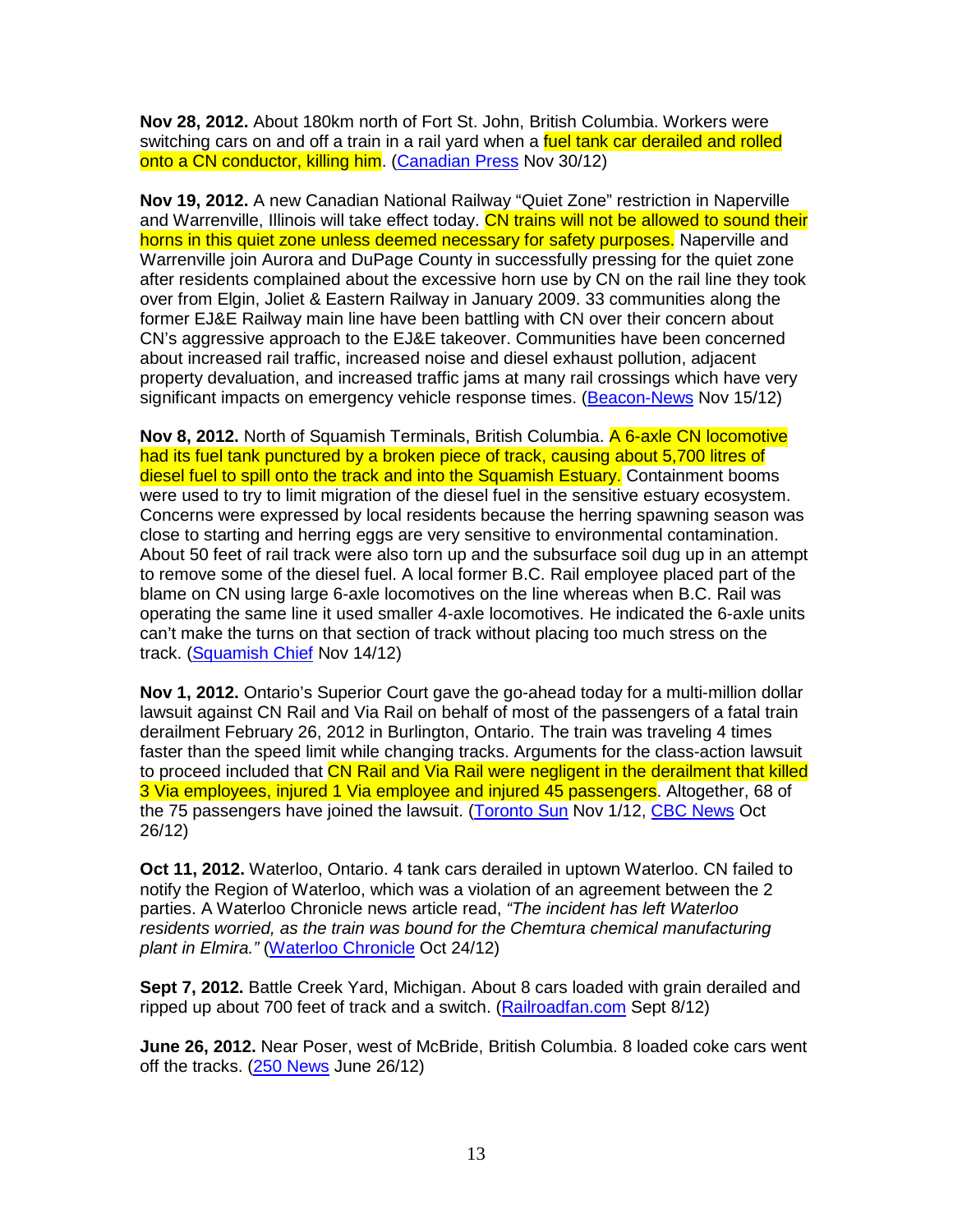**Nov 28, 2012.** About 180km north of Fort St. John, British Columbia. Workers were switching cars on and off a train in a rail yard when a fuel tank car derailed and rolled onto a CN conductor, killing him. (Canadian Press Nov 30/12)

**Nov 19, 2012.** A new Canadian National Railway "Quiet Zone" restriction in Naperville and Warrenville, Illinois will take effect today. CN trains will not be allowed to sound their horns in this quiet zone unless deemed necessary for safety purposes. Naperville and Warrenville join Aurora and DuPage County in successfully pressing for the quiet zone after residents complained about the excessive horn use by CN on the rail line they took over from Elgin, Joliet & Eastern Railway in January 2009. 33 communities along the former EJ&E Railway main line have been battling with CN over their concern about CN's aggressive approach to the EJ&E takeover. Communities have been concerned about increased rail traffic, increased noise and diesel exhaust pollution, adjacent property devaluation, and increased traffic jams at many rail crossings which have very significant impacts on emergency vehicle response times. (Beacon-News Nov 15/12)

**Nov 8, 2012.** North of Squamish Terminals, British Columbia. A 6-axle CN locomotive had its fuel tank punctured by a broken piece of track, causing about 5,700 litres of diesel fuel to spill onto the track and into the Squamish Estuary. Containment booms were used to try to limit migration of the diesel fuel in the sensitive estuary ecosystem. Concerns were expressed by local residents because the herring spawning season was close to starting and herring eggs are very sensitive to environmental contamination. About 50 feet of rail track were also torn up and the subsurface soil dug up in an attempt to remove some of the diesel fuel. A local former B.C. Rail employee placed part of the blame on CN using large 6-axle locomotives on the line whereas when B.C. Rail was operating the same line it used smaller 4-axle locomotives. He indicated the 6-axle units can't make the turns on that section of track without placing too much stress on the track. (Squamish Chief Nov 14/12)

**Nov 1, 2012.** Ontario's Superior Court gave the go-ahead today for a multi-million dollar lawsuit against CN Rail and Via Rail on behalf of most of the passengers of a fatal train derailment February 26, 2012 in Burlington, Ontario. The train was traveling 4 times faster than the speed limit while changing tracks. Arguments for the class-action lawsuit to proceed included that CN Rail and Via Rail were negligent in the derailment that killed 3 Via employees, injured 1 Via employee and injured 45 passengers. Altogether, 68 of the 75 passengers have joined the lawsuit. (Toronto Sun Nov 1/12, CBC News Oct 26/12)

**Oct 11, 2012.** Waterloo, Ontario. 4 tank cars derailed in uptown Waterloo. CN failed to notify the Region of Waterloo, which was a violation of an agreement between the 2 parties. A Waterloo Chronicle news article read, *"The incident has left Waterloo residents worried, as the train was bound for the Chemtura chemical manufacturing plant in Elmira."* (Waterloo Chronicle Oct 24/12)

**Sept 7, 2012.** Battle Creek Yard, Michigan. About 8 cars loaded with grain derailed and ripped up about 700 feet of track and a switch. (Railroadfan.com Sept 8/12)

**June 26, 2012.** Near Poser, west of McBride, British Columbia. 8 loaded coke cars went off the tracks. (250 News June 26/12)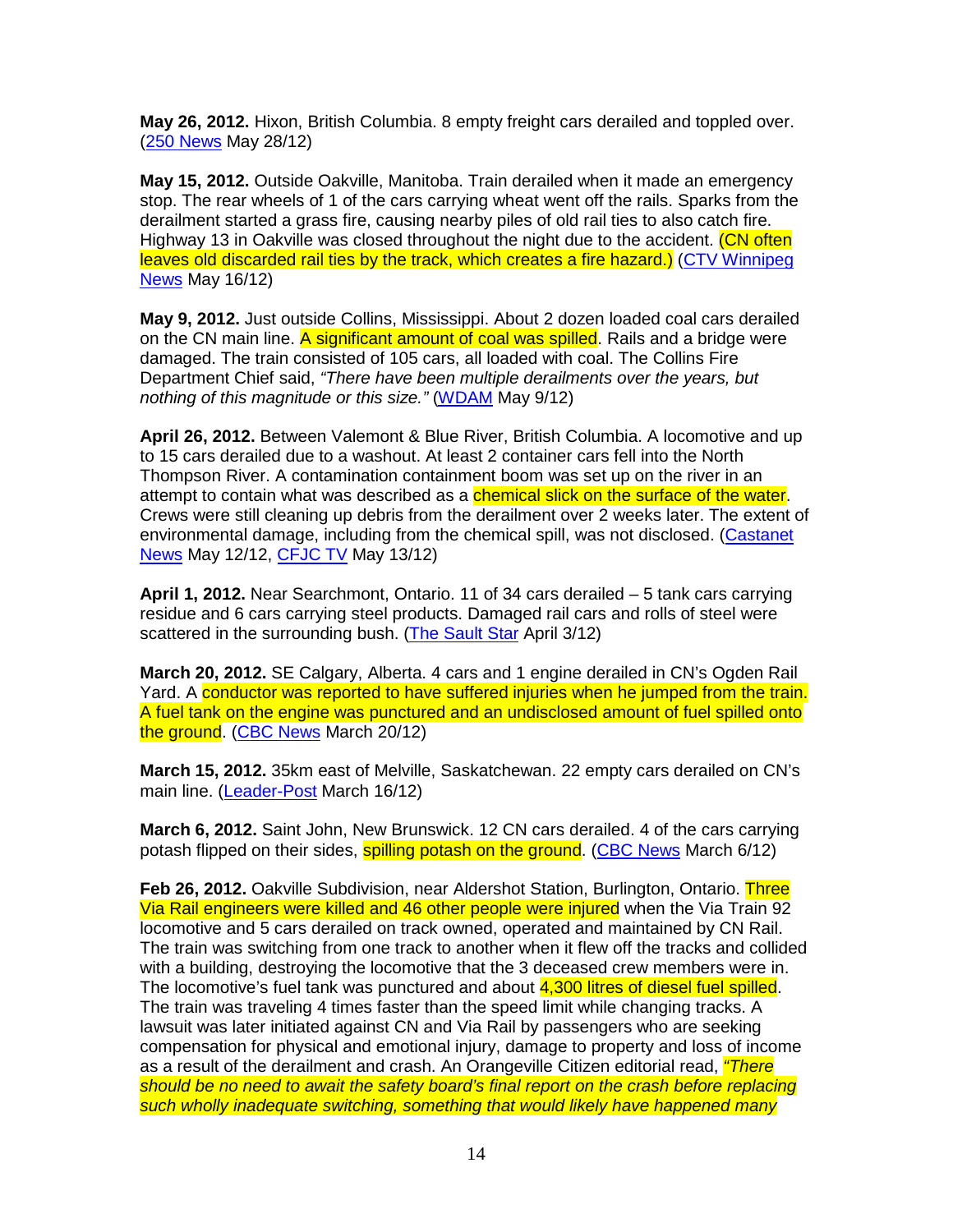**May 26, 2012.** Hixon, British Columbia. 8 empty freight cars derailed and toppled over. (250 News May 28/12)

**May 15, 2012.** Outside Oakville, Manitoba. Train derailed when it made an emergency stop. The rear wheels of 1 of the cars carrying wheat went off the rails. Sparks from the derailment started a grass fire, causing nearby piles of old rail ties to also catch fire. Highway 13 in Oakville was closed throughout the night due to the accident. (CN often leaves old discarded rail ties by the track, which creates a fire hazard.) (CTV Winnipeg News May 16/12)

**May 9, 2012.** Just outside Collins, Mississippi. About 2 dozen loaded coal cars derailed on the CN main line. A significant amount of coal was spilled. Rails and a bridge were damaged. The train consisted of 105 cars, all loaded with coal. The Collins Fire Department Chief said, *"There have been multiple derailments over the years, but nothing of this magnitude or this size."* (WDAM May 9/12)

**April 26, 2012.** Between Valemont & Blue River, British Columbia. A locomotive and up to 15 cars derailed due to a washout. At least 2 container cars fell into the North Thompson River. A contamination containment boom was set up on the river in an attempt to contain what was described as a chemical slick on the surface of the water. Crews were still cleaning up debris from the derailment over 2 weeks later. The extent of environmental damage, including from the chemical spill, was not disclosed. (Castanet News May 12/12, CFJC TV May 13/12)

**April 1, 2012.** Near Searchmont, Ontario. 11 of 34 cars derailed – 5 tank cars carrying residue and 6 cars carrying steel products. Damaged rail cars and rolls of steel were scattered in the surrounding bush. (The Sault Star April 3/12)

**March 20, 2012.** SE Calgary, Alberta. 4 cars and 1 engine derailed in CN's Ogden Rail Yard. A conductor was reported to have suffered injuries when he jumped from the train. A fuel tank on the engine was punctured and an undisclosed amount of fuel spilled onto the ground. (CBC News March 20/12)

**March 15, 2012.** 35km east of Melville, Saskatchewan. 22 empty cars derailed on CN's main line. (Leader-Post March 16/12)

**March 6, 2012.** Saint John, New Brunswick. 12 CN cars derailed. 4 of the cars carrying potash flipped on their sides, spilling potash on the ground. (CBC News March 6/12)

**Feb 26, 2012.** Oakville Subdivision, near Aldershot Station, Burlington, Ontario. Three Via Rail engineers were killed and 46 other people were injured when the Via Train 92 locomotive and 5 cars derailed on track owned, operated and maintained by CN Rail. The train was switching from one track to another when it flew off the tracks and collided with a building, destroying the locomotive that the 3 deceased crew members were in. The locomotive's fuel tank was punctured and about 4,300 litres of diesel fuel spilled. The train was traveling 4 times faster than the speed limit while changing tracks. A lawsuit was later initiated against CN and Via Rail by passengers who are seeking compensation for physical and emotional injury, damage to property and loss of income as a result of the derailment and crash. An Orangeville Citizen editorial read, *"There should be no need to await the safety board's final report on the crash before replacing such wholly inadequate switching, something that would likely have happened many*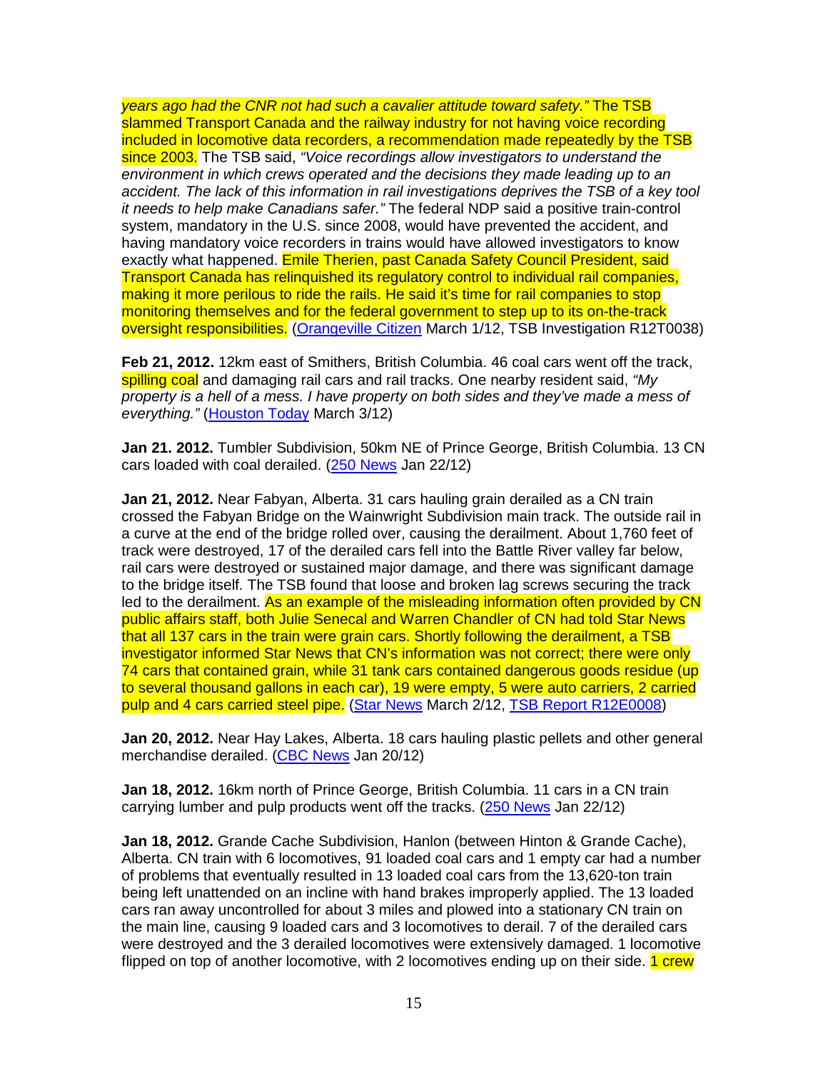*years ago had the CNR not had such a cavalier attitude toward safety."* The TSB slammed Transport Canada and the railway industry for not having voice recording included in locomotive data recorders, a recommendation made repeatedly by the TSB since 2003. The TSB said, *"Voice recordings allow investigators to understand the environment in which crews operated and the decisions they made leading up to an accident. The lack of this information in rail investigations deprives the TSB of a key tool it needs to help make Canadians safer."* The federal NDP said a positive train-control system, mandatory in the U.S. since 2008, would have prevented the accident, and having mandatory voice recorders in trains would have allowed investigators to know exactly what happened. Emile Therien, past Canada Safety Council President, said Transport Canada has relinquished its regulatory control to individual rail companies, making it more perilous to ride the rails. He said it's time for rail companies to stop monitoring themselves and for the federal government to step up to its on-the-track oversight responsibilities. (Orangeville Citizen March 1/12, TSB Investigation R12T0038)

**Feb 21, 2012.** 12km east of Smithers, British Columbia. 46 coal cars went off the track, spilling coal and damaging rail cars and rail tracks. One nearby resident said, *"My property is a hell of a mess. I have property on both sides and they've made a mess of everything."* (Houston Today March 3/12)

**Jan 21. 2012.** Tumbler Subdivision, 50km NE of Prince George, British Columbia. 13 CN cars loaded with coal derailed. (250 News Jan 22/12)

**Jan 21, 2012.** Near Fabyan, Alberta. 31 cars hauling grain derailed as a CN train crossed the Fabyan Bridge on the Wainwright Subdivision main track. The outside rail in a curve at the end of the bridge rolled over, causing the derailment. About 1,760 feet of track were destroyed, 17 of the derailed cars fell into the Battle River valley far below, rail cars were destroyed or sustained major damage, and there was significant damage to the bridge itself. The TSB found that loose and broken lag screws securing the track led to the derailment. As an example of the misleading information often provided by CN public affairs staff, both Julie Senecal and Warren Chandler of CN had told Star News that all 137 cars in the train were grain cars. Shortly following the derailment, a TSB investigator informed Star News that CN's information was not correct; there were only 74 cars that contained grain, while 31 tank cars contained dangerous goods residue (up to several thousand gallons in each car), 19 were empty, 5 were auto carriers, 2 carried pulp and 4 cars carried steel pipe. (Star News March 2/12, TSB Report R12E0008)

**Jan 20, 2012.** Near Hay Lakes, Alberta. 18 cars hauling plastic pellets and other general merchandise derailed. (CBC News Jan 20/12)

**Jan 18, 2012.** 16km north of Prince George, British Columbia. 11 cars in a CN train carrying lumber and pulp products went off the tracks. (250 News Jan 22/12)

**Jan 18, 2012.** Grande Cache Subdivision, Hanlon (between Hinton & Grande Cache), Alberta. CN train with 6 locomotives, 91 loaded coal cars and 1 empty car had a number of problems that eventually resulted in 13 loaded coal cars from the 13,620-ton train being left unattended on an incline with hand brakes improperly applied. The 13 loaded cars ran away uncontrolled for about 3 miles and plowed into a stationary CN train on the main line, causing 9 loaded cars and 3 locomotives to derail. 7 of the derailed cars were destroyed and the 3 derailed locomotives were extensively damaged. 1 locomotive flipped on top of another locomotive, with 2 locomotives ending up on their side. 1 crew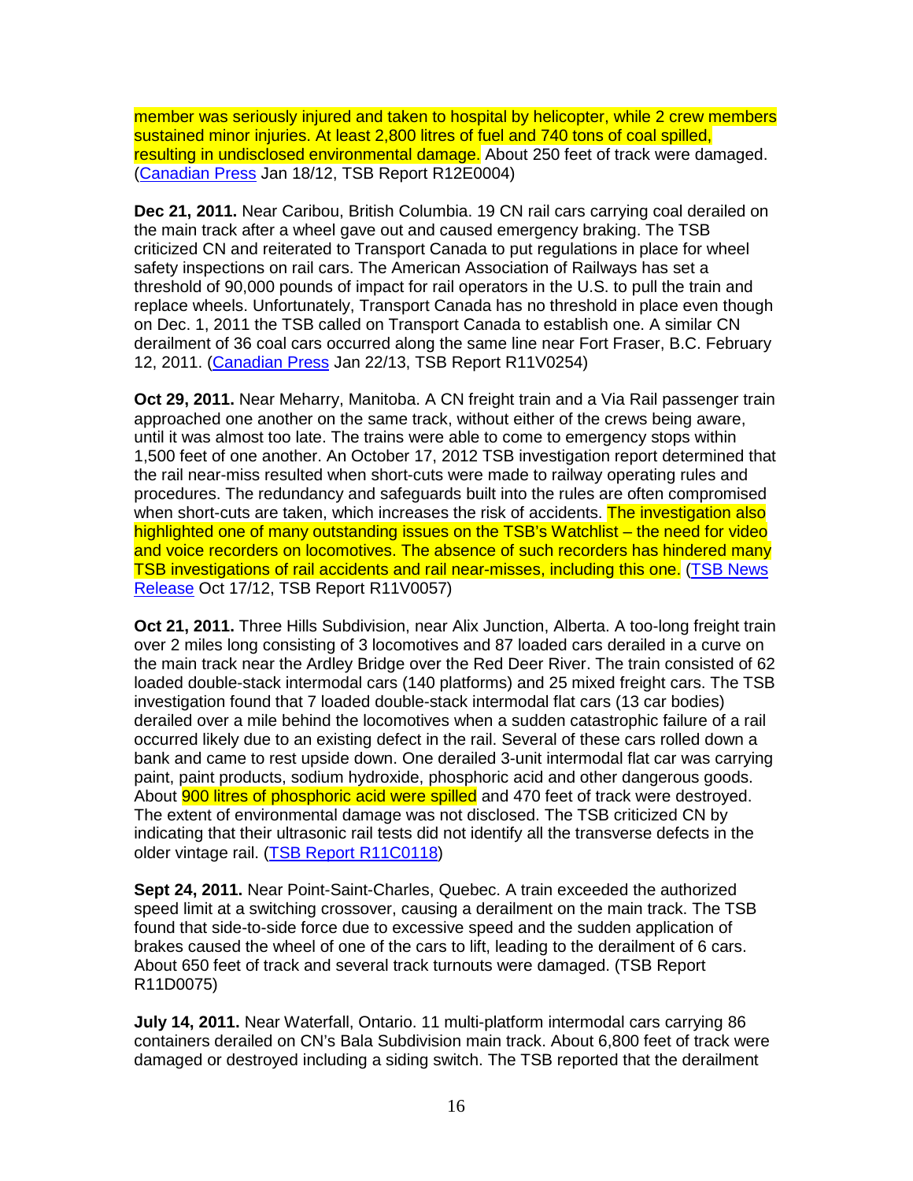member was seriously injured and taken to hospital by helicopter, while 2 crew members sustained minor injuries. At least 2,800 litres of fuel and 740 tons of coal spilled, resulting in undisclosed environmental damage. About 250 feet of track were damaged. (Canadian Press Jan 18/12, TSB Report R12E0004)

**Dec 21, 2011.** Near Caribou, British Columbia. 19 CN rail cars carrying coal derailed on the main track after a wheel gave out and caused emergency braking. The TSB criticized CN and reiterated to Transport Canada to put regulations in place for wheel safety inspections on rail cars. The American Association of Railways has set a threshold of 90,000 pounds of impact for rail operators in the U.S. to pull the train and replace wheels. Unfortunately, Transport Canada has no threshold in place even though on Dec. 1, 2011 the TSB called on Transport Canada to establish one. A similar CN derailment of 36 coal cars occurred along the same line near Fort Fraser, B.C. February 12, 2011. (Canadian Press Jan 22/13, TSB Report R11V0254)

**Oct 29, 2011.** Near Meharry, Manitoba. A CN freight train and a Via Rail passenger train approached one another on the same track, without either of the crews being aware, until it was almost too late. The trains were able to come to emergency stops within 1,500 feet of one another. An October 17, 2012 TSB investigation report determined that the rail near-miss resulted when short-cuts were made to railway operating rules and procedures. The redundancy and safeguards built into the rules are often compromised when short-cuts are taken, which increases the risk of accidents. The investigation also highlighted one of many outstanding issues on the TSB's Watchlist – the need for video and voice recorders on locomotives. The absence of such recorders has hindered many TSB investigations of rail accidents and rail near-misses, including this one. (TSB News Release Oct 17/12, TSB Report R11V0057)

**Oct 21, 2011.** Three Hills Subdivision, near Alix Junction, Alberta. A too-long freight train over 2 miles long consisting of 3 locomotives and 87 loaded cars derailed in a curve on the main track near the Ardley Bridge over the Red Deer River. The train consisted of 62 loaded double-stack intermodal cars (140 platforms) and 25 mixed freight cars. The TSB investigation found that 7 loaded double-stack intermodal flat cars (13 car bodies) derailed over a mile behind the locomotives when a sudden catastrophic failure of a rail occurred likely due to an existing defect in the rail. Several of these cars rolled down a bank and came to rest upside down. One derailed 3-unit intermodal flat car was carrying paint, paint products, sodium hydroxide, phosphoric acid and other dangerous goods. About 900 litres of phosphoric acid were spilled and 470 feet of track were destroyed. The extent of environmental damage was not disclosed. The TSB criticized CN by indicating that their ultrasonic rail tests did not identify all the transverse defects in the older vintage rail. (TSB Report R11C0118)

**Sept 24, 2011.** Near Point-Saint-Charles, Quebec. A train exceeded the authorized speed limit at a switching crossover, causing a derailment on the main track. The TSB found that side-to-side force due to excessive speed and the sudden application of brakes caused the wheel of one of the cars to lift, leading to the derailment of 6 cars. About 650 feet of track and several track turnouts were damaged. (TSB Report R11D0075)

**July 14, 2011.** Near Waterfall, Ontario. 11 multi-platform intermodal cars carrying 86 containers derailed on CN's Bala Subdivision main track. About 6,800 feet of track were damaged or destroyed including a siding switch. The TSB reported that the derailment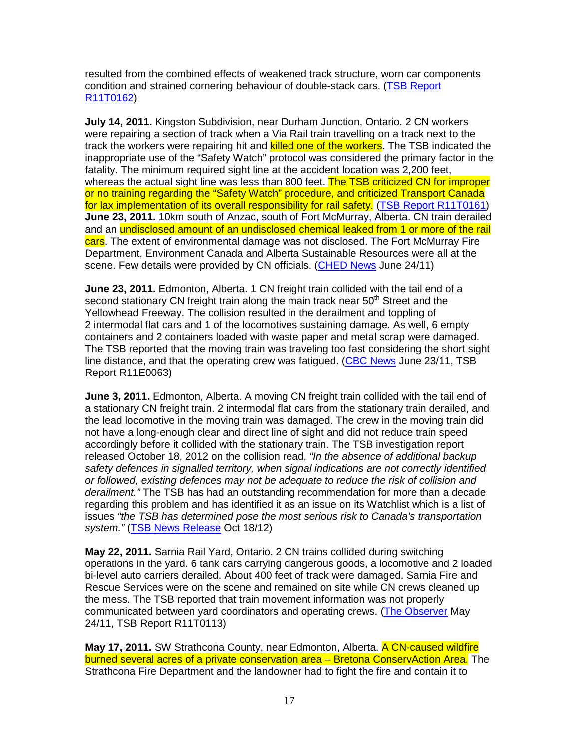resulted from the combined effects of weakened track structure, worn car components condition and strained cornering behaviour of double-stack cars. (TSB Report R11T0162)

**July 14, 2011.** Kingston Subdivision, near Durham Junction, Ontario. 2 CN workers were repairing a section of track when a Via Rail train travelling on a track next to the track the workers were repairing hit and killed one of the workers. The TSB indicated the inappropriate use of the "Safety Watch" protocol was considered the primary factor in the fatality. The minimum required sight line at the accident location was 2,200 feet, whereas the actual sight line was less than 800 feet. The TSB criticized CN for improper or no training regarding the "Safety Watch" procedure, and criticized Transport Canada for lax implementation of its overall responsibility for rail safety. (TSB Report R11T0161)

**June 23, 2011.** 10km south of Anzac, south of Fort McMurray, Alberta. CN train derailed and an undisclosed amount of an undisclosed chemical leaked from 1 or more of the rail cars. The extent of environmental damage was not disclosed. The Fort McMurray Fire Department, Environment Canada and Alberta Sustainable Resources were all at the scene. Few details were provided by CN officials. (CHED News June 24/11)

**June 23, 2011.** Edmonton, Alberta. 1 CN freight train collided with the tail end of a second stationary CN freight train along the main track near 50th Street and the Yellowhead Freeway. The collision resulted in the derailment and toppling of 2 intermodal flat cars and 1 of the locomotives sustaining damage. As well, 6 empty containers and 2 containers loaded with waste paper and metal scrap were damaged. The TSB reported that the moving train was traveling too fast considering the short sight line distance, and that the operating crew was fatigued. (CBC News June 23/11, TSB Report R11E0063)

**June 3, 2011.** Edmonton, Alberta. A moving CN freight train collided with the tail end of a stationary CN freight train. 2 intermodal flat cars from the stationary train derailed, and the lead locomotive in the moving train was damaged. The crew in the moving train did not have a long-enough clear and direct line of sight and did not reduce train speed accordingly before it collided with the stationary train. The TSB investigation report released October 18, 2012 on the collision read, *"In the absence of additional backup safety defences in signalled territory, when signal indications are not correctly identified or followed, existing defences may not be adequate to reduce the risk of collision and derailment."* The TSB has had an outstanding recommendation for more than a decade regarding this problem and has identified it as an issue on its Watchlist which is a list of issues *"the TSB has determined pose the most serious risk to Canada's transportation system."* (TSB News Release Oct 18/12)

**May 22, 2011.** Sarnia Rail Yard, Ontario. 2 CN trains collided during switching operations in the yard. 6 tank cars carrying dangerous goods, a locomotive and 2 loaded bi-level auto carriers derailed. About 400 feet of track were damaged. Sarnia Fire and Rescue Services were on the scene and remained on site while CN crews cleaned up the mess. The TSB reported that train movement information was not properly communicated between yard coordinators and operating crews. (The Observer May 24/11, TSB Report R11T0113)

**May 17, 2011.** SW Strathcona County, near Edmonton, Alberta. A CN-caused wildfire burned several acres of a private conservation area – Bretona ConservAction Area. The Strathcona Fire Department and the landowner had to fight the fire and contain it to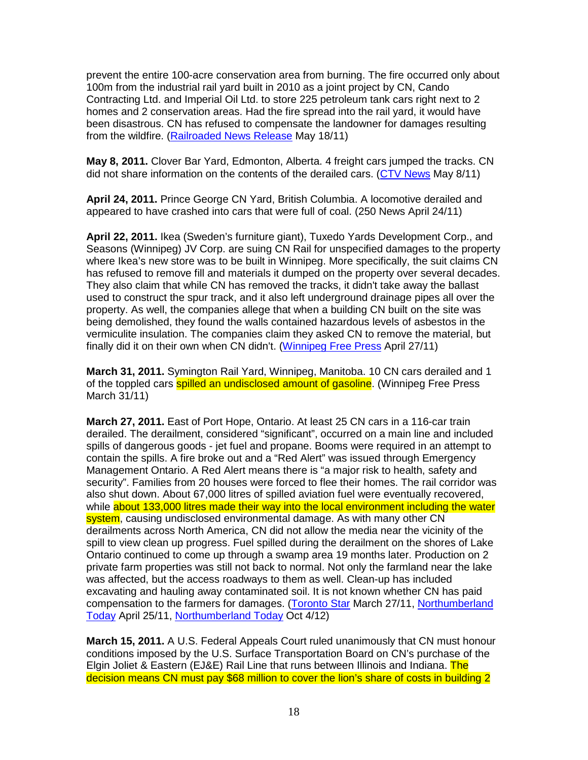prevent the entire 100-acre conservation area from burning. The fire occurred only about 100m from the industrial rail yard built in 2010 as a joint project by CN, Cando Contracting Ltd. and Imperial Oil Ltd. to store 225 petroleum tank cars right next to 2 homes and 2 conservation areas. Had the fire spread into the rail yard, it would have been disastrous. CN has refused to compensate the landowner for damages resulting from the wildfire. (Railroaded News Release May 18/11)

**May 8, 2011.** Clover Bar Yard, Edmonton, Alberta. 4 freight cars jumped the tracks. CN did not share information on the contents of the derailed cars. (CTV News May 8/11)

**April 24, 2011.** Prince George CN Yard, British Columbia. A locomotive derailed and appeared to have crashed into cars that were full of coal. (250 News April 24/11)

**April 22, 2011.** Ikea (Sweden's furniture giant), Tuxedo Yards Development Corp., and Seasons (Winnipeg) JV Corp. are suing CN Rail for unspecified damages to the property where Ikea's new store was to be built in Winnipeg. More specifically, the suit claims CN has refused to remove fill and materials it dumped on the property over several decades. They also claim that while CN has removed the tracks, it didn't take away the ballast used to construct the spur track, and it also left underground drainage pipes all over the property. As well, the companies allege that when a building CN built on the site was being demolished, they found the walls contained hazardous levels of asbestos in the vermiculite insulation. The companies claim they asked CN to remove the material, but finally did it on their own when CN didn't. (Winnipeg Free Press April 27/11)

**March 31, 2011.** Symington Rail Yard, Winnipeg, Manitoba. 10 CN cars derailed and 1 of the toppled cars spilled an undisclosed amount of gasoline. (Winnipeg Free Press March 31/11)

**March 27, 2011.** East of Port Hope, Ontario. At least 25 CN cars in a 116-car train derailed. The derailment, considered "significant", occurred on a main line and included spills of dangerous goods - jet fuel and propane. Booms were required in an attempt to contain the spills. A fire broke out and a "Red Alert" was issued through Emergency Management Ontario. A Red Alert means there is "a major risk to health, safety and security". Families from 20 houses were forced to flee their homes. The rail corridor was also shut down. About 67,000 litres of spilled aviation fuel were eventually recovered, while about 133,000 litres made their way into the local environment including the water system, causing undisclosed environmental damage. As with many other CN derailments across North America, CN did not allow the media near the vicinity of the spill to view clean up progress. Fuel spilled during the derailment on the shores of Lake Ontario continued to come up through a swamp area 19 months later. Production on 2 private farm properties was still not back to normal. Not only the farmland near the lake was affected, but the access roadways to them as well. Clean-up has included excavating and hauling away contaminated soil. It is not known whether CN has paid compensation to the farmers for damages. (Toronto Star March 27/11, Northumberland Today April 25/11, Northumberland Today Oct 4/12)

**March 15, 2011.** A U.S. Federal Appeals Court ruled unanimously that CN must honour conditions imposed by the U.S. Surface Transportation Board on CN's purchase of the Elgin Joliet & Eastern (EJ&E) Rail Line that runs between Illinois and Indiana. The decision means CN must pay $68 million to cover the lion's share of costs in building 2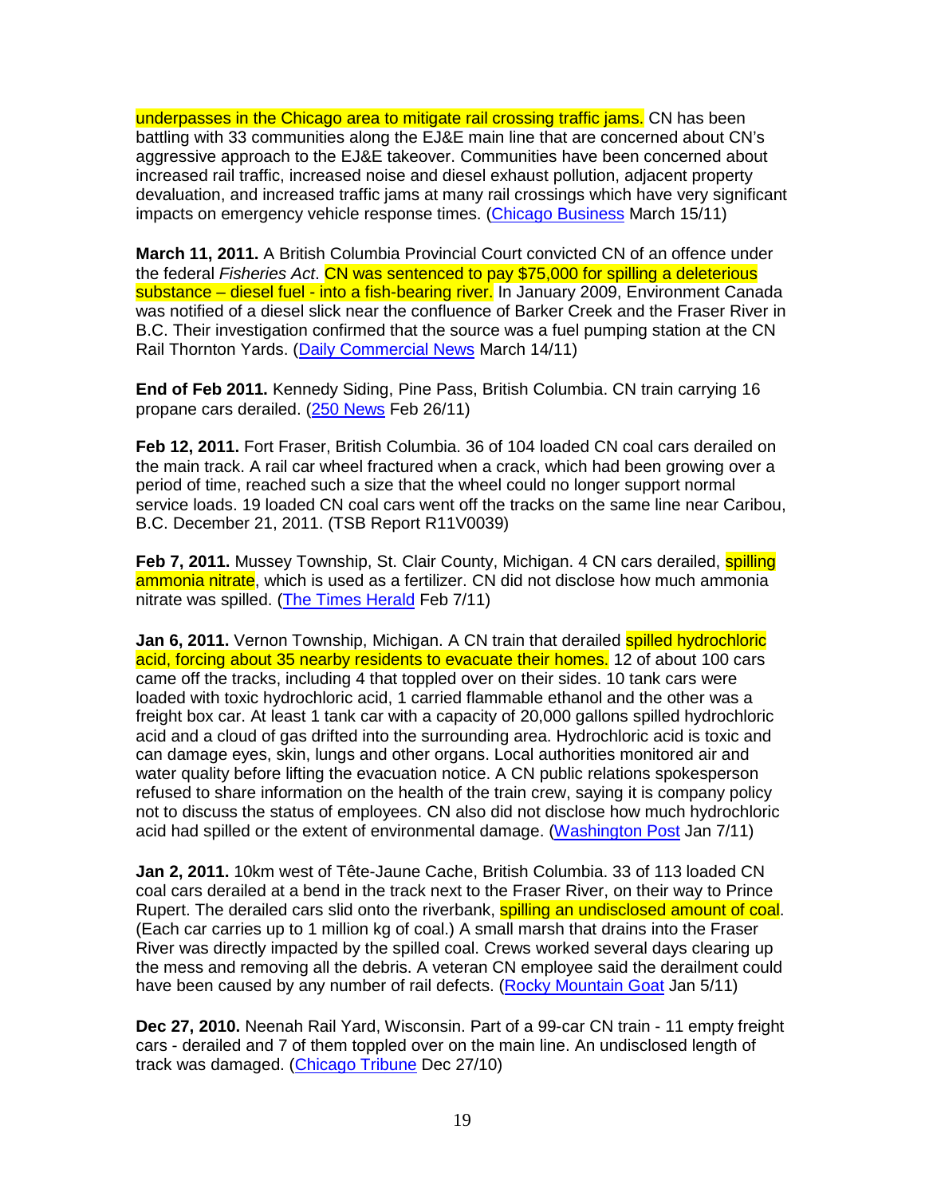underpasses in the Chicago area to mitigate rail crossing traffic jams. CN has been battling with 33 communities along the EJ&E main line that are concerned about CN's aggressive approach to the EJ&E takeover. Communities have been concerned about increased rail traffic, increased noise and diesel exhaust pollution, adjacent property devaluation, and increased traffic jams at many rail crossings which have very significant impacts on emergency vehicle response times. (Chicago Business March 15/11)

**March 11, 2011.** A British Columbia Provincial Court convicted CN of an offence under the federal *Fisheries Act*. CN was sentenced to pay $75,000 for spilling a deleterious substance – diesel fuel - into a fish-bearing river. In January 2009, Environment Canada was notified of a diesel slick near the confluence of Barker Creek and the Fraser River in B.C. Their investigation confirmed that the source was a fuel pumping station at the CN Rail Thornton Yards. (Daily Commercial News March 14/11)

**End of Feb 2011.** Kennedy Siding, Pine Pass, British Columbia. CN train carrying 16 propane cars derailed. (250 News Feb 26/11)

**Feb 12, 2011.** Fort Fraser, British Columbia. 36 of 104 loaded CN coal cars derailed on the main track. A rail car wheel fractured when a crack, which had been growing over a period of time, reached such a size that the wheel could no longer support normal service loads. 19 loaded CN coal cars went off the tracks on the same line near Caribou, B.C. December 21, 2011. (TSB Report R11V0039)

**Feb 7, 2011.** Mussey Township, St. Clair County, Michigan. 4 CN cars derailed, spilling ammonia nitrate, which is used as a fertilizer. CN did not disclose how much ammonia nitrate was spilled. (The Times Herald Feb 7/11)

**Jan 6, 2011.** Vernon Township, Michigan. A CN train that derailed spilled hydrochloric acid, forcing about 35 nearby residents to evacuate their homes. 12 of about 100 cars came off the tracks, including 4 that toppled over on their sides. 10 tank cars were loaded with toxic hydrochloric acid, 1 carried flammable ethanol and the other was a freight box car. At least 1 tank car with a capacity of 20,000 gallons spilled hydrochloric acid and a cloud of gas drifted into the surrounding area. Hydrochloric acid is toxic and can damage eyes, skin, lungs and other organs. Local authorities monitored air and water quality before lifting the evacuation notice. A CN public relations spokesperson refused to share information on the health of the train crew, saying it is company policy not to discuss the status of employees. CN also did not disclose how much hydrochloric acid had spilled or the extent of environmental damage. (Washington Post Jan 7/11)

**Jan 2, 2011.** 10km west of Tête-Jaune Cache, British Columbia. 33 of 113 loaded CN coal cars derailed at a bend in the track next to the Fraser River, on their way to Prince Rupert. The derailed cars slid onto the riverbank, spilling an undisclosed amount of coal. (Each car carries up to 1 million kg of coal.) A small marsh that drains into the Fraser River was directly impacted by the spilled coal. Crews worked several days clearing up the mess and removing all the debris. A veteran CN employee said the derailment could have been caused by any number of rail defects. (Rocky Mountain Goat Jan 5/11)

**Dec 27, 2010.** Neenah Rail Yard, Wisconsin. Part of a 99-car CN train - 11 empty freight cars - derailed and 7 of them toppled over on the main line. An undisclosed length of track was damaged. (Chicago Tribune Dec 27/10)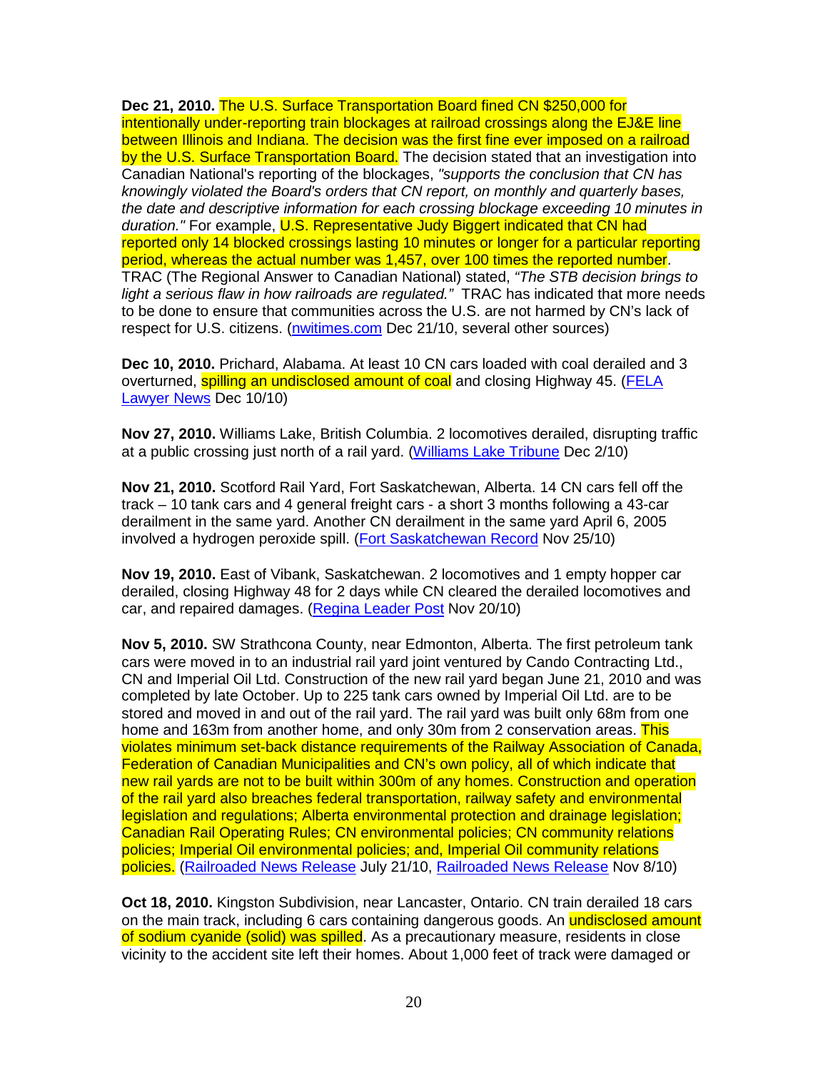**Dec 21, 2010.** The U.S. Surface Transportation Board fined CN $250,000 for intentionally under-reporting train blockages at railroad crossings along the EJ&E line between Illinois and Indiana. The decision was the first fine ever imposed on a railroad by the U.S. Surface Transportation Board. The decision stated that an investigation into Canadian National's reporting of the blockages, *"supports the conclusion that CN has knowingly violated the Board's orders that CN report, on monthly and quarterly bases, the date and descriptive information for each crossing blockage exceeding 10 minutes in duration."* For example, U.S. Representative Judy Biggert indicated that CN had reported only 14 blocked crossings lasting 10 minutes or longer for a particular reporting period, whereas the actual number was 1,457, over 100 times the reported number. TRAC (The Regional Answer to Canadian National) stated, *"The STB decision brings to light a serious flaw in how railroads are regulated."* TRAC has indicated that more needs to be done to ensure that communities across the U.S. are not harmed by CN's lack of respect for U.S. citizens. (nwitimes.com Dec 21/10, several other sources)

**Dec 10, 2010.** Prichard, Alabama. At least 10 CN cars loaded with coal derailed and 3 overturned, spilling an undisclosed amount of coal and closing Highway 45. (FELA Lawyer News Dec 10/10)

**Nov 27, 2010.** Williams Lake, British Columbia. 2 locomotives derailed, disrupting traffic at a public crossing just north of a rail yard. (Williams Lake Tribune Dec 2/10)

**Nov 21, 2010.** Scotford Rail Yard, Fort Saskatchewan, Alberta. 14 CN cars fell off the track – 10 tank cars and 4 general freight cars - a short 3 months following a 43-car derailment in the same yard. Another CN derailment in the same yard April 6, 2005 involved a hydrogen peroxide spill. (Fort Saskatchewan Record Nov 25/10)

**Nov 19, 2010.** East of Vibank, Saskatchewan. 2 locomotives and 1 empty hopper car derailed, closing Highway 48 for 2 days while CN cleared the derailed locomotives and car, and repaired damages. (Regina Leader Post Nov 20/10)

**Nov 5, 2010.** SW Strathcona County, near Edmonton, Alberta. The first petroleum tank cars were moved in to an industrial rail yard joint ventured by Cando Contracting Ltd., CN and Imperial Oil Ltd. Construction of the new rail yard began June 21, 2010 and was completed by late October. Up to 225 tank cars owned by Imperial Oil Ltd. are to be stored and moved in and out of the rail yard. The rail yard was built only 68m from one home and 163m from another home, and only 30m from 2 conservation areas. This violates minimum set-back distance requirements of the Railway Association of Canada, Federation of Canadian Municipalities and CN's own policy, all of which indicate that new rail yards are not to be built within 300m of any homes. Construction and operation of the rail yard also breaches federal transportation, railway safety and environmental legislation and regulations; Alberta environmental protection and drainage legislation; Canadian Rail Operating Rules; CN environmental policies; CN community relations policies; Imperial Oil environmental policies; and, Imperial Oil community relations policies. (Railroaded News Release July 21/10, Railroaded News Release Nov 8/10)

**Oct 18, 2010.** Kingston Subdivision, near Lancaster, Ontario. CN train derailed 18 cars on the main track, including 6 cars containing dangerous goods. An undisclosed amount of sodium cyanide (solid) was spilled. As a precautionary measure, residents in close vicinity to the accident site left their homes. About 1,000 feet of track were damaged or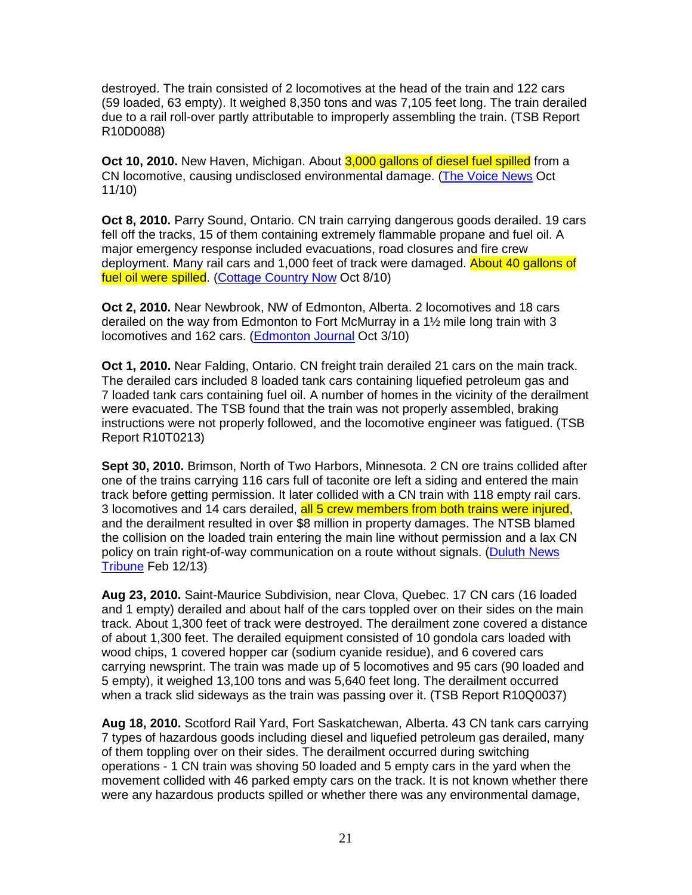destroyed. The train consisted of 2 locomotives at the head of the train and 122 cars (59 loaded, 63 empty). It weighed 8,350 tons and was 7,105 feet long. The train derailed due to a rail roll-over partly attributable to improperly assembling the train. (TSB Report R10D0088)

**Oct 10, 2010.** New Haven, Michigan. About 3,000 gallons of diesel fuel spilled from a CN locomotive, causing undisclosed environmental damage. (The Voice News Oct 11/10)

**Oct 8, 2010.** Parry Sound, Ontario. CN train carrying dangerous goods derailed. 19 cars fell off the tracks, 15 of them containing extremely flammable propane and fuel oil. A major emergency response included evacuations, road closures and fire crew deployment. Many rail cars and 1,000 feet of track were damaged. About 40 gallons of fuel oil were spilled. (Cottage Country Now Oct 8/10)

**Oct 2, 2010.** Near Newbrook, NW of Edmonton, Alberta. 2 locomotives and 18 cars derailed on the way from Edmonton to Fort McMurray in a 1½ mile long train with 3 locomotives and 162 cars. (Edmonton Journal Oct 3/10)

**Oct 1, 2010.** Near Falding, Ontario. CN freight train derailed 21 cars on the main track. The derailed cars included 8 loaded tank cars containing liquefied petroleum gas and 7 loaded tank cars containing fuel oil. A number of homes in the vicinity of the derailment were evacuated. The TSB found that the train was not properly assembled, braking instructions were not properly followed, and the locomotive engineer was fatigued. (TSB Report R10T0213)

**Sept 30, 2010.** Brimson, North of Two Harbors, Minnesota. 2 CN ore trains collided after one of the trains carrying 116 cars full of taconite ore left a siding and entered the main track before getting permission. It later collided with a CN train with 118 empty rail cars. 3 locomotives and 14 cars derailed, all 5 crew members from both trains were injured, and the derailment resulted in over $8 million in property damages. The NTSB blamed the collision on the loaded train entering the main line without permission and a lax CN policy on train right-of-way communication on a route without signals. (Duluth News Tribune Feb 12/13)

**Aug 23, 2010.** Saint-Maurice Subdivision, near Clova, Quebec. 17 CN cars (16 loaded and 1 empty) derailed and about half of the cars toppled over on their sides on the main track. About 1,300 feet of track were destroyed. The derailment zone covered a distance of about 1,300 feet. The derailed equipment consisted of 10 gondola cars loaded with wood chips, 1 covered hopper car (sodium cyanide residue), and 6 covered cars carrying newsprint. The train was made up of 5 locomotives and 95 cars (90 loaded and 5 empty), it weighed 13,100 tons and was 5,640 feet long. The derailment occurred when a track slid sideways as the train was passing over it. (TSB Report R10Q0037)

**Aug 18, 2010.** Scotford Rail Yard, Fort Saskatchewan, Alberta. 43 CN tank cars carrying 7 types of hazardous goods including diesel and liquefied petroleum gas derailed, many of them toppling over on their sides. The derailment occurred during switching operations - 1 CN train was shoving 50 loaded and 5 empty cars in the yard when the movement collided with 46 parked empty cars on the track. It is not known whether there were any hazardous products spilled or whether there was any environmental damage,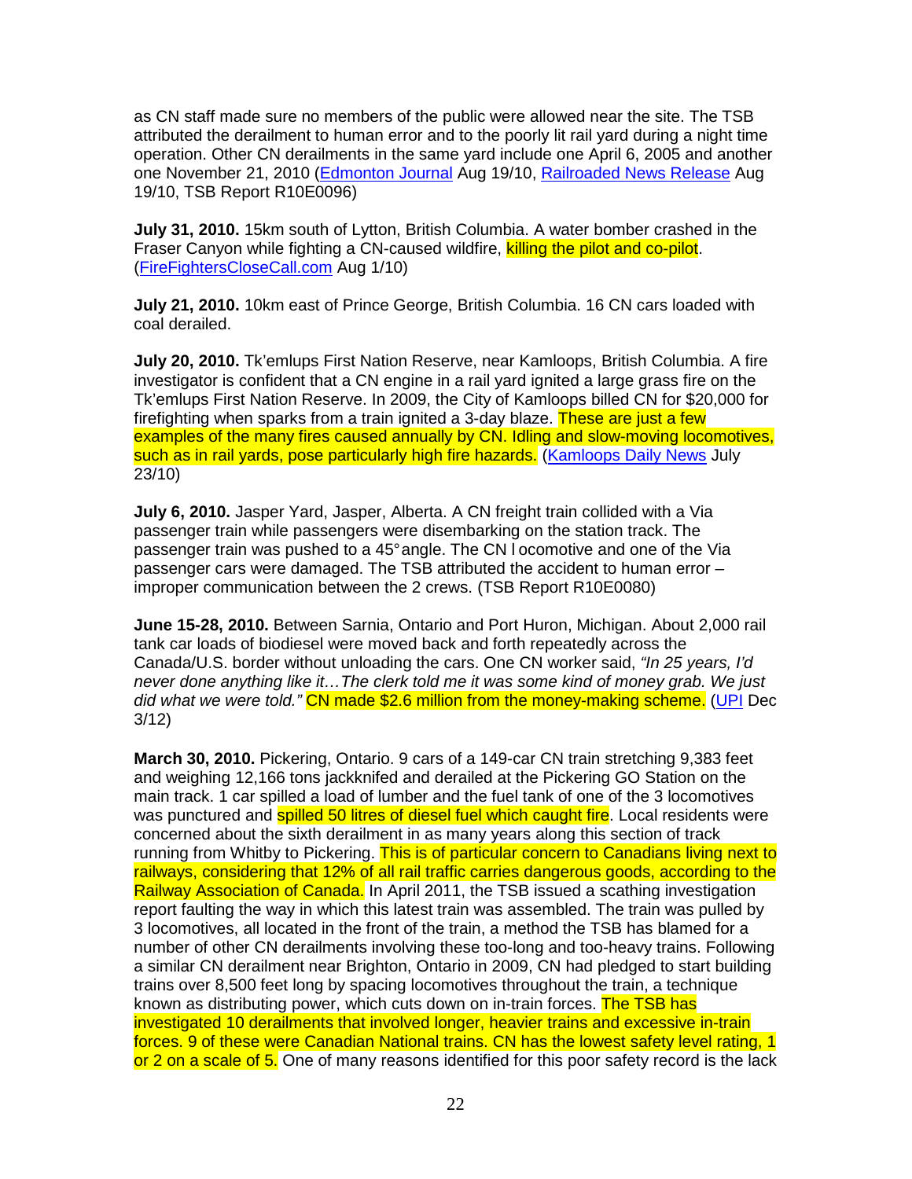as CN staff made sure no members of the public were allowed near the site. The TSB attributed the derailment to human error and to the poorly lit rail yard during a night time operation. Other CN derailments in the same yard include one April 6, 2005 and another one November 21, 2010 (Edmonton Journal Aug 19/10, Railroaded News Release Aug 19/10, TSB Report R10E0096)

**July 31, 2010.** 15km south of Lytton, British Columbia. A water bomber crashed in the Fraser Canyon while fighting a CN-caused wildfire, killing the pilot and co-pilot. (FireFightersCloseCall.com Aug 1/10)

**July 21, 2010.** 10km east of Prince George, British Columbia. 16 CN cars loaded with coal derailed.

**July 20, 2010.** Tk'emlups First Nation Reserve, near Kamloops, British Columbia. A fire investigator is confident that a CN engine in a rail yard ignited a large grass fire on the Tk'emlups First Nation Reserve. In 2009, the City of Kamloops billed CN for $20,000 for firefighting when sparks from a train ignited a 3-day blaze. These are just a few examples of the many fires caused annually by CN. Idling and slow-moving locomotives, such as in rail yards, pose particularly high fire hazards. (Kamloops Daily News July 23/10)

**July 6, 2010.** Jasper Yard, Jasper, Alberta. A CN freight train collided with a Via passenger train while passengers were disembarking on the station track. The passenger train was pushed to a 45° angle. The CN locomotive and one of the Via passenger cars were damaged. The TSB attributed the accident to human error – improper communication between the 2 crews. (TSB Report R10E0080)

**June 15-28, 2010.** Between Sarnia, Ontario and Port Huron, Michigan. About 2,000 rail tank car loads of biodiesel were moved back and forth repeatedly across the Canada/U.S. border without unloading the cars. One CN worker said, *"In 25 years, I'd never done anything like it…The clerk told me it was some kind of money grab. We just did what we were told."* CN made $2.6 million from the money-making scheme. (UPI Dec 3/12)

**March 30, 2010.** Pickering, Ontario. 9 cars of a 149-car CN train stretching 9,383 feet and weighing 12,166 tons jackknifed and derailed at the Pickering GO Station on the main track. 1 car spilled a load of lumber and the fuel tank of one of the 3 locomotives was punctured and spilled 50 litres of diesel fuel which caught fire. Local residents were concerned about the sixth derailment in as many years along this section of track running from Whitby to Pickering. This is of particular concern to Canadians living next to railways, considering that 12% of all rail traffic carries dangerous goods, according to the Railway Association of Canada. In April 2011, the TSB issued a scathing investigation report faulting the way in which this latest train was assembled. The train was pulled by 3 locomotives, all located in the front of the train, a method the TSB has blamed for a number of other CN derailments involving these too-long and too-heavy trains. Following a similar CN derailment near Brighton, Ontario in 2009, CN had pledged to start building trains over 8,500 feet long by spacing locomotives throughout the train, a technique known as distributing power, which cuts down on in-train forces. The TSB has investigated 10 derailments that involved longer, heavier trains and excessive in-train forces. 9 of these were Canadian National trains. CN has the lowest safety level rating, 1 or 2 on a scale of 5. One of many reasons identified for this poor safety record is the lack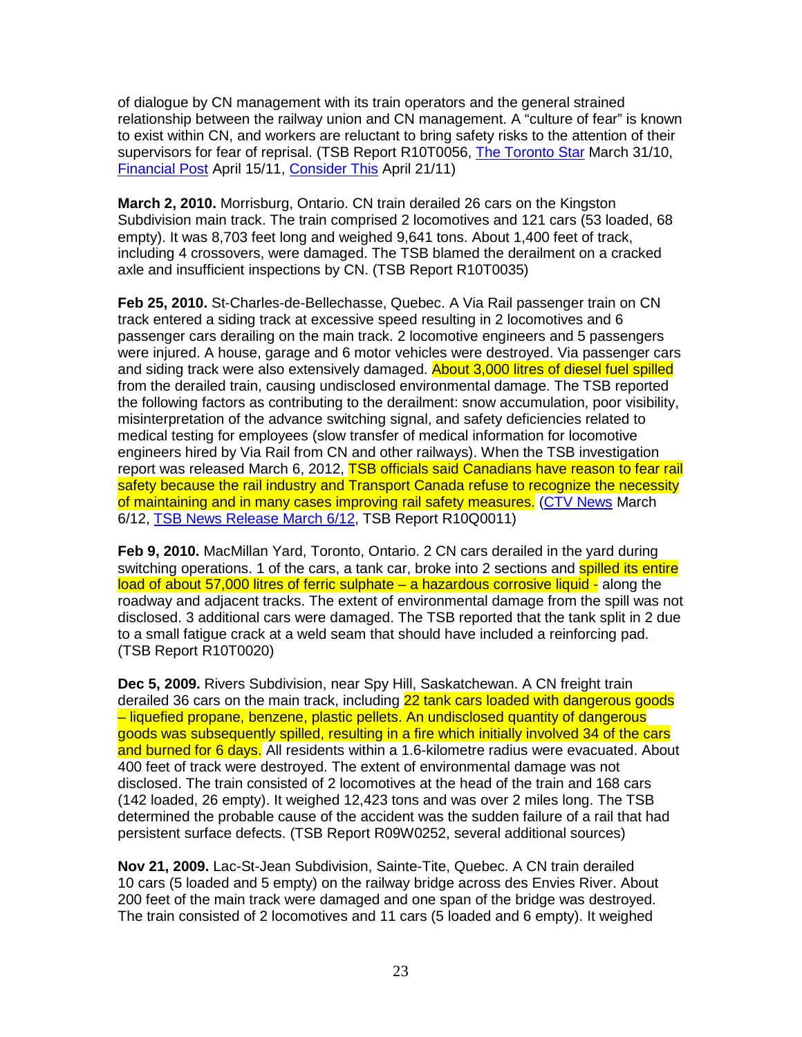of dialogue by CN management with its train operators and the general strained relationship between the railway union and CN management. A "culture of fear" is known to exist within CN, and workers are reluctant to bring safety risks to the attention of their supervisors for fear of reprisal. (TSB Report R10T0056, The Toronto Star March 31/10, Financial Post April 15/11, Consider This April 21/11)

**March 2, 2010.** Morrisburg, Ontario. CN train derailed 26 cars on the Kingston Subdivision main track. The train comprised 2 locomotives and 121 cars (53 loaded, 68 empty). It was 8,703 feet long and weighed 9,641 tons. About 1,400 feet of track, including 4 crossovers, were damaged. The TSB blamed the derailment on a cracked axle and insufficient inspections by CN. (TSB Report R10T0035)

**Feb 25, 2010.** St-Charles-de-Bellechasse, Quebec. A Via Rail passenger train on CN track entered a siding track at excessive speed resulting in 2 locomotives and 6 passenger cars derailing on the main track. 2 locomotive engineers and 5 passengers were injured. A house, garage and 6 motor vehicles were destroyed. Via passenger cars and siding track were also extensively damaged. About 3,000 litres of diesel fuel spilled from the derailed train, causing undisclosed environmental damage. The TSB reported the following factors as contributing to the derailment: snow accumulation, poor visibility, misinterpretation of the advance switching signal, and safety deficiencies related to medical testing for employees (slow transfer of medical information for locomotive engineers hired by Via Rail from CN and other railways). When the TSB investigation report was released March 6, 2012, TSB officials said Canadians have reason to fear rail safety because the rail industry and Transport Canada refuse to recognize the necessity of maintaining and in many cases improving rail safety measures. (CTV News March 6/12, TSB News Release March 6/12, TSB Report R10Q0011)

**Feb 9, 2010.** MacMillan Yard, Toronto, Ontario. 2 CN cars derailed in the yard during switching operations. 1 of the cars, a tank car, broke into 2 sections and spilled its entire load of about 57,000 litres of ferric sulphate – a hazardous corrosive liquid - along the roadway and adjacent tracks. The extent of environmental damage from the spill was not disclosed. 3 additional cars were damaged. The TSB reported that the tank split in 2 due to a small fatigue crack at a weld seam that should have included a reinforcing pad. (TSB Report R10T0020)

**Dec 5, 2009.** Rivers Subdivision, near Spy Hill, Saskatchewan. A CN freight train derailed 36 cars on the main track, including 22 tank cars loaded with dangerous goods – liquefied propane, benzene, plastic pellets. An undisclosed quantity of dangerous goods was subsequently spilled, resulting in a fire which initially involved 34 of the cars and burned for 6 days. All residents within a 1.6-kilometre radius were evacuated. About 400 feet of track were destroyed. The extent of environmental damage was not disclosed. The train consisted of 2 locomotives at the head of the train and 168 cars (142 loaded, 26 empty). It weighed 12,423 tons and was over 2 miles long. The TSB determined the probable cause of the accident was the sudden failure of a rail that had persistent surface defects. (TSB Report R09W0252, several additional sources)

**Nov 21, 2009.** Lac-St-Jean Subdivision, Sainte-Tite, Quebec. A CN train derailed 10 cars (5 loaded and 5 empty) on the railway bridge across des Envies River. About 200 feet of the main track were damaged and one span of the bridge was destroyed. The train consisted of 2 locomotives and 11 cars (5 loaded and 6 empty). It weighed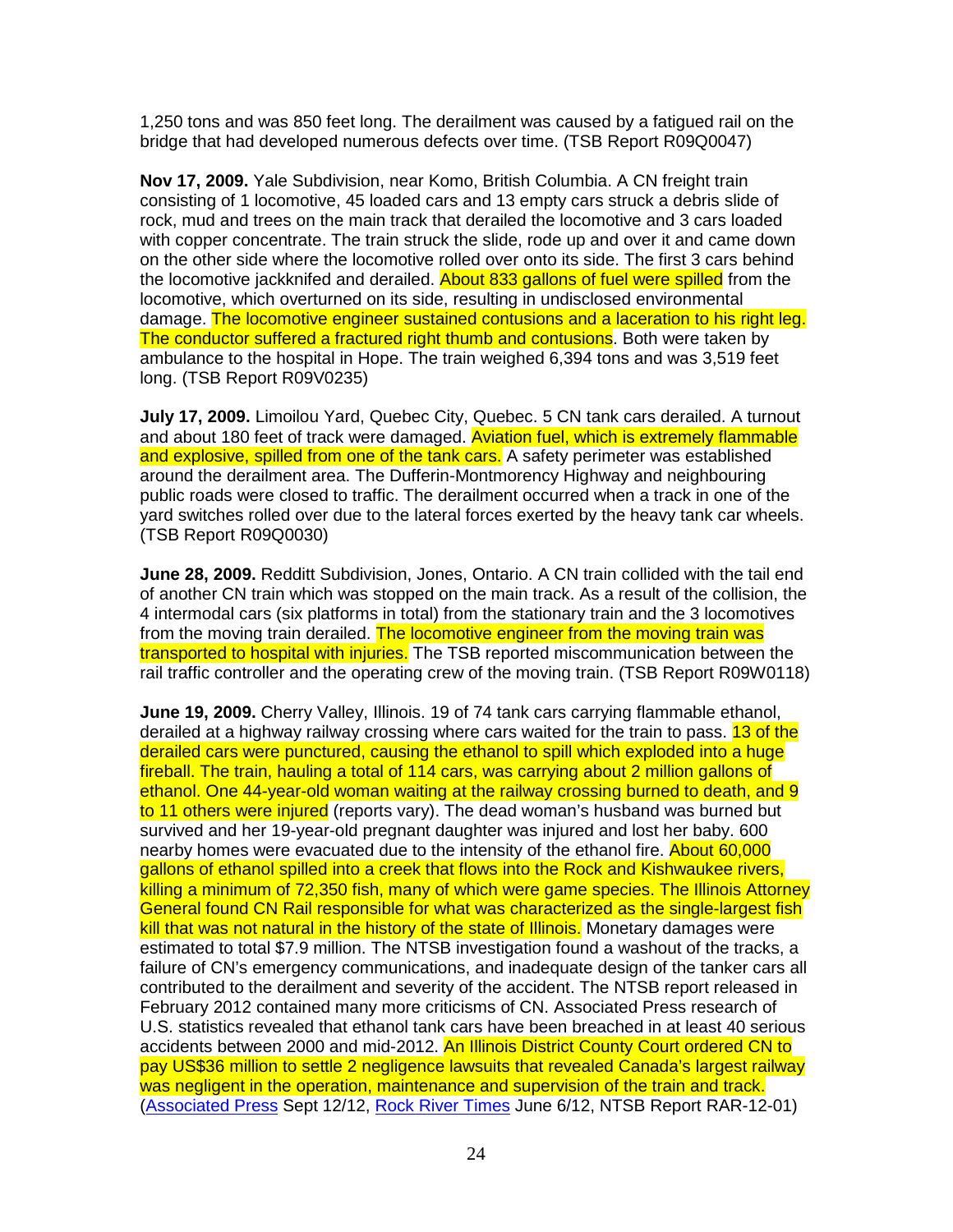1,250 tons and was 850 feet long. The derailment was caused by a fatigued rail on the bridge that had developed numerous defects over time. (TSB Report R09Q0047)

**Nov 17, 2009.** Yale Subdivision, near Komo, British Columbia. A CN freight train consisting of 1 locomotive, 45 loaded cars and 13 empty cars struck a debris slide of rock, mud and trees on the main track that derailed the locomotive and 3 cars loaded with copper concentrate. The train struck the slide, rode up and over it and came down on the other side where the locomotive rolled over onto its side. The first 3 cars behind the locomotive jackknifed and derailed. About 833 gallons of fuel were spilled from the locomotive, which overturned on its side, resulting in undisclosed environmental damage. The locomotive engineer sustained contusions and a laceration to his right leg. The conductor suffered a fractured right thumb and contusions. Both were taken by ambulance to the hospital in Hope. The train weighed 6,394 tons and was 3,519 feet long. (TSB Report R09V0235)

**July 17, 2009.** Limoilou Yard, Quebec City, Quebec. 5 CN tank cars derailed. A turnout and about 180 feet of track were damaged. Aviation fuel, which is extremely flammable and explosive, spilled from one of the tank cars. A safety perimeter was established around the derailment area. The Dufferin-Montmorency Highway and neighbouring public roads were closed to traffic. The derailment occurred when a track in one of the yard switches rolled over due to the lateral forces exerted by the heavy tank car wheels. (TSB Report R09Q0030)

**June 28, 2009.** Redditt Subdivision, Jones, Ontario. A CN train collided with the tail end of another CN train which was stopped on the main track. As a result of the collision, the 4 intermodal cars (six platforms in total) from the stationary train and the 3 locomotives from the moving train derailed. The locomotive engineer from the moving train was transported to hospital with injuries. The TSB reported miscommunication between the rail traffic controller and the operating crew of the moving train. (TSB Report R09W0118)

**June 19, 2009.** Cherry Valley, Illinois. 19 of 74 tank cars carrying flammable ethanol, derailed at a highway railway crossing where cars waited for the train to pass. 13 of the derailed cars were punctured, causing the ethanol to spill which exploded into a huge fireball. The train, hauling a total of 114 cars, was carrying about 2 million gallons of ethanol. One 44-year-old woman waiting at the railway crossing burned to death, and 9 to 11 others were injured (reports vary). The dead woman's husband was burned but survived and her 19-year-old pregnant daughter was injured and lost her baby. 600 nearby homes were evacuated due to the intensity of the ethanol fire. About 60,000 gallons of ethanol spilled into a creek that flows into the Rock and Kishwaukee rivers, killing a minimum of 72,350 fish, many of which were game species. The Illinois Attorney General found CN Rail responsible for what was characterized as the single-largest fish kill that was not natural in the history of the state of Illinois. Monetary damages were estimated to total $7.9 million. The NTSB investigation found a washout of the tracks, a failure of CN's emergency communications, and inadequate design of the tanker cars all contributed to the derailment and severity of the accident. The NTSB report released in February 2012 contained many more criticisms of CN. Associated Press research of U.S. statistics revealed that ethanol tank cars have been breached in at least 40 serious accidents between 2000 and mid-2012. An Illinois District County Court ordered CN to pay US$36 million to settle 2 negligence lawsuits that revealed Canada's largest railway was negligent in the operation, maintenance and supervision of the train and track. (Associated Press Sept 12/12, Rock River Times June 6/12, NTSB Report RAR-12-01)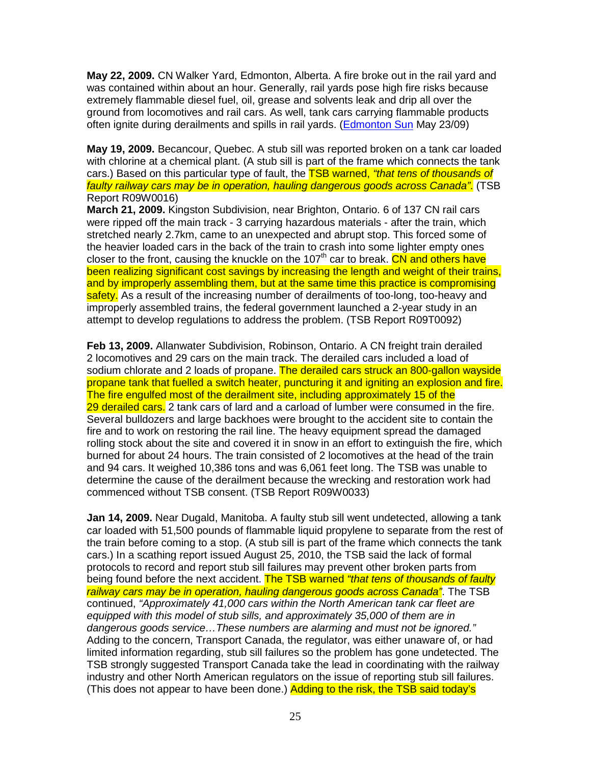**May 22, 2009.** CN Walker Yard, Edmonton, Alberta. A fire broke out in the rail yard and was contained within about an hour. Generally, rail yards pose high fire risks because extremely flammable diesel fuel, oil, grease and solvents leak and drip all over the ground from locomotives and rail cars. As well, tank cars carrying flammable products often ignite during derailments and spills in rail yards. (Edmonton Sun May 23/09)

**May 19, 2009.** Becancour, Quebec. A stub sill was reported broken on a tank car loaded with chlorine at a chemical plant. (A stub sill is part of the frame which connects the tank cars.) Based on this particular type of fault, the TSB warned, *"that tens of thousands of faulty railway cars may be in operation, hauling dangerous goods across Canada"*. (TSB Report R09W0016)

**March 21, 2009.** Kingston Subdivision, near Brighton, Ontario. 6 of 137 CN rail cars were ripped off the main track - 3 carrying hazardous materials - after the train, which stretched nearly 2.7km, came to an unexpected and abrupt stop. This forced some of the heavier loaded cars in the back of the train to crash into some lighter empty ones closer to the front, causing the knuckle on the 107th car to break. CN and others have been realizing significant cost savings by increasing the length and weight of their trains, and by improperly assembling them, but at the same time this practice is compromising safety. As a result of the increasing number of derailments of too-long, too-heavy and improperly assembled trains, the federal government launched a 2-year study in an attempt to develop regulations to address the problem. (TSB Report R09T0092)

**Feb 13, 2009.** Allanwater Subdivision, Robinson, Ontario. A CN freight train derailed 2 locomotives and 29 cars on the main track. The derailed cars included a load of sodium chlorate and 2 loads of propane. The derailed cars struck an 800-gallon wayside propane tank that fuelled a switch heater, puncturing it and igniting an explosion and fire. The fire engulfed most of the derailment site, including approximately 15 of the 29 derailed cars. 2 tank cars of lard and a carload of lumber were consumed in the fire. Several bulldozers and large backhoes were brought to the accident site to contain the fire and to work on restoring the rail line. The heavy equipment spread the damaged rolling stock about the site and covered it in snow in an effort to extinguish the fire, which burned for about 24 hours. The train consisted of 2 locomotives at the head of the train and 94 cars. It weighed 10,386 tons and was 6,061 feet long. The TSB was unable to determine the cause of the derailment because the wrecking and restoration work had commenced without TSB consent. (TSB Report R09W0033)

**Jan 14, 2009.** Near Dugald, Manitoba. A faulty stub sill went undetected, allowing a tank car loaded with 51,500 pounds of flammable liquid propylene to separate from the rest of the train before coming to a stop. (A stub sill is part of the frame which connects the tank cars.) In a scathing report issued August 25, 2010, the TSB said the lack of formal protocols to record and report stub sill failures may prevent other broken parts from being found before the next accident. The TSB warned *"that tens of thousands of faulty railway cars may be in operation, hauling dangerous goods across Canada"*. The TSB continued, *"Approximately 41,000 cars within the North American tank car fleet are equipped with this model of stub sills, and approximately 35,000 of them are in dangerous goods service…These numbers are alarming and must not be ignored."* Adding to the concern, Transport Canada, the regulator, was either unaware of, or had limited information regarding, stub sill failures so the problem has gone undetected. The TSB strongly suggested Transport Canada take the lead in coordinating with the railway industry and other North American regulators on the issue of reporting stub sill failures. (This does not appear to have been done.) Adding to the risk, the TSB said today's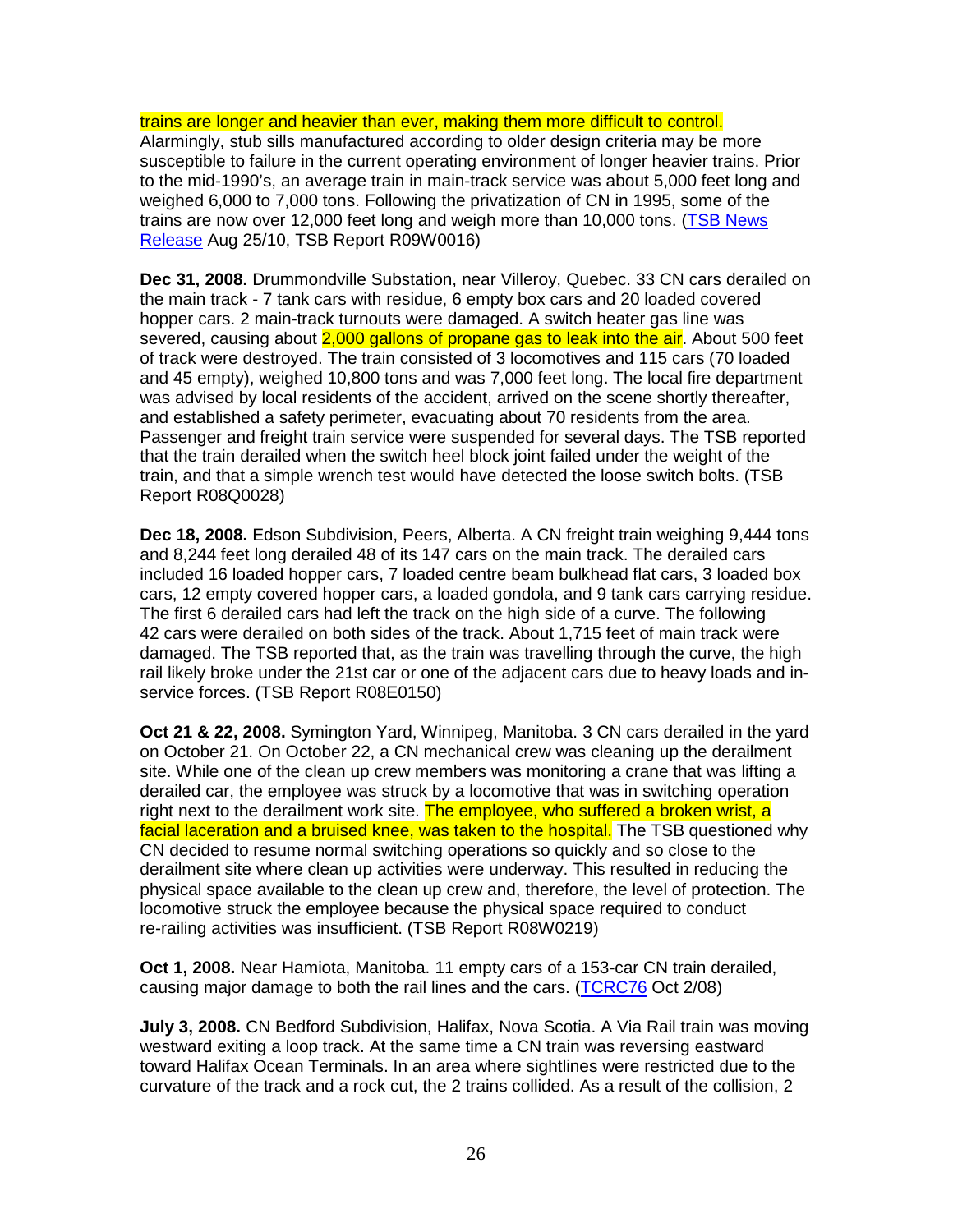trains are longer and heavier than ever, making them more difficult to control. Alarmingly, stub sills manufactured according to older design criteria may be more susceptible to failure in the current operating environment of longer heavier trains. Prior to the mid-1990's, an average train in main-track service was about 5,000 feet long and weighed 6,000 to 7,000 tons. Following the privatization of CN in 1995, some of the trains are now over 12,000 feet long and weigh more than 10,000 tons. (TSB News Release Aug 25/10, TSB Report R09W0016)

**Dec 31, 2008.** Drummondville Substation, near Villeroy, Quebec. 33 CN cars derailed on the main track - 7 tank cars with residue, 6 empty box cars and 20 loaded covered hopper cars. 2 main-track turnouts were damaged. A switch heater gas line was severed, causing about 2,000 gallons of propane gas to leak into the air. About 500 feet of track were destroyed. The train consisted of 3 locomotives and 115 cars (70 loaded and 45 empty), weighed 10,800 tons and was 7,000 feet long. The local fire department was advised by local residents of the accident, arrived on the scene shortly thereafter, and established a safety perimeter, evacuating about 70 residents from the area. Passenger and freight train service were suspended for several days. The TSB reported that the train derailed when the switch heel block joint failed under the weight of the train, and that a simple wrench test would have detected the loose switch bolts. (TSB Report R08Q0028)

**Dec 18, 2008.** Edson Subdivision, Peers, Alberta. A CN freight train weighing 9,444 tons and 8,244 feet long derailed 48 of its 147 cars on the main track. The derailed cars included 16 loaded hopper cars, 7 loaded centre beam bulkhead flat cars, 3 loaded box cars, 12 empty covered hopper cars, a loaded gondola, and 9 tank cars carrying residue. The first 6 derailed cars had left the track on the high side of a curve. The following 42 cars were derailed on both sides of the track. About 1,715 feet of main track were damaged. The TSB reported that, as the train was travelling through the curve, the high rail likely broke under the 21st car or one of the adjacent cars due to heavy loads and in-service forces. (TSB Report R08E0150)

**Oct 21 & 22, 2008.** Symington Yard, Winnipeg, Manitoba. 3 CN cars derailed in the yard on October 21. On October 22, a CN mechanical crew was cleaning up the derailment site. While one of the clean up crew members was monitoring a crane that was lifting a derailed car, the employee was struck by a locomotive that was in switching operation right next to the derailment work site. The employee, who suffered a broken wrist, a facial laceration and a bruised knee, was taken to the hospital. The TSB questioned why CN decided to resume normal switching operations so quickly and so close to the derailment site where clean up activities were underway. This resulted in reducing the physical space available to the clean up crew and, therefore, the level of protection. The locomotive struck the employee because the physical space required to conduct re-railing activities was insufficient. (TSB Report R08W0219)

**Oct 1, 2008.** Near Hamiota, Manitoba. 11 empty cars of a 153-car CN train derailed, causing major damage to both the rail lines and the cars. (TCRC76 Oct 2/08)

**July 3, 2008.** CN Bedford Subdivision, Halifax, Nova Scotia. A Via Rail train was moving westward exiting a loop track. At the same time a CN train was reversing eastward toward Halifax Ocean Terminals. In an area where sightlines were restricted due to the curvature of the track and a rock cut, the 2 trains collided. As a result of the collision, 2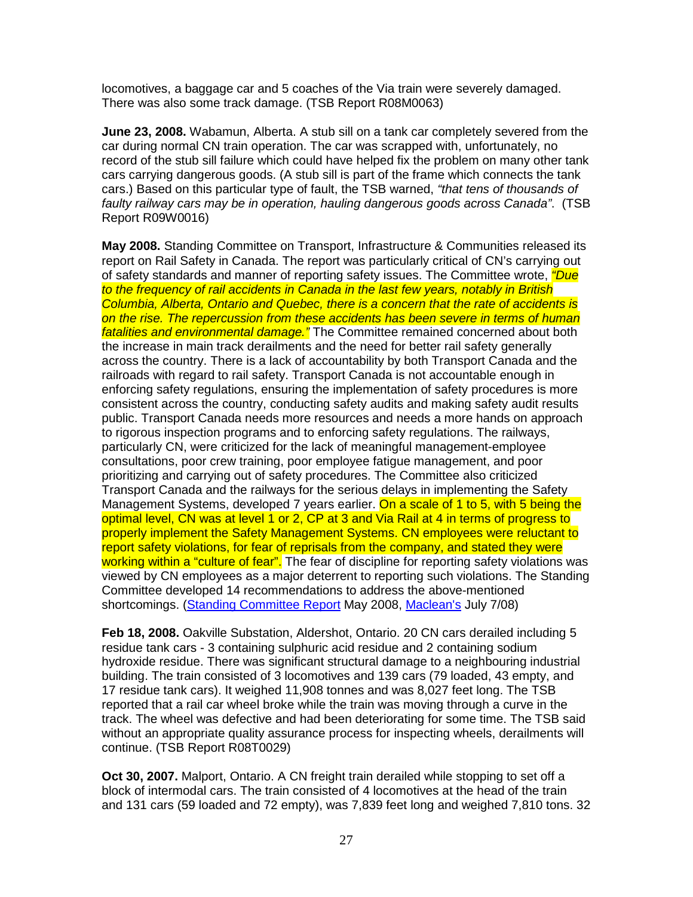locomotives, a baggage car and 5 coaches of the Via train were severely damaged. There was also some track damage. (TSB Report R08M0063)

**June 23, 2008.** Wabamun, Alberta. A stub sill on a tank car completely severed from the car during normal CN train operation. The car was scrapped with, unfortunately, no record of the stub sill failure which could have helped fix the problem on many other tank cars carrying dangerous goods. (A stub sill is part of the frame which connects the tank cars.) Based on this particular type of fault, the TSB warned, *"that tens of thousands of faulty railway cars may be in operation, hauling dangerous goods across Canada"*. (TSB Report R09W0016)

**May 2008.** Standing Committee on Transport, Infrastructure & Communities released its report on Rail Safety in Canada. The report was particularly critical of CN's carrying out of safety standards and manner of reporting safety issues. The Committee wrote, *"Due to the frequency of rail accidents in Canada in the last few years, notably in British Columbia, Alberta, Ontario and Quebec, there is a concern that the rate of accidents is on the rise. The repercussion from these accidents has been severe in terms of human fatalities and environmental damage."* The Committee remained concerned about both the increase in main track derailments and the need for better rail safety generally across the country. There is a lack of accountability by both Transport Canada and the railroads with regard to rail safety. Transport Canada is not accountable enough in enforcing safety regulations, ensuring the implementation of safety procedures is more consistent across the country, conducting safety audits and making safety audit results public. Transport Canada needs more resources and needs a more hands on approach to rigorous inspection programs and to enforcing safety regulations. The railways, particularly CN, were criticized for the lack of meaningful management-employee consultations, poor crew training, poor employee fatigue management, and poor prioritizing and carrying out of safety procedures. The Committee also criticized Transport Canada and the railways for the serious delays in implementing the Safety Management Systems, developed 7 years earlier. On a scale of 1 to 5, with 5 being the optimal level, CN was at level 1 or 2, CP at 3 and Via Rail at 4 in terms of progress to properly implement the Safety Management Systems. CN employees were reluctant to report safety violations, for fear of reprisals from the company, and stated they were working within a "culture of fear". The fear of discipline for reporting safety violations was viewed by CN employees as a major deterrent to reporting such violations. The Standing Committee developed 14 recommendations to address the above-mentioned shortcomings. (Standing Committee Report May 2008, Maclean's July 7/08)

**Feb 18, 2008.** Oakville Substation, Aldershot, Ontario. 20 CN cars derailed including 5 residue tank cars - 3 containing sulphuric acid residue and 2 containing sodium hydroxide residue. There was significant structural damage to a neighbouring industrial building. The train consisted of 3 locomotives and 139 cars (79 loaded, 43 empty, and 17 residue tank cars). It weighed 11,908 tonnes and was 8,027 feet long. The TSB reported that a rail car wheel broke while the train was moving through a curve in the track. The wheel was defective and had been deteriorating for some time. The TSB said without an appropriate quality assurance process for inspecting wheels, derailments will continue. (TSB Report R08T0029)

**Oct 30, 2007.** Malport, Ontario. A CN freight train derailed while stopping to set off a block of intermodal cars. The train consisted of 4 locomotives at the head of the train and 131 cars (59 loaded and 72 empty), was 7,839 feet long and weighed 7,810 tons. 32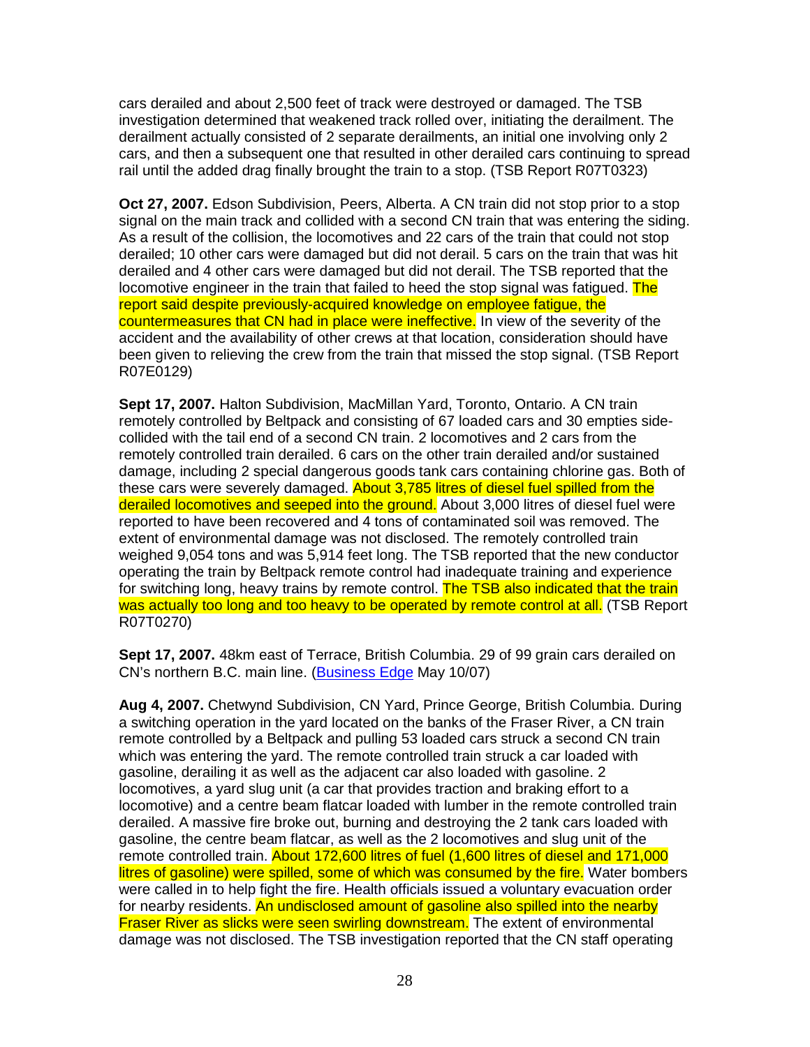cars derailed and about 2,500 feet of track were destroyed or damaged. The TSB investigation determined that weakened track rolled over, initiating the derailment. The derailment actually consisted of 2 separate derailments, an initial one involving only 2 cars, and then a subsequent one that resulted in other derailed cars continuing to spread rail until the added drag finally brought the train to a stop. (TSB Report R07T0323)

**Oct 27, 2007.** Edson Subdivision, Peers, Alberta. A CN train did not stop prior to a stop signal on the main track and collided with a second CN train that was entering the siding. As a result of the collision, the locomotives and 22 cars of the train that could not stop derailed; 10 other cars were damaged but did not derail. 5 cars on the train that was hit derailed and 4 other cars were damaged but did not derail. The TSB reported that the locomotive engineer in the train that failed to heed the stop signal was fatigued. The report said despite previously-acquired knowledge on employee fatigue, the countermeasures that CN had in place were ineffective. In view of the severity of the accident and the availability of other crews at that location, consideration should have been given to relieving the crew from the train that missed the stop signal. (TSB Report R07E0129)

**Sept 17, 2007.** Halton Subdivision, MacMillan Yard, Toronto, Ontario. A CN train remotely controlled by Beltpack and consisting of 67 loaded cars and 30 empties side-collided with the tail end of a second CN train. 2 locomotives and 2 cars from the remotely controlled train derailed. 6 cars on the other train derailed and/or sustained damage, including 2 special dangerous goods tank cars containing chlorine gas. Both of these cars were severely damaged. About 3,785 litres of diesel fuel spilled from the derailed locomotives and seeped into the ground. About 3,000 litres of diesel fuel were reported to have been recovered and 4 tons of contaminated soil was removed. The extent of environmental damage was not disclosed. The remotely controlled train weighed 9,054 tons and was 5,914 feet long. The TSB reported that the new conductor operating the train by Beltpack remote control had inadequate training and experience for switching long, heavy trains by remote control. The TSB also indicated that the train was actually too long and too heavy to be operated by remote control at all. (TSB Report R07T0270)

**Sept 17, 2007.** 48km east of Terrace, British Columbia. 29 of 99 grain cars derailed on CN's northern B.C. main line. (Business Edge May 10/07)

**Aug 4, 2007.** Chetwynd Subdivision, CN Yard, Prince George, British Columbia. During a switching operation in the yard located on the banks of the Fraser River, a CN train remote controlled by a Beltpack and pulling 53 loaded cars struck a second CN train which was entering the yard. The remote controlled train struck a car loaded with gasoline, derailing it as well as the adjacent car also loaded with gasoline. 2 locomotives, a yard slug unit (a car that provides traction and braking effort to a locomotive) and a centre beam flatcar loaded with lumber in the remote controlled train derailed. A massive fire broke out, burning and destroying the 2 tank cars loaded with gasoline, the centre beam flatcar, as well as the 2 locomotives and slug unit of the remote controlled train. About 172,600 litres of fuel (1,600 litres of diesel and 171,000 litres of gasoline) were spilled, some of which was consumed by the fire. Water bombers were called in to help fight the fire. Health officials issued a voluntary evacuation order for nearby residents. An undisclosed amount of gasoline also spilled into the nearby Fraser River as slicks were seen swirling downstream. The extent of environmental damage was not disclosed. The TSB investigation reported that the CN staff operating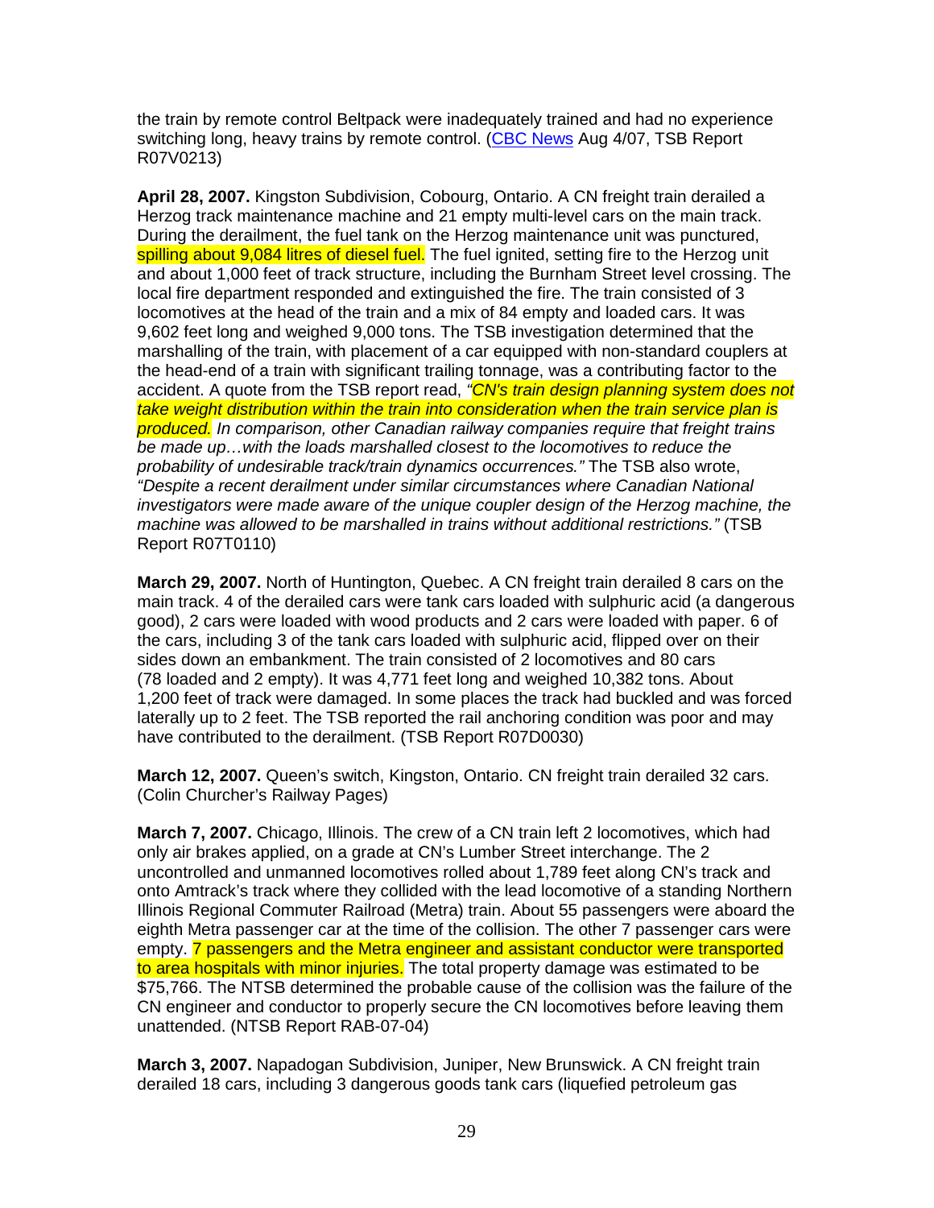the train by remote control Beltpack were inadequately trained and had no experience switching long, heavy trains by remote control. (CBC News Aug 4/07, TSB Report R07V0213)

**April 28, 2007.** Kingston Subdivision, Cobourg, Ontario. A CN freight train derailed a Herzog track maintenance machine and 21 empty multi-level cars on the main track. During the derailment, the fuel tank on the Herzog maintenance unit was punctured, spilling about 9,084 litres of diesel fuel. The fuel ignited, setting fire to the Herzog unit and about 1,000 feet of track structure, including the Burnham Street level crossing. The local fire department responded and extinguished the fire. The train consisted of 3 locomotives at the head of the train and a mix of 84 empty and loaded cars. It was 9,602 feet long and weighed 9,000 tons. The TSB investigation determined that the marshalling of the train, with placement of a car equipped with non-standard couplers at the head-end of a train with significant trailing tonnage, was a contributing factor to the accident. A quote from the TSB report read, *"CN's train design planning system does not take weight distribution within the train into consideration when the train service plan is produced. In comparison, other Canadian railway companies require that freight trains be made up…with the loads marshalled closest to the locomotives to reduce the probability of undesirable track/train dynamics occurrences."* The TSB also wrote, *"Despite a recent derailment under similar circumstances where Canadian National investigators were made aware of the unique coupler design of the Herzog machine, the machine was allowed to be marshalled in trains without additional restrictions."* (TSB Report R07T0110)

**March 29, 2007.** North of Huntington, Quebec. A CN freight train derailed 8 cars on the main track. 4 of the derailed cars were tank cars loaded with sulphuric acid (a dangerous good), 2 cars were loaded with wood products and 2 cars were loaded with paper. 6 of the cars, including 3 of the tank cars loaded with sulphuric acid, flipped over on their sides down an embankment. The train consisted of 2 locomotives and 80 cars (78 loaded and 2 empty). It was 4,771 feet long and weighed 10,382 tons. About 1,200 feet of track were damaged. In some places the track had buckled and was forced laterally up to 2 feet. The TSB reported the rail anchoring condition was poor and may have contributed to the derailment. (TSB Report R07D0030)

**March 12, 2007.** Queen's switch, Kingston, Ontario. CN freight train derailed 32 cars. (Colin Churcher's Railway Pages)

**March 7, 2007.** Chicago, Illinois. The crew of a CN train left 2 locomotives, which had only air brakes applied, on a grade at CN's Lumber Street interchange. The 2 uncontrolled and unmanned locomotives rolled about 1,789 feet along CN's track and onto Amtrack's track where they collided with the lead locomotive of a standing Northern Illinois Regional Commuter Railroad (Metra) train. About 55 passengers were aboard the eighth Metra passenger car at the time of the collision. The other 7 passenger cars were empty. 7 passengers and the Metra engineer and assistant conductor were transported to area hospitals with minor injuries. The total property damage was estimated to be $75,766. The NTSB determined the probable cause of the collision was the failure of the CN engineer and conductor to properly secure the CN locomotives before leaving them unattended. (NTSB Report RAB-07-04)

**March 3, 2007.** Napadogan Subdivision, Juniper, New Brunswick. A CN freight train derailed 18 cars, including 3 dangerous goods tank cars (liquefied petroleum gas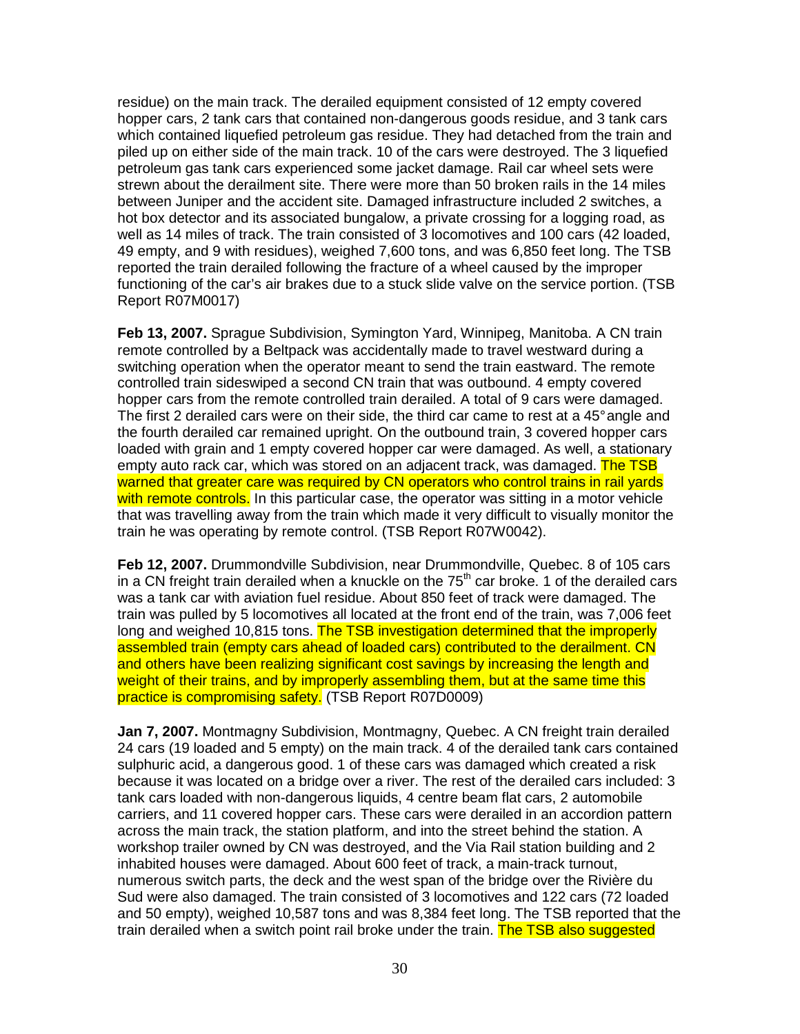residue) on the main track. The derailed equipment consisted of 12 empty covered hopper cars, 2 tank cars that contained non-dangerous goods residue, and 3 tank cars which contained liquefied petroleum gas residue. They had detached from the train and piled up on either side of the main track. 10 of the cars were destroyed. The 3 liquefied petroleum gas tank cars experienced some jacket damage. Rail car wheel sets were strewn about the derailment site. There were more than 50 broken rails in the 14 miles between Juniper and the accident site. Damaged infrastructure included 2 switches, a hot box detector and its associated bungalow, a private crossing for a logging road, as well as 14 miles of track. The train consisted of 3 locomotives and 100 cars (42 loaded, 49 empty, and 9 with residues), weighed 7,600 tons, and was 6,850 feet long. The TSB reported the train derailed following the fracture of a wheel caused by the improper functioning of the car's air brakes due to a stuck slide valve on the service portion. (TSB Report R07M0017)

**Feb 13, 2007.** Sprague Subdivision, Symington Yard, Winnipeg, Manitoba. A CN train remote controlled by a Beltpack was accidentally made to travel westward during a switching operation when the operator meant to send the train eastward. The remote controlled train sideswiped a second CN train that was outbound. 4 empty covered hopper cars from the remote controlled train derailed. A total of 9 cars were damaged. The first 2 derailed cars were on their side, the third car came to rest at a 45° angle and the fourth derailed car remained upright. On the outbound train, 3 covered hopper cars loaded with grain and 1 empty covered hopper car were damaged. As well, a stationary empty auto rack car, which was stored on an adjacent track, was damaged. The TSB warned that greater care was required by CN operators who control trains in rail yards with remote controls. In this particular case, the operator was sitting in a motor vehicle that was travelling away from the train which made it very difficult to visually monitor the train he was operating by remote control. (TSB Report R07W0042).

**Feb 12, 2007.** Drummondville Subdivision, near Drummondville, Quebec. 8 of 105 cars in a CN freight train derailed when a knuckle on the 75th car broke. 1 of the derailed cars was a tank car with aviation fuel residue. About 850 feet of track were damaged. The train was pulled by 5 locomotives all located at the front end of the train, was 7,006 feet long and weighed 10,815 tons. The TSB investigation determined that the improperly assembled train (empty cars ahead of loaded cars) contributed to the derailment. CN and others have been realizing significant cost savings by increasing the length and weight of their trains, and by improperly assembling them, but at the same time this practice is compromising safety. (TSB Report R07D0009)

**Jan 7, 2007.** Montmagny Subdivision, Montmagny, Quebec. A CN freight train derailed 24 cars (19 loaded and 5 empty) on the main track. 4 of the derailed tank cars contained sulphuric acid, a dangerous good. 1 of these cars was damaged which created a risk because it was located on a bridge over a river. The rest of the derailed cars included: 3 tank cars loaded with non-dangerous liquids, 4 centre beam flat cars, 2 automobile carriers, and 11 covered hopper cars. These cars were derailed in an accordion pattern across the main track, the station platform, and into the street behind the station. A workshop trailer owned by CN was destroyed, and the Via Rail station building and 2 inhabited houses were damaged. About 600 feet of track, a main-track turnout, numerous switch parts, the deck and the west span of the bridge over the Rivière du Sud were also damaged. The train consisted of 3 locomotives and 122 cars (72 loaded and 50 empty), weighed 10,587 tons and was 8,384 feet long. The TSB reported that the train derailed when a switch point rail broke under the train. The TSB also suggested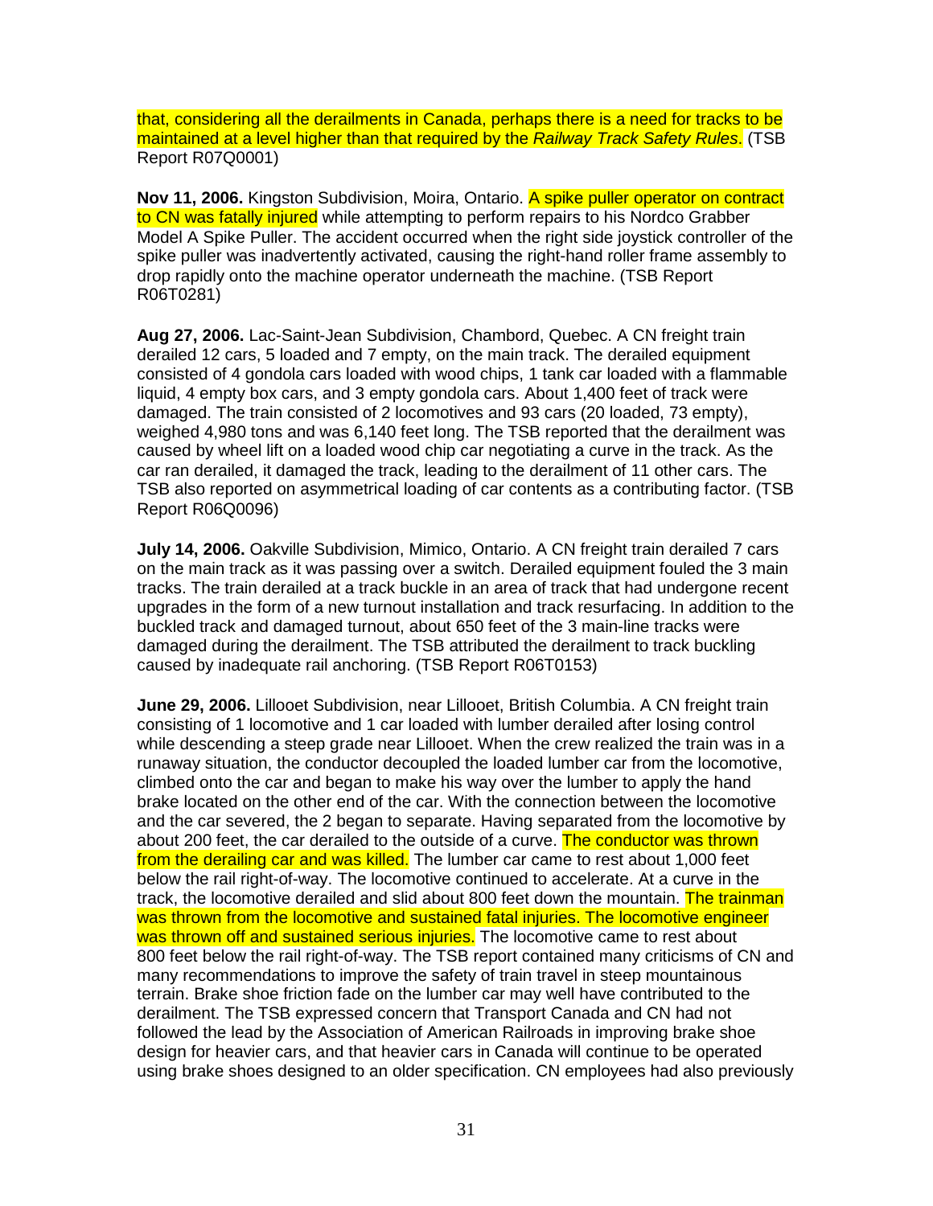that, considering all the derailments in Canada, perhaps there is a need for tracks to be maintained at a level higher than that required by the *Railway Track Safety Rules*. (TSB Report R07Q0001)

**Nov 11, 2006.** Kingston Subdivision, Moira, Ontario. A spike puller operator on contract to CN was fatally injured while attempting to perform repairs to his Nordco Grabber Model A Spike Puller. The accident occurred when the right side joystick controller of the spike puller was inadvertently activated, causing the right-hand roller frame assembly to drop rapidly onto the machine operator underneath the machine. (TSB Report R06T0281)

**Aug 27, 2006.** Lac-Saint-Jean Subdivision, Chambord, Quebec. A CN freight train derailed 12 cars, 5 loaded and 7 empty, on the main track. The derailed equipment consisted of 4 gondola cars loaded with wood chips, 1 tank car loaded with a flammable liquid, 4 empty box cars, and 3 empty gondola cars. About 1,400 feet of track were damaged. The train consisted of 2 locomotives and 93 cars (20 loaded, 73 empty), weighed 4,980 tons and was 6,140 feet long. The TSB reported that the derailment was caused by wheel lift on a loaded wood chip car negotiating a curve in the track. As the car ran derailed, it damaged the track, leading to the derailment of 11 other cars. The TSB also reported on asymmetrical loading of car contents as a contributing factor. (TSB Report R06Q0096)

**July 14, 2006.** Oakville Subdivision, Mimico, Ontario. A CN freight train derailed 7 cars on the main track as it was passing over a switch. Derailed equipment fouled the 3 main tracks. The train derailed at a track buckle in an area of track that had undergone recent upgrades in the form of a new turnout installation and track resurfacing. In addition to the buckled track and damaged turnout, about 650 feet of the 3 main-line tracks were damaged during the derailment. The TSB attributed the derailment to track buckling caused by inadequate rail anchoring. (TSB Report R06T0153)

**June 29, 2006.** Lillooet Subdivision, near Lillooet, British Columbia. A CN freight train consisting of 1 locomotive and 1 car loaded with lumber derailed after losing control while descending a steep grade near Lillooet. When the crew realized the train was in a runaway situation, the conductor decoupled the loaded lumber car from the locomotive, climbed onto the car and began to make his way over the lumber to apply the hand brake located on the other end of the car. With the connection between the locomotive and the car severed, the 2 began to separate. Having separated from the locomotive by about 200 feet, the car derailed to the outside of a curve. The conductor was thrown from the derailing car and was killed. The lumber car came to rest about 1,000 feet below the rail right-of-way. The locomotive continued to accelerate. At a curve in the track, the locomotive derailed and slid about 800 feet down the mountain. The trainman was thrown from the locomotive and sustained fatal injuries. The locomotive engineer was thrown off and sustained serious injuries. The locomotive came to rest about 800 feet below the rail right-of-way. The TSB report contained many criticisms of CN and many recommendations to improve the safety of train travel in steep mountainous terrain. Brake shoe friction fade on the lumber car may well have contributed to the derailment. The TSB expressed concern that Transport Canada and CN had not followed the lead by the Association of American Railroads in improving brake shoe design for heavier cars, and that heavier cars in Canada will continue to be operated using brake shoes designed to an older specification. CN employees had also previously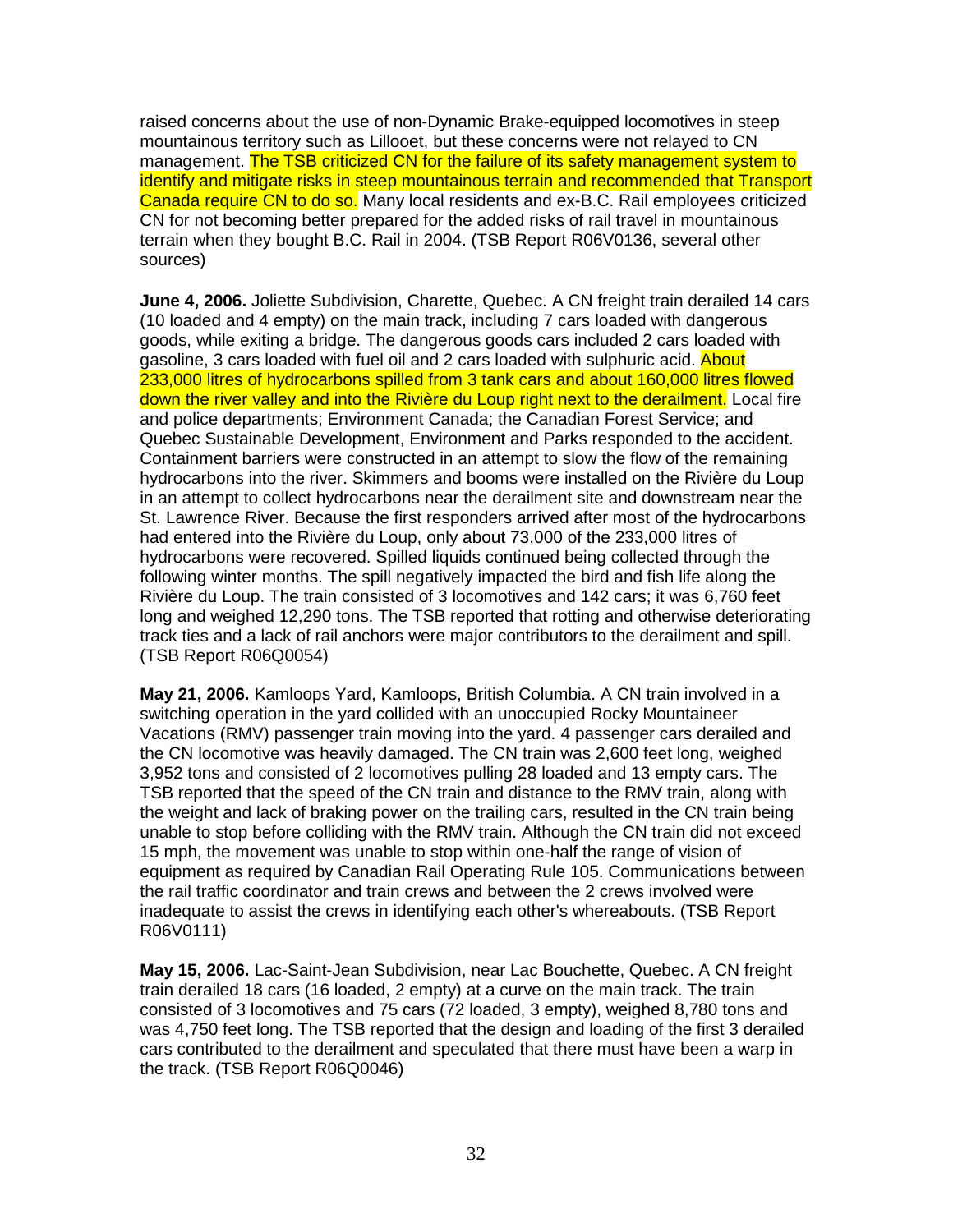raised concerns about the use of non-Dynamic Brake-equipped locomotives in steep mountainous territory such as Lillooet, but these concerns were not relayed to CN management. The TSB criticized CN for the failure of its safety management system to identify and mitigate risks in steep mountainous terrain and recommended that Transport Canada require CN to do so. Many local residents and ex-B.C. Rail employees criticized CN for not becoming better prepared for the added risks of rail travel in mountainous terrain when they bought B.C. Rail in 2004. (TSB Report R06V0136, several other sources)

**June 4, 2006.** Joliette Subdivision, Charette, Quebec. A CN freight train derailed 14 cars (10 loaded and 4 empty) on the main track, including 7 cars loaded with dangerous goods, while exiting a bridge. The dangerous goods cars included 2 cars loaded with gasoline, 3 cars loaded with fuel oil and 2 cars loaded with sulphuric acid. About 233,000 litres of hydrocarbons spilled from 3 tank cars and about 160,000 litres flowed down the river valley and into the Rivière du Loup right next to the derailment. Local fire and police departments; Environment Canada; the Canadian Forest Service; and Quebec Sustainable Development, Environment and Parks responded to the accident. Containment barriers were constructed in an attempt to slow the flow of the remaining hydrocarbons into the river. Skimmers and booms were installed on the Rivière du Loup in an attempt to collect hydrocarbons near the derailment site and downstream near the St. Lawrence River. Because the first responders arrived after most of the hydrocarbons had entered into the Rivière du Loup, only about 73,000 of the 233,000 litres of hydrocarbons were recovered. Spilled liquids continued being collected through the following winter months. The spill negatively impacted the bird and fish life along the Rivière du Loup. The train consisted of 3 locomotives and 142 cars; it was 6,760 feet long and weighed 12,290 tons. The TSB reported that rotting and otherwise deteriorating track ties and a lack of rail anchors were major contributors to the derailment and spill. (TSB Report R06Q0054)

**May 21, 2006.** Kamloops Yard, Kamloops, British Columbia. A CN train involved in a switching operation in the yard collided with an unoccupied Rocky Mountaineer Vacations (RMV) passenger train moving into the yard. 4 passenger cars derailed and the CN locomotive was heavily damaged. The CN train was 2,600 feet long, weighed 3,952 tons and consisted of 2 locomotives pulling 28 loaded and 13 empty cars. The TSB reported that the speed of the CN train and distance to the RMV train, along with the weight and lack of braking power on the trailing cars, resulted in the CN train being unable to stop before colliding with the RMV train. Although the CN train did not exceed 15 mph, the movement was unable to stop within one-half the range of vision of equipment as required by Canadian Rail Operating Rule 105. Communications between the rail traffic coordinator and train crews and between the 2 crews involved were inadequate to assist the crews in identifying each other's whereabouts. (TSB Report R06V0111)

**May 15, 2006.** Lac-Saint-Jean Subdivision, near Lac Bouchette, Quebec. A CN freight train derailed 18 cars (16 loaded, 2 empty) at a curve on the main track. The train consisted of 3 locomotives and 75 cars (72 loaded, 3 empty), weighed 8,780 tons and was 4,750 feet long. The TSB reported that the design and loading of the first 3 derailed cars contributed to the derailment and speculated that there must have been a warp in the track. (TSB Report R06Q0046)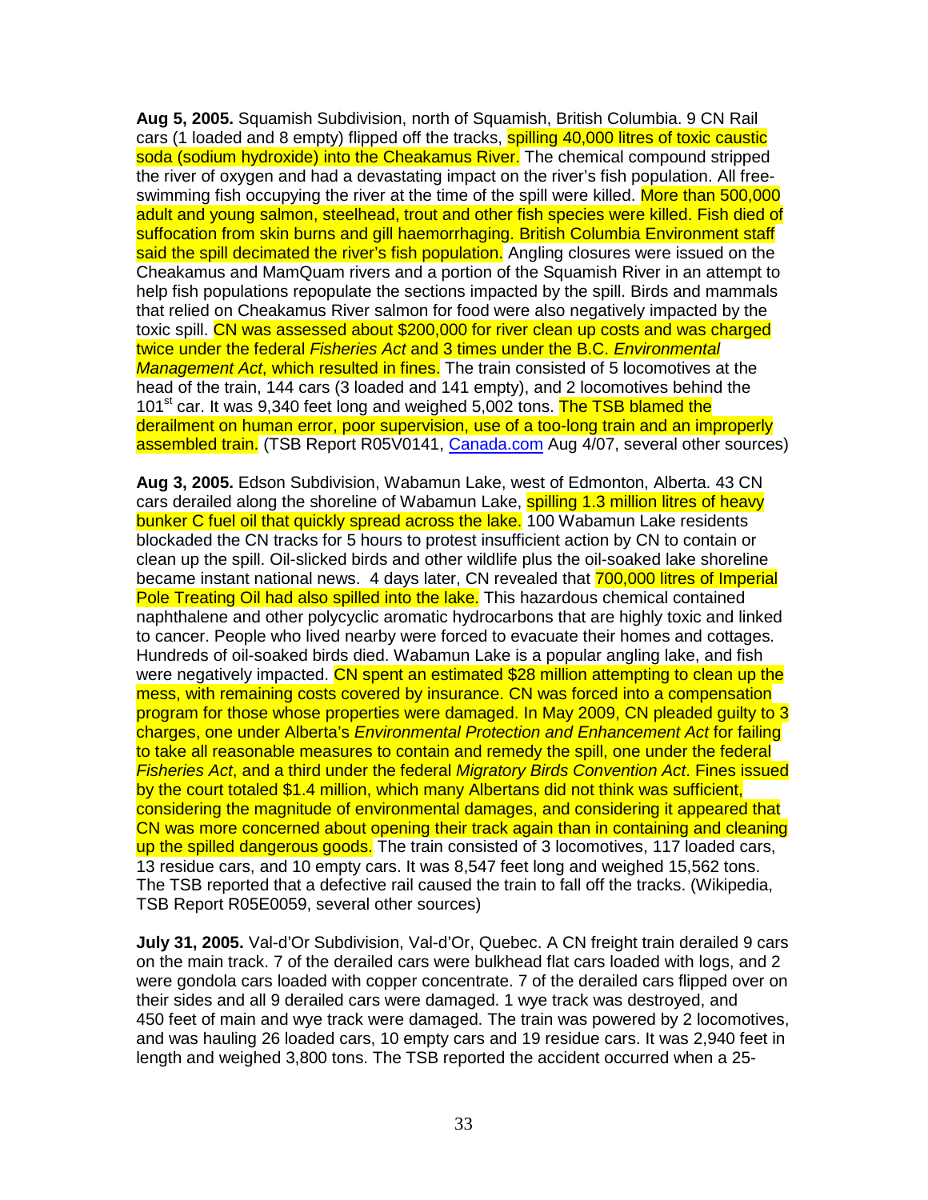**Aug 5, 2005.** Squamish Subdivision, north of Squamish, British Columbia. 9 CN Rail cars (1 loaded and 8 empty) flipped off the tracks, spilling 40,000 litres of toxic caustic soda (sodium hydroxide) into the Cheakamus River. The chemical compound stripped the river of oxygen and had a devastating impact on the river's fish population. All free-swimming fish occupying the river at the time of the spill were killed. More than 500,000 adult and young salmon, steelhead, trout and other fish species were killed. Fish died of suffocation from skin burns and gill haemorrhaging. British Columbia Environment staff said the spill decimated the river's fish population. Angling closures were issued on the Cheakamus and MamQuam rivers and a portion of the Squamish River in an attempt to help fish populations repopulate the sections impacted by the spill. Birds and mammals that relied on Cheakamus River salmon for food were also negatively impacted by the toxic spill. CN was assessed about $200,000 for river clean up costs and was charged twice under the federal *Fisheries Act* and 3 times under the B.C. *Environmental Management Act*, which resulted in fines. The train consisted of 5 locomotives at the head of the train, 144 cars (3 loaded and 141 empty), and 2 locomotives behind the 101st car. It was 9,340 feet long and weighed 5,002 tons. The TSB blamed the derailment on human error, poor supervision, use of a too-long train and an improperly assembled train. (TSB Report R05V0141, Canada.com Aug 4/07, several other sources)

**Aug 3, 2005.** Edson Subdivision, Wabamun Lake, west of Edmonton, Alberta. 43 CN cars derailed along the shoreline of Wabamun Lake, spilling 1.3 million litres of heavy bunker C fuel oil that quickly spread across the lake. 100 Wabamun Lake residents blockaded the CN tracks for 5 hours to protest insufficient action by CN to contain or clean up the spill. Oil-slicked birds and other wildlife plus the oil-soaked lake shoreline became instant national news. 4 days later, CN revealed that 700,000 litres of Imperial Pole Treating Oil had also spilled into the lake. This hazardous chemical contained naphthalene and other polycyclic aromatic hydrocarbons that are highly toxic and linked to cancer. People who lived nearby were forced to evacuate their homes and cottages. Hundreds of oil-soaked birds died. Wabamun Lake is a popular angling lake, and fish were negatively impacted. CN spent an estimated $28 million attempting to clean up the mess, with remaining costs covered by insurance. CN was forced into a compensation program for those whose properties were damaged. In May 2009, CN pleaded guilty to 3 charges, one under Alberta's *Environmental Protection and Enhancement Act* for failing to take all reasonable measures to contain and remedy the spill, one under the federal *Fisheries Act*, and a third under the federal *Migratory Birds Convention Act*. Fines issued by the court totaled $1.4 million, which many Albertans did not think was sufficient, considering the magnitude of environmental damages, and considering it appeared that CN was more concerned about opening their track again than in containing and cleaning up the spilled dangerous goods. The train consisted of 3 locomotives, 117 loaded cars, 13 residue cars, and 10 empty cars. It was 8,547 feet long and weighed 15,562 tons. The TSB reported that a defective rail caused the train to fall off the tracks. (Wikipedia, TSB Report R05E0059, several other sources)

**July 31, 2005.** Val-d'Or Subdivision, Val-d'Or, Quebec. A CN freight train derailed 9 cars on the main track. 7 of the derailed cars were bulkhead flat cars loaded with logs, and 2 were gondola cars loaded with copper concentrate. 7 of the derailed cars flipped over on their sides and all 9 derailed cars were damaged. 1 wye track was destroyed, and 450 feet of main and wye track were damaged. The train was powered by 2 locomotives, and was hauling 26 loaded cars, 10 empty cars and 19 residue cars. It was 2,940 feet in length and weighed 3,800 tons. The TSB reported the accident occurred when a 25-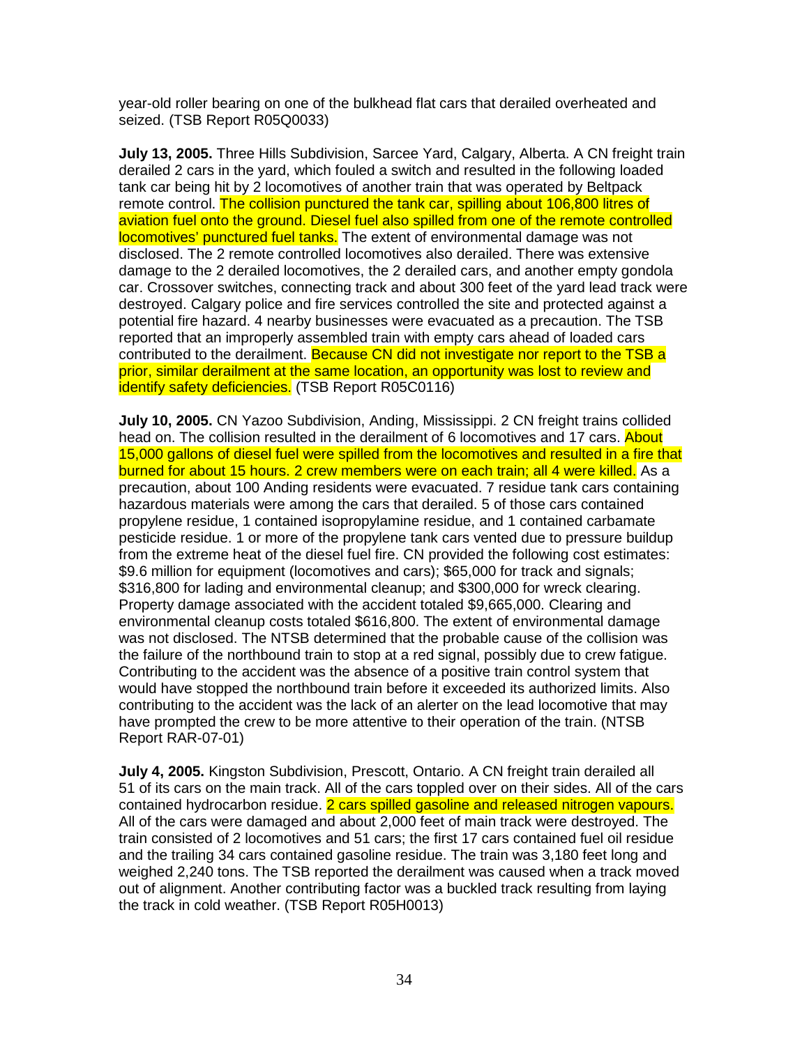year-old roller bearing on one of the bulkhead flat cars that derailed overheated and seized. (TSB Report R05Q0033)

**July 13, 2005.** Three Hills Subdivision, Sarcee Yard, Calgary, Alberta. A CN freight train derailed 2 cars in the yard, which fouled a switch and resulted in the following loaded tank car being hit by 2 locomotives of another train that was operated by Beltpack remote control. The collision punctured the tank car, spilling about 106,800 litres of aviation fuel onto the ground. Diesel fuel also spilled from one of the remote controlled locomotives' punctured fuel tanks. The extent of environmental damage was not disclosed. The 2 remote controlled locomotives also derailed. There was extensive damage to the 2 derailed locomotives, the 2 derailed cars, and another empty gondola car. Crossover switches, connecting track and about 300 feet of the yard lead track were destroyed. Calgary police and fire services controlled the site and protected against a potential fire hazard. 4 nearby businesses were evacuated as a precaution. The TSB reported that an improperly assembled train with empty cars ahead of loaded cars contributed to the derailment. Because CN did not investigate nor report to the TSB a prior, similar derailment at the same location, an opportunity was lost to review and identify safety deficiencies. (TSB Report R05C0116)

**July 10, 2005.** CN Yazoo Subdivision, Anding, Mississippi. 2 CN freight trains collided head on. The collision resulted in the derailment of 6 locomotives and 17 cars. About 15,000 gallons of diesel fuel were spilled from the locomotives and resulted in a fire that burned for about 15 hours. 2 crew members were on each train; all 4 were killed. As a precaution, about 100 Anding residents were evacuated. 7 residue tank cars containing hazardous materials were among the cars that derailed. 5 of those cars contained propylene residue, 1 contained isopropylamine residue, and 1 contained carbamate pesticide residue. 1 or more of the propylene tank cars vented due to pressure buildup from the extreme heat of the diesel fuel fire. CN provided the following cost estimates: $9.6 million for equipment (locomotives and cars); $65,000 for track and signals; $316,800 for lading and environmental cleanup; and $300,000 for wreck clearing. Property damage associated with the accident totaled $9,665,000. Clearing and environmental cleanup costs totaled $616,800. The extent of environmental damage was not disclosed. The NTSB determined that the probable cause of the collision was the failure of the northbound train to stop at a red signal, possibly due to crew fatigue. Contributing to the accident was the absence of a positive train control system that would have stopped the northbound train before it exceeded its authorized limits. Also contributing to the accident was the lack of an alerter on the lead locomotive that may have prompted the crew to be more attentive to their operation of the train. (NTSB Report RAR-07-01)

**July 4, 2005.** Kingston Subdivision, Prescott, Ontario. A CN freight train derailed all 51 of its cars on the main track. All of the cars toppled over on their sides. All of the cars contained hydrocarbon residue. 2 cars spilled gasoline and released nitrogen vapours. All of the cars were damaged and about 2,000 feet of main track were destroyed. The train consisted of 2 locomotives and 51 cars; the first 17 cars contained fuel oil residue and the trailing 34 cars contained gasoline residue. The train was 3,180 feet long and weighed 2,240 tons. The TSB reported the derailment was caused when a track moved out of alignment. Another contributing factor was a buckled track resulting from laying the track in cold weather. (TSB Report R05H0013)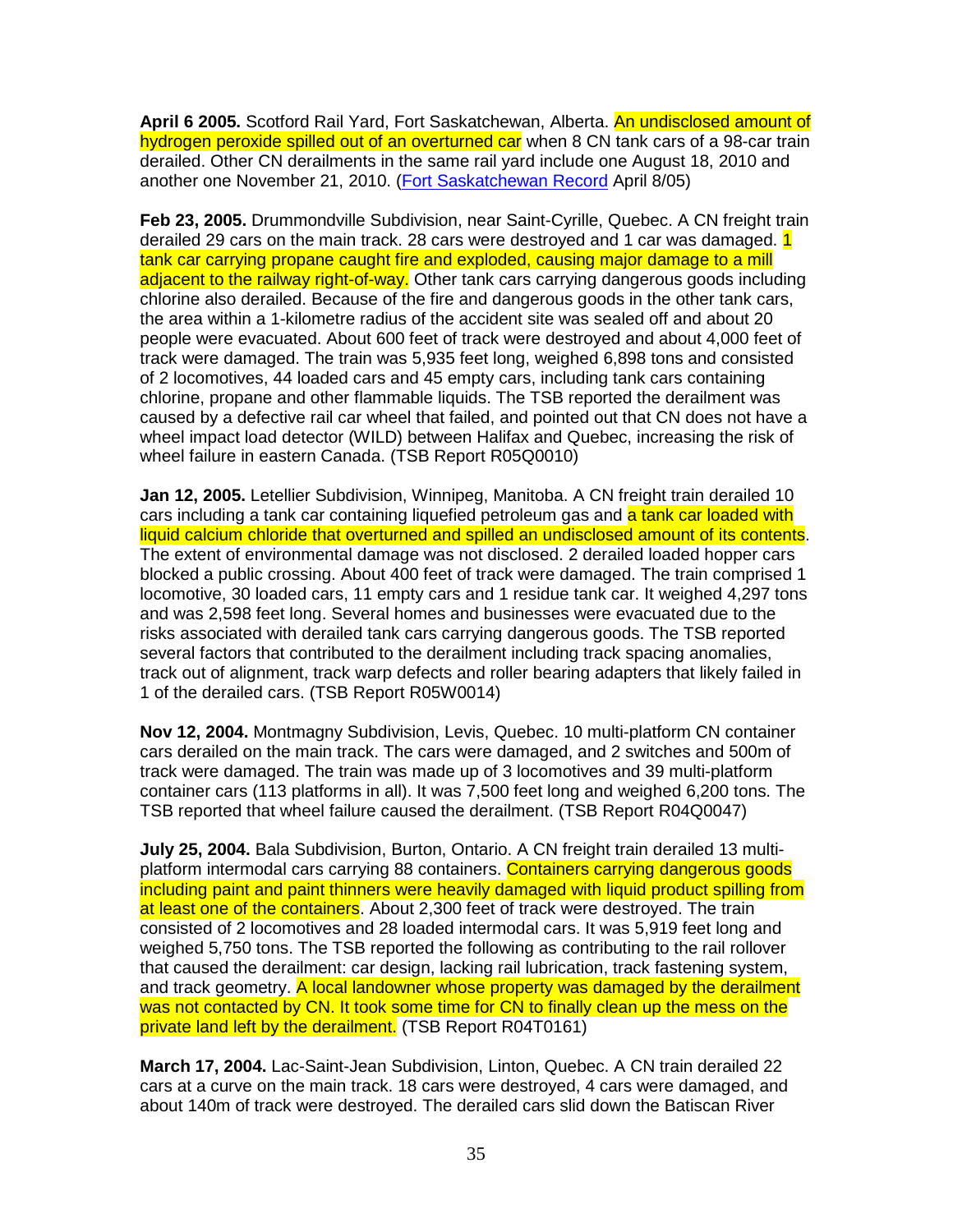**April 6 2005.** Scotford Rail Yard, Fort Saskatchewan, Alberta. An undisclosed amount of hydrogen peroxide spilled out of an overturned car when 8 CN tank cars of a 98-car train derailed. Other CN derailments in the same rail yard include one August 18, 2010 and another one November 21, 2010. (Fort Saskatchewan Record April 8/05)

**Feb 23, 2005.** Drummondville Subdivision, near Saint-Cyrille, Quebec. A CN freight train derailed 29 cars on the main track. 28 cars were destroyed and 1 car was damaged. 1 tank car carrying propane caught fire and exploded, causing major damage to a mill adjacent to the railway right-of-way. Other tank cars carrying dangerous goods including chlorine also derailed. Because of the fire and dangerous goods in the other tank cars, the area within a 1-kilometre radius of the accident site was sealed off and about 20 people were evacuated. About 600 feet of track were destroyed and about 4,000 feet of track were damaged. The train was 5,935 feet long, weighed 6,898 tons and consisted of 2 locomotives, 44 loaded cars and 45 empty cars, including tank cars containing chlorine, propane and other flammable liquids. The TSB reported the derailment was caused by a defective rail car wheel that failed, and pointed out that CN does not have a wheel impact load detector (WILD) between Halifax and Quebec, increasing the risk of wheel failure in eastern Canada. (TSB Report R05Q0010)

**Jan 12, 2005.** Letellier Subdivision, Winnipeg, Manitoba. A CN freight train derailed 10 cars including a tank car containing liquefied petroleum gas and a tank car loaded with liquid calcium chloride that overturned and spilled an undisclosed amount of its contents. The extent of environmental damage was not disclosed. 2 derailed loaded hopper cars blocked a public crossing. About 400 feet of track were damaged. The train comprised 1 locomotive, 30 loaded cars, 11 empty cars and 1 residue tank car. It weighed 4,297 tons and was 2,598 feet long. Several homes and businesses were evacuated due to the risks associated with derailed tank cars carrying dangerous goods. The TSB reported several factors that contributed to the derailment including track spacing anomalies, track out of alignment, track warp defects and roller bearing adapters that likely failed in 1 of the derailed cars. (TSB Report R05W0014)

**Nov 12, 2004.** Montmagny Subdivision, Levis, Quebec. 10 multi-platform CN container cars derailed on the main track. The cars were damaged, and 2 switches and 500m of track were damaged. The train was made up of 3 locomotives and 39 multi-platform container cars (113 platforms in all). It was 7,500 feet long and weighed 6,200 tons. The TSB reported that wheel failure caused the derailment. (TSB Report R04Q0047)

**July 25, 2004.** Bala Subdivision, Burton, Ontario. A CN freight train derailed 13 multi-platform intermodal cars carrying 88 containers. Containers carrying dangerous goods including paint and paint thinners were heavily damaged with liquid product spilling from at least one of the containers. About 2,300 feet of track were destroyed. The train consisted of 2 locomotives and 28 loaded intermodal cars. It was 5,919 feet long and weighed 5,750 tons. The TSB reported the following as contributing to the rail rollover that caused the derailment: car design, lacking rail lubrication, track fastening system, and track geometry. A local landowner whose property was damaged by the derailment was not contacted by CN. It took some time for CN to finally clean up the mess on the private land left by the derailment. (TSB Report R04T0161)

**March 17, 2004.** Lac-Saint-Jean Subdivision, Linton, Quebec. A CN train derailed 22 cars at a curve on the main track. 18 cars were destroyed, 4 cars were damaged, and about 140m of track were destroyed. The derailed cars slid down the Batiscan River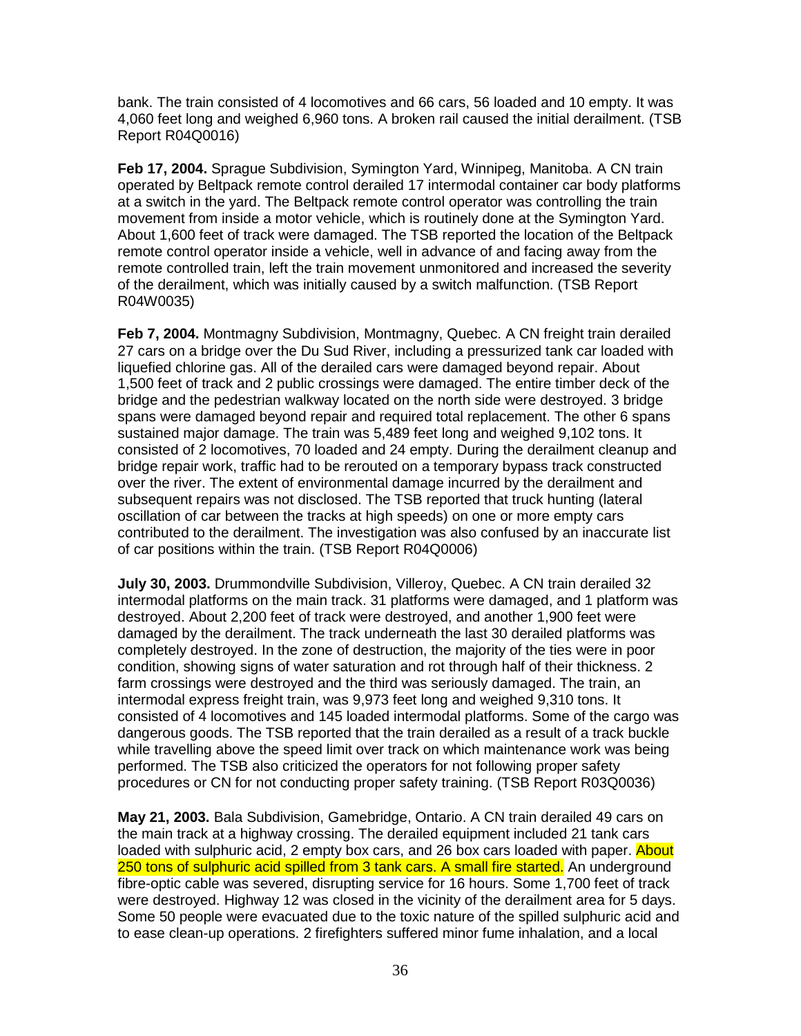bank. The train consisted of 4 locomotives and 66 cars, 56 loaded and 10 empty. It was 4,060 feet long and weighed 6,960 tons. A broken rail caused the initial derailment. (TSB Report R04Q0016)

**Feb 17, 2004.** Sprague Subdivision, Symington Yard, Winnipeg, Manitoba. A CN train operated by Beltpack remote control derailed 17 intermodal container car body platforms at a switch in the yard. The Beltpack remote control operator was controlling the train movement from inside a motor vehicle, which is routinely done at the Symington Yard. About 1,600 feet of track were damaged. The TSB reported the location of the Beltpack remote control operator inside a vehicle, well in advance of and facing away from the remote controlled train, left the train movement unmonitored and increased the severity of the derailment, which was initially caused by a switch malfunction. (TSB Report R04W0035)

**Feb 7, 2004.** Montmagny Subdivision, Montmagny, Quebec. A CN freight train derailed 27 cars on a bridge over the Du Sud River, including a pressurized tank car loaded with liquefied chlorine gas. All of the derailed cars were damaged beyond repair. About 1,500 feet of track and 2 public crossings were damaged. The entire timber deck of the bridge and the pedestrian walkway located on the north side were destroyed. 3 bridge spans were damaged beyond repair and required total replacement. The other 6 spans sustained major damage. The train was 5,489 feet long and weighed 9,102 tons. It consisted of 2 locomotives, 70 loaded and 24 empty. During the derailment cleanup and bridge repair work, traffic had to be rerouted on a temporary bypass track constructed over the river. The extent of environmental damage incurred by the derailment and subsequent repairs was not disclosed. The TSB reported that truck hunting (lateral oscillation of car between the tracks at high speeds) on one or more empty cars contributed to the derailment. The investigation was also confused by an inaccurate list of car positions within the train. (TSB Report R04Q0006)

**July 30, 2003.** Drummondville Subdivision, Villeroy, Quebec. A CN train derailed 32 intermodal platforms on the main track. 31 platforms were damaged, and 1 platform was destroyed. About 2,200 feet of track were destroyed, and another 1,900 feet were damaged by the derailment. The track underneath the last 30 derailed platforms was completely destroyed. In the zone of destruction, the majority of the ties were in poor condition, showing signs of water saturation and rot through half of their thickness. 2 farm crossings were destroyed and the third was seriously damaged. The train, an intermodal express freight train, was 9,973 feet long and weighed 9,310 tons. It consisted of 4 locomotives and 145 loaded intermodal platforms. Some of the cargo was dangerous goods. The TSB reported that the train derailed as a result of a track buckle while travelling above the speed limit over track on which maintenance work was being performed. The TSB also criticized the operators for not following proper safety procedures or CN for not conducting proper safety training. (TSB Report R03Q0036)

**May 21, 2003.** Bala Subdivision, Gamebridge, Ontario. A CN train derailed 49 cars on the main track at a highway crossing. The derailed equipment included 21 tank cars loaded with sulphuric acid, 2 empty box cars, and 26 box cars loaded with paper. About 250 tons of sulphuric acid spilled from 3 tank cars. A small fire started. An underground fibre-optic cable was severed, disrupting service for 16 hours. Some 1,700 feet of track were destroyed. Highway 12 was closed in the vicinity of the derailment area for 5 days. Some 50 people were evacuated due to the toxic nature of the spilled sulphuric acid and to ease clean-up operations. 2 firefighters suffered minor fume inhalation, and a local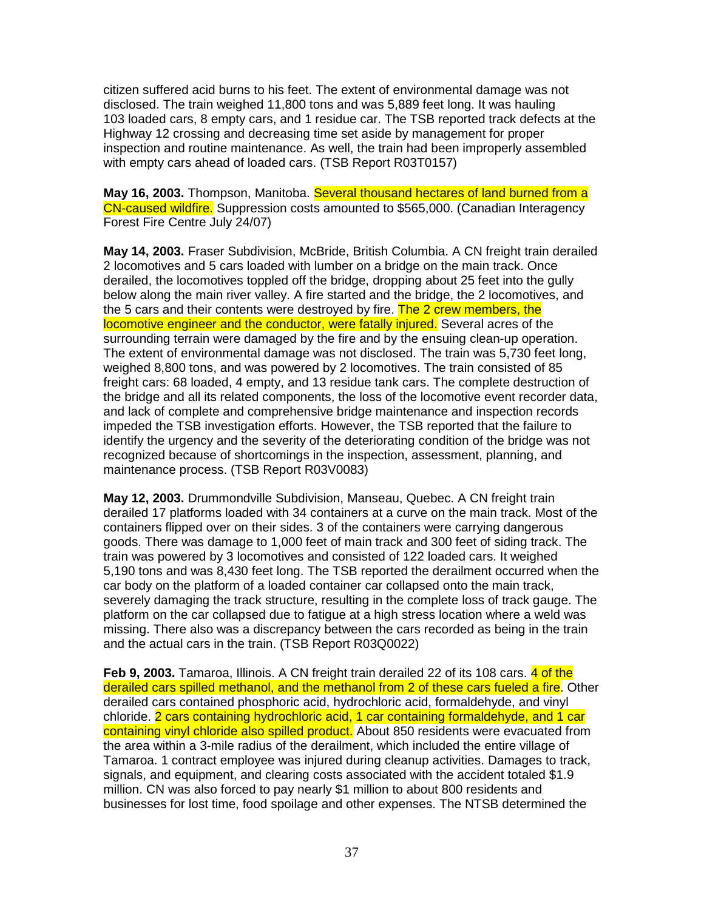citizen suffered acid burns to his feet. The extent of environmental damage was not disclosed. The train weighed 11,800 tons and was 5,889 feet long. It was hauling 103 loaded cars, 8 empty cars, and 1 residue car. The TSB reported track defects at the Highway 12 crossing and decreasing time set aside by management for proper inspection and routine maintenance. As well, the train had been improperly assembled with empty cars ahead of loaded cars. (TSB Report R03T0157)

**May 16, 2003.** Thompson, Manitoba. Several thousand hectares of land burned from a CN-caused wildfire. Suppression costs amounted to $565,000. (Canadian Interagency Forest Fire Centre July 24/07)

**May 14, 2003.** Fraser Subdivision, McBride, British Columbia. A CN freight train derailed 2 locomotives and 5 cars loaded with lumber on a bridge on the main track. Once derailed, the locomotives toppled off the bridge, dropping about 25 feet into the gully below along the main river valley. A fire started and the bridge, the 2 locomotives, and the 5 cars and their contents were destroyed by fire. The 2 crew members, the locomotive engineer and the conductor, were fatally injured. Several acres of the surrounding terrain were damaged by the fire and by the ensuing clean-up operation. The extent of environmental damage was not disclosed. The train was 5,730 feet long, weighed 8,800 tons, and was powered by 2 locomotives. The train consisted of 85 freight cars: 68 loaded, 4 empty, and 13 residue tank cars. The complete destruction of the bridge and all its related components, the loss of the locomotive event recorder data, and lack of complete and comprehensive bridge maintenance and inspection records impeded the TSB investigation efforts. However, the TSB reported that the failure to identify the urgency and the severity of the deteriorating condition of the bridge was not recognized because of shortcomings in the inspection, assessment, planning, and maintenance process. (TSB Report R03V0083)

**May 12, 2003.** Drummondville Subdivision, Manseau, Quebec. A CN freight train derailed 17 platforms loaded with 34 containers at a curve on the main track. Most of the containers flipped over on their sides. 3 of the containers were carrying dangerous goods. There was damage to 1,000 feet of main track and 300 feet of siding track. The train was powered by 3 locomotives and consisted of 122 loaded cars. It weighed 5,190 tons and was 8,430 feet long. The TSB reported the derailment occurred when the car body on the platform of a loaded container car collapsed onto the main track, severely damaging the track structure, resulting in the complete loss of track gauge. The platform on the car collapsed due to fatigue at a high stress location where a weld was missing. There also was a discrepancy between the cars recorded as being in the train and the actual cars in the train. (TSB Report R03Q0022)

**Feb 9, 2003.** Tamaroa, Illinois. A CN freight train derailed 22 of its 108 cars. 4 of the derailed cars spilled methanol, and the methanol from 2 of these cars fueled a fire. Other derailed cars contained phosphoric acid, hydrochloric acid, formaldehyde, and vinyl chloride. 2 cars containing hydrochloric acid, 1 car containing formaldehyde, and 1 car containing vinyl chloride also spilled product. About 850 residents were evacuated from the area within a 3-mile radius of the derailment, which included the entire village of Tamaroa. 1 contract employee was injured during cleanup activities. Damages to track, signals, and equipment, and clearing costs associated with the accident totaled $1.9 million. CN was also forced to pay nearly $1 million to about 800 residents and businesses for lost time, food spoilage and other expenses. The NTSB determined the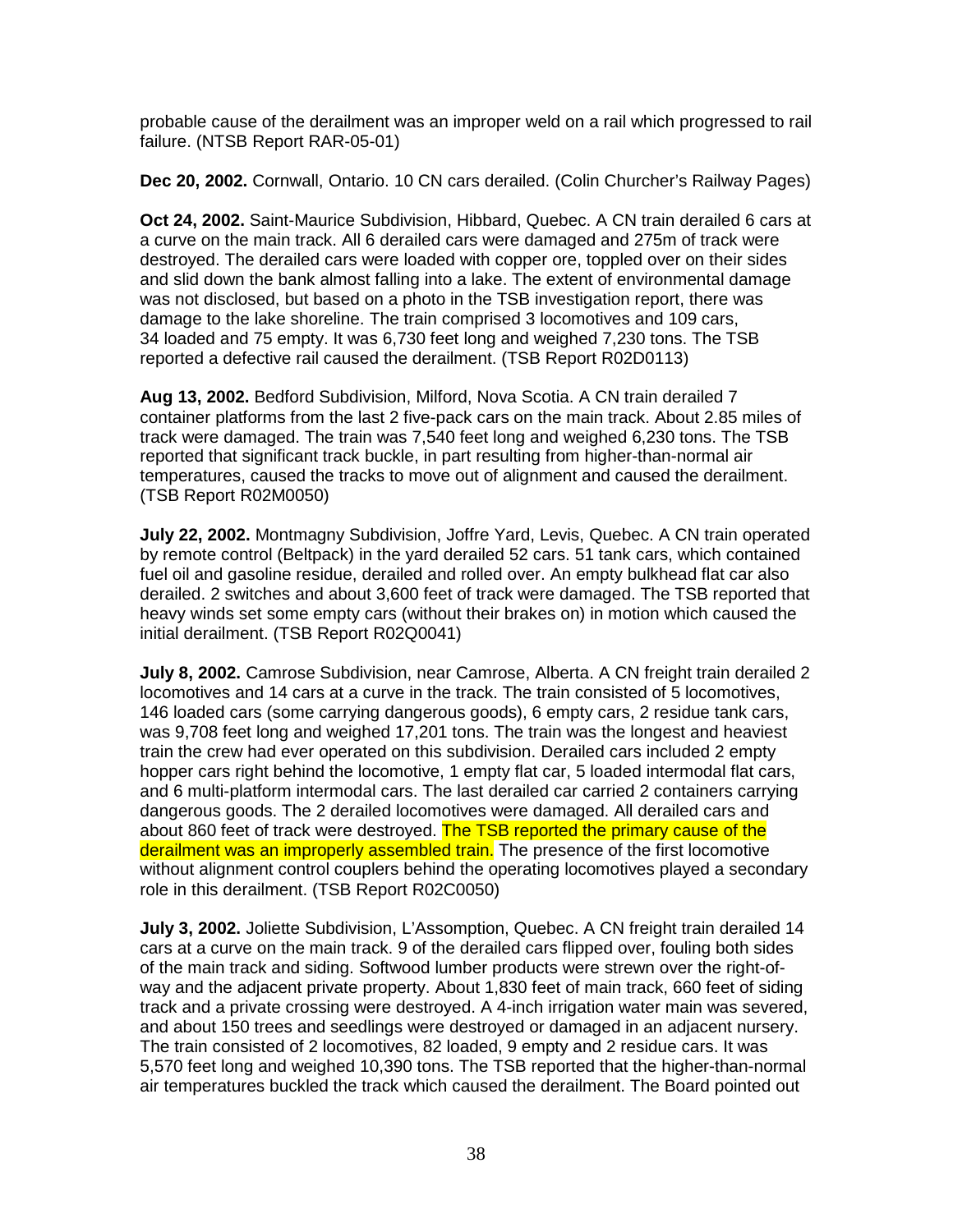probable cause of the derailment was an improper weld on a rail which progressed to rail failure. (NTSB Report RAR-05-01)

**Dec 20, 2002.** Cornwall, Ontario. 10 CN cars derailed. (Colin Churcher's Railway Pages)

**Oct 24, 2002.** Saint-Maurice Subdivision, Hibbard, Quebec. A CN train derailed 6 cars at a curve on the main track. All 6 derailed cars were damaged and 275m of track were destroyed. The derailed cars were loaded with copper ore, toppled over on their sides and slid down the bank almost falling into a lake. The extent of environmental damage was not disclosed, but based on a photo in the TSB investigation report, there was damage to the lake shoreline. The train comprised 3 locomotives and 109 cars, 34 loaded and 75 empty. It was 6,730 feet long and weighed 7,230 tons. The TSB reported a defective rail caused the derailment. (TSB Report R02D0113)

**Aug 13, 2002.** Bedford Subdivision, Milford, Nova Scotia. A CN train derailed 7 container platforms from the last 2 five-pack cars on the main track. About 2.85 miles of track were damaged. The train was 7,540 feet long and weighed 6,230 tons. The TSB reported that significant track buckle, in part resulting from higher-than-normal air temperatures, caused the tracks to move out of alignment and caused the derailment. (TSB Report R02M0050)

**July 22, 2002.** Montmagny Subdivision, Joffre Yard, Levis, Quebec. A CN train operated by remote control (Beltpack) in the yard derailed 52 cars. 51 tank cars, which contained fuel oil and gasoline residue, derailed and rolled over. An empty bulkhead flat car also derailed. 2 switches and about 3,600 feet of track were damaged. The TSB reported that heavy winds set some empty cars (without their brakes on) in motion which caused the initial derailment. (TSB Report R02Q0041)

**July 8, 2002.** Camrose Subdivision, near Camrose, Alberta. A CN freight train derailed 2 locomotives and 14 cars at a curve in the track. The train consisted of 5 locomotives, 146 loaded cars (some carrying dangerous goods), 6 empty cars, 2 residue tank cars, was 9,708 feet long and weighed 17,201 tons. The train was the longest and heaviest train the crew had ever operated on this subdivision. Derailed cars included 2 empty hopper cars right behind the locomotive, 1 empty flat car, 5 loaded intermodal flat cars, and 6 multi-platform intermodal cars. The last derailed car carried 2 containers carrying dangerous goods. The 2 derailed locomotives were damaged. All derailed cars and about 860 feet of track were destroyed. The TSB reported the primary cause of the derailment was an improperly assembled train. The presence of the first locomotive without alignment control couplers behind the operating locomotives played a secondary role in this derailment. (TSB Report R02C0050)

**July 3, 2002.** Joliette Subdivision, L'Assomption, Quebec. A CN freight train derailed 14 cars at a curve on the main track. 9 of the derailed cars flipped over, fouling both sides of the main track and siding. Softwood lumber products were strewn over the right-of-way and the adjacent private property. About 1,830 feet of main track, 660 feet of siding track and a private crossing were destroyed. A 4-inch irrigation water main was severed, and about 150 trees and seedlings were destroyed or damaged in an adjacent nursery. The train consisted of 2 locomotives, 82 loaded, 9 empty and 2 residue cars. It was 5,570 feet long and weighed 10,390 tons. The TSB reported that the higher-than-normal air temperatures buckled the track which caused the derailment. The Board pointed out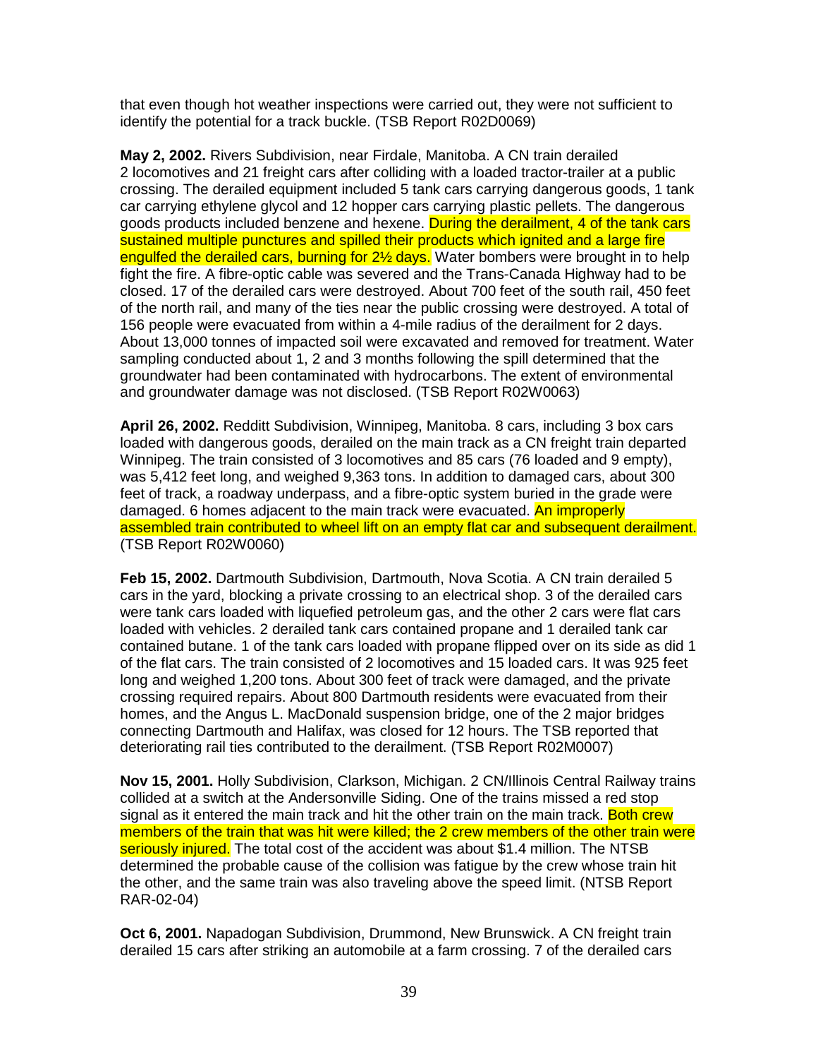that even though hot weather inspections were carried out, they were not sufficient to identify the potential for a track buckle. (TSB Report R02D0069)

**May 2, 2002.** Rivers Subdivision, near Firdale, Manitoba. A CN train derailed 2 locomotives and 21 freight cars after colliding with a loaded tractor-trailer at a public crossing. The derailed equipment included 5 tank cars carrying dangerous goods, 1 tank car carrying ethylene glycol and 12 hopper cars carrying plastic pellets. The dangerous goods products included benzene and hexene. During the derailment, 4 of the tank cars sustained multiple punctures and spilled their products which ignited and a large fire engulfed the derailed cars, burning for 2½ days. Water bombers were brought in to help fight the fire. A fibre-optic cable was severed and the Trans-Canada Highway had to be closed. 17 of the derailed cars were destroyed. About 700 feet of the south rail, 450 feet of the north rail, and many of the ties near the public crossing were destroyed. A total of 156 people were evacuated from within a 4-mile radius of the derailment for 2 days. About 13,000 tonnes of impacted soil were excavated and removed for treatment. Water sampling conducted about 1, 2 and 3 months following the spill determined that the groundwater had been contaminated with hydrocarbons. The extent of environmental and groundwater damage was not disclosed. (TSB Report R02W0063)

**April 26, 2002.** Redditt Subdivision, Winnipeg, Manitoba. 8 cars, including 3 box cars loaded with dangerous goods, derailed on the main track as a CN freight train departed Winnipeg. The train consisted of 3 locomotives and 85 cars (76 loaded and 9 empty), was 5,412 feet long, and weighed 9,363 tons. In addition to damaged cars, about 300 feet of track, a roadway underpass, and a fibre-optic system buried in the grade were damaged. 6 homes adjacent to the main track were evacuated. An improperly assembled train contributed to wheel lift on an empty flat car and subsequent derailment. (TSB Report R02W0060)

**Feb 15, 2002.** Dartmouth Subdivision, Dartmouth, Nova Scotia. A CN train derailed 5 cars in the yard, blocking a private crossing to an electrical shop. 3 of the derailed cars were tank cars loaded with liquefied petroleum gas, and the other 2 cars were flat cars loaded with vehicles. 2 derailed tank cars contained propane and 1 derailed tank car contained butane. 1 of the tank cars loaded with propane flipped over on its side as did 1 of the flat cars. The train consisted of 2 locomotives and 15 loaded cars. It was 925 feet long and weighed 1,200 tons. About 300 feet of track were damaged, and the private crossing required repairs. About 800 Dartmouth residents were evacuated from their homes, and the Angus L. MacDonald suspension bridge, one of the 2 major bridges connecting Dartmouth and Halifax, was closed for 12 hours. The TSB reported that deteriorating rail ties contributed to the derailment. (TSB Report R02M0007)

**Nov 15, 2001.** Holly Subdivision, Clarkson, Michigan. 2 CN/Illinois Central Railway trains collided at a switch at the Andersonville Siding. One of the trains missed a red stop signal as it entered the main track and hit the other train on the main track. Both crew members of the train that was hit were killed; the 2 crew members of the other train were seriously injured. The total cost of the accident was about $1.4 million. The NTSB determined the probable cause of the collision was fatigue by the crew whose train hit the other, and the same train was also traveling above the speed limit. (NTSB Report RAR-02-04)

**Oct 6, 2001.** Napadogan Subdivision, Drummond, New Brunswick. A CN freight train derailed 15 cars after striking an automobile at a farm crossing. 7 of the derailed cars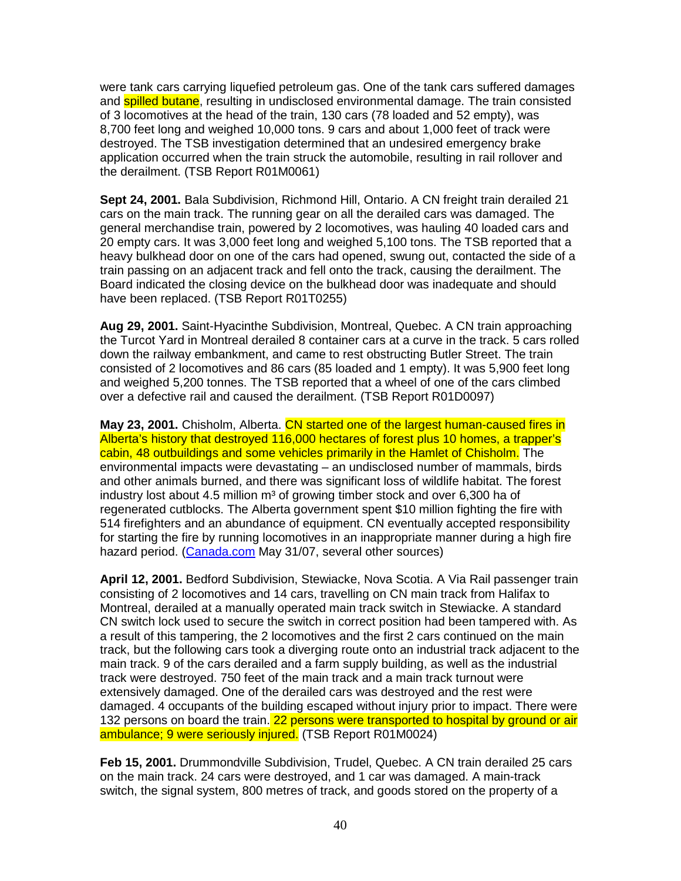were tank cars carrying liquefied petroleum gas. One of the tank cars suffered damages and spilled butane, resulting in undisclosed environmental damage. The train consisted of 3 locomotives at the head of the train, 130 cars (78 loaded and 52 empty), was 8,700 feet long and weighed 10,000 tons. 9 cars and about 1,000 feet of track were destroyed. The TSB investigation determined that an undesired emergency brake application occurred when the train struck the automobile, resulting in rail rollover and the derailment. (TSB Report R01M0061)

**Sept 24, 2001.** Bala Subdivision, Richmond Hill, Ontario. A CN freight train derailed 21 cars on the main track. The running gear on all the derailed cars was damaged. The general merchandise train, powered by 2 locomotives, was hauling 40 loaded cars and 20 empty cars. It was 3,000 feet long and weighed 5,100 tons. The TSB reported that a heavy bulkhead door on one of the cars had opened, swung out, contacted the side of a train passing on an adjacent track and fell onto the track, causing the derailment. The Board indicated the closing device on the bulkhead door was inadequate and should have been replaced. (TSB Report R01T0255)

**Aug 29, 2001.** Saint-Hyacinthe Subdivision, Montreal, Quebec. A CN train approaching the Turcot Yard in Montreal derailed 8 container cars at a curve in the track. 5 cars rolled down the railway embankment, and came to rest obstructing Butler Street. The train consisted of 2 locomotives and 86 cars (85 loaded and 1 empty). It was 5,900 feet long and weighed 5,200 tonnes. The TSB reported that a wheel of one of the cars climbed over a defective rail and caused the derailment. (TSB Report R01D0097)

**May 23, 2001.** Chisholm, Alberta. CN started one of the largest human-caused fires in Alberta's history that destroyed 116,000 hectares of forest plus 10 homes, a trapper's cabin, 48 outbuildings and some vehicles primarily in the Hamlet of Chisholm. The environmental impacts were devastating – an undisclosed number of mammals, birds and other animals burned, and there was significant loss of wildlife habitat. The forest industry lost about 4.5 million m³ of growing timber stock and over 6,300 ha of regenerated cutblocks. The Alberta government spent $10 million fighting the fire with 514 firefighters and an abundance of equipment. CN eventually accepted responsibility for starting the fire by running locomotives in an inappropriate manner during a high fire hazard period. (Canada.com May 31/07, several other sources)

**April 12, 2001.** Bedford Subdivision, Stewiacke, Nova Scotia. A Via Rail passenger train consisting of 2 locomotives and 14 cars, travelling on CN main track from Halifax to Montreal, derailed at a manually operated main track switch in Stewiacke. A standard CN switch lock used to secure the switch in correct position had been tampered with. As a result of this tampering, the 2 locomotives and the first 2 cars continued on the main track, but the following cars took a diverging route onto an industrial track adjacent to the main track. 9 of the cars derailed and a farm supply building, as well as the industrial track were destroyed. 750 feet of the main track and a main track turnout were extensively damaged. One of the derailed cars was destroyed and the rest were damaged. 4 occupants of the building escaped without injury prior to impact. There were 132 persons on board the train. 22 persons were transported to hospital by ground or air ambulance; 9 were seriously injured. (TSB Report R01M0024)

**Feb 15, 2001.** Drummondville Subdivision, Trudel, Quebec. A CN train derailed 25 cars on the main track. 24 cars were destroyed, and 1 car was damaged. A main-track switch, the signal system, 800 metres of track, and goods stored on the property of a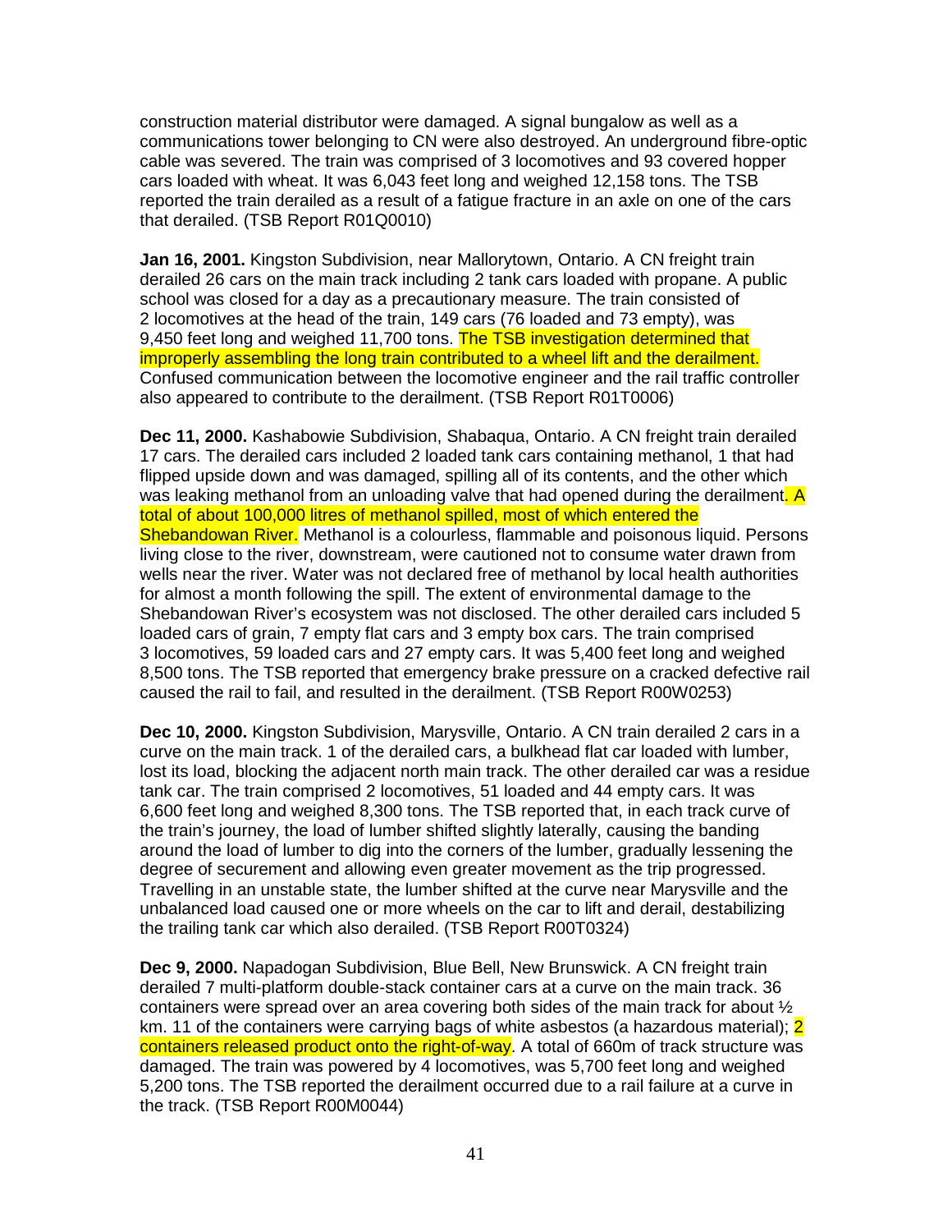construction material distributor were damaged. A signal bungalow as well as a communications tower belonging to CN were also destroyed. An underground fibre-optic cable was severed. The train was comprised of 3 locomotives and 93 covered hopper cars loaded with wheat. It was 6,043 feet long and weighed 12,158 tons. The TSB reported the train derailed as a result of a fatigue fracture in an axle on one of the cars that derailed. (TSB Report R01Q0010)

**Jan 16, 2001.** Kingston Subdivision, near Mallorytown, Ontario. A CN freight train derailed 26 cars on the main track including 2 tank cars loaded with propane. A public school was closed for a day as a precautionary measure. The train consisted of 2 locomotives at the head of the train, 149 cars (76 loaded and 73 empty), was 9,450 feet long and weighed 11,700 tons. The TSB investigation determined that improperly assembling the long train contributed to a wheel lift and the derailment. Confused communication between the locomotive engineer and the rail traffic controller also appeared to contribute to the derailment. (TSB Report R01T0006)

**Dec 11, 2000.** Kashabowie Subdivision, Shabaqua, Ontario. A CN freight train derailed 17 cars. The derailed cars included 2 loaded tank cars containing methanol, 1 that had flipped upside down and was damaged, spilling all of its contents, and the other which was leaking methanol from an unloading valve that had opened during the derailment. A total of about 100,000 litres of methanol spilled, most of which entered the Shebandowan River. Methanol is a colourless, flammable and poisonous liquid. Persons living close to the river, downstream, were cautioned not to consume water drawn from wells near the river. Water was not declared free of methanol by local health authorities for almost a month following the spill. The extent of environmental damage to the Shebandowan River's ecosystem was not disclosed. The other derailed cars included 5 loaded cars of grain, 7 empty flat cars and 3 empty box cars. The train comprised 3 locomotives, 59 loaded cars and 27 empty cars. It was 5,400 feet long and weighed 8,500 tons. The TSB reported that emergency brake pressure on a cracked defective rail caused the rail to fail, and resulted in the derailment. (TSB Report R00W0253)

**Dec 10, 2000.** Kingston Subdivision, Marysville, Ontario. A CN train derailed 2 cars in a curve on the main track. 1 of the derailed cars, a bulkhead flat car loaded with lumber, lost its load, blocking the adjacent north main track. The other derailed car was a residue tank car. The train comprised 2 locomotives, 51 loaded and 44 empty cars. It was 6,600 feet long and weighed 8,300 tons. The TSB reported that, in each track curve of the train's journey, the load of lumber shifted slightly laterally, causing the banding around the load of lumber to dig into the corners of the lumber, gradually lessening the degree of securement and allowing even greater movement as the trip progressed. Travelling in an unstable state, the lumber shifted at the curve near Marysville and the unbalanced load caused one or more wheels on the car to lift and derail, destabilizing the trailing tank car which also derailed. (TSB Report R00T0324)

**Dec 9, 2000.** Napadogan Subdivision, Blue Bell, New Brunswick. A CN freight train derailed 7 multi-platform double-stack container cars at a curve on the main track. 36 containers were spread over an area covering both sides of the main track for about ½ km. 11 of the containers were carrying bags of white asbestos (a hazardous material); 2 containers released product onto the right-of-way. A total of 660m of track structure was damaged. The train was powered by 4 locomotives, was 5,700 feet long and weighed 5,200 tons. The TSB reported the derailment occurred due to a rail failure at a curve in the track. (TSB Report R00M0044)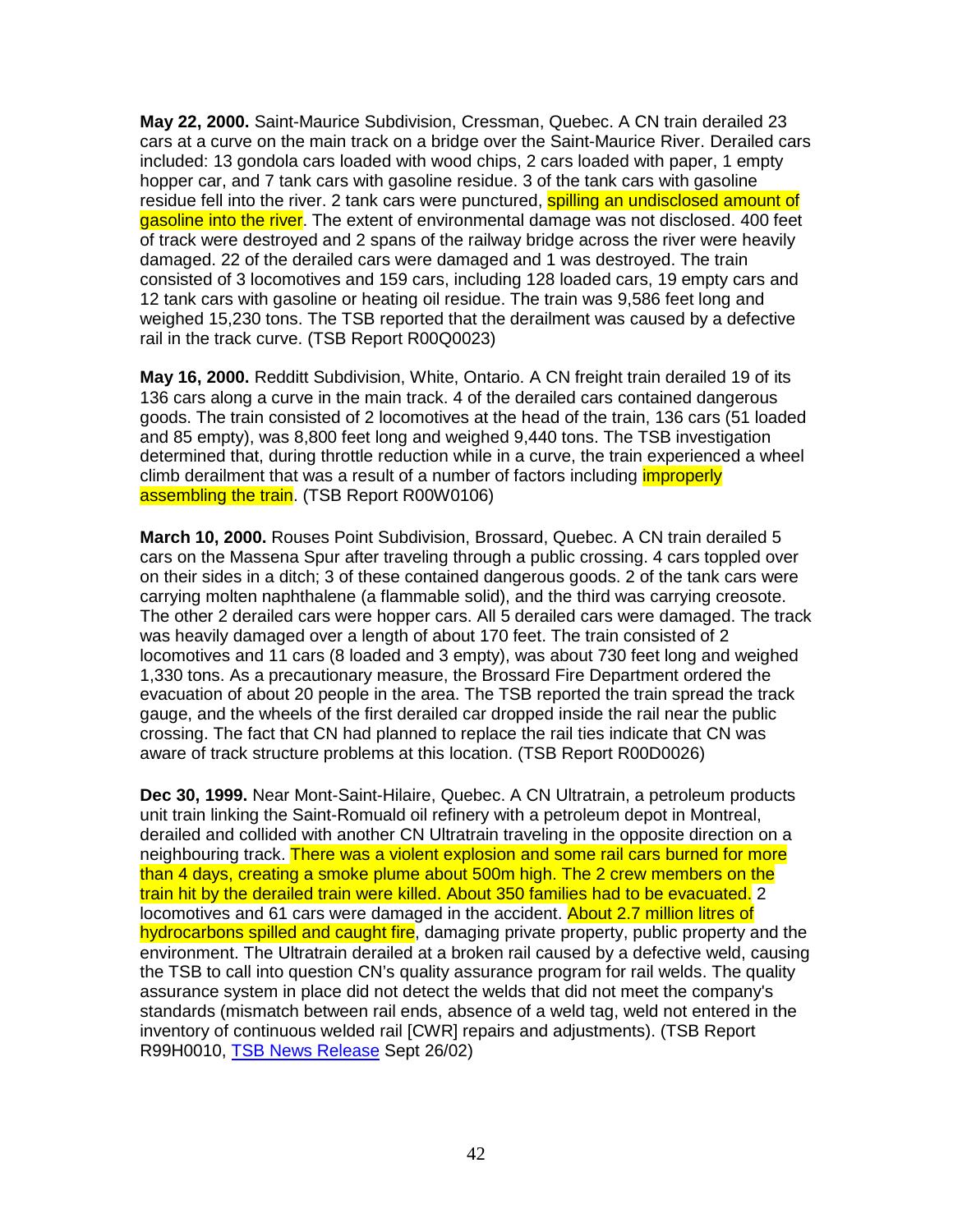**May 22, 2000.** Saint-Maurice Subdivision, Cressman, Quebec. A CN train derailed 23 cars at a curve on the main track on a bridge over the Saint-Maurice River. Derailed cars included: 13 gondola cars loaded with wood chips, 2 cars loaded with paper, 1 empty hopper car, and 7 tank cars with gasoline residue. 3 of the tank cars with gasoline residue fell into the river. 2 tank cars were punctured, spilling an undisclosed amount of gasoline into the river. The extent of environmental damage was not disclosed. 400 feet of track were destroyed and 2 spans of the railway bridge across the river were heavily damaged. 22 of the derailed cars were damaged and 1 was destroyed. The train consisted of 3 locomotives and 159 cars, including 128 loaded cars, 19 empty cars and 12 tank cars with gasoline or heating oil residue. The train was 9,586 feet long and weighed 15,230 tons. The TSB reported that the derailment was caused by a defective rail in the track curve. (TSB Report R00Q0023)

**May 16, 2000.** Redditt Subdivision, White, Ontario. A CN freight train derailed 19 of its 136 cars along a curve in the main track. 4 of the derailed cars contained dangerous goods. The train consisted of 2 locomotives at the head of the train, 136 cars (51 loaded and 85 empty), was 8,800 feet long and weighed 9,440 tons. The TSB investigation determined that, during throttle reduction while in a curve, the train experienced a wheel climb derailment that was a result of a number of factors including improperly assembling the train. (TSB Report R00W0106)

**March 10, 2000.** Rouses Point Subdivision, Brossard, Quebec. A CN train derailed 5 cars on the Massena Spur after traveling through a public crossing. 4 cars toppled over on their sides in a ditch; 3 of these contained dangerous goods. 2 of the tank cars were carrying molten naphthalene (a flammable solid), and the third was carrying creosote. The other 2 derailed cars were hopper cars. All 5 derailed cars were damaged. The track was heavily damaged over a length of about 170 feet. The train consisted of 2 locomotives and 11 cars (8 loaded and 3 empty), was about 730 feet long and weighed 1,330 tons. As a precautionary measure, the Brossard Fire Department ordered the evacuation of about 20 people in the area. The TSB reported the train spread the track gauge, and the wheels of the first derailed car dropped inside the rail near the public crossing. The fact that CN had planned to replace the rail ties indicate that CN was aware of track structure problems at this location. (TSB Report R00D0026)

**Dec 30, 1999.** Near Mont-Saint-Hilaire, Quebec. A CN Ultratrain, a petroleum products unit train linking the Saint-Romuald oil refinery with a petroleum depot in Montreal, derailed and collided with another CN Ultratrain traveling in the opposite direction on a neighbouring track. There was a violent explosion and some rail cars burned for more than 4 days, creating a smoke plume about 500m high. The 2 crew members on the train hit by the derailed train were killed. About 350 families had to be evacuated. 2 locomotives and 61 cars were damaged in the accident. About 2.7 million litres of hydrocarbons spilled and caught fire, damaging private property, public property and the environment. The Ultratrain derailed at a broken rail caused by a defective weld, causing the TSB to call into question CN's quality assurance program for rail welds. The quality assurance system in place did not detect the welds that did not meet the company's standards (mismatch between rail ends, absence of a weld tag, weld not entered in the inventory of continuous welded rail [CWR] repairs and adjustments). (TSB Report R99H0010, TSB News Release Sept 26/02)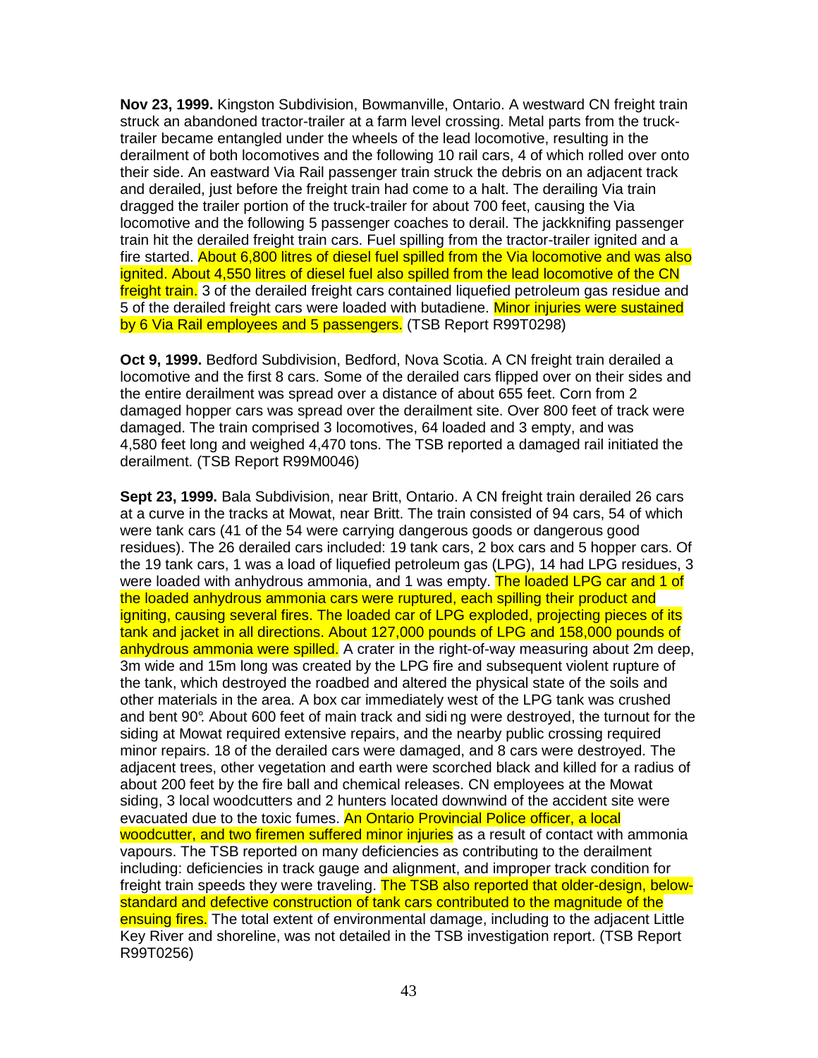**Nov 23, 1999.** Kingston Subdivision, Bowmanville, Ontario. A westward CN freight train struck an abandoned tractor-trailer at a farm level crossing. Metal parts from the truck-trailer became entangled under the wheels of the lead locomotive, resulting in the derailment of both locomotives and the following 10 rail cars, 4 of which rolled over onto their side. An eastward Via Rail passenger train struck the debris on an adjacent track and derailed, just before the freight train had come to a halt. The derailing Via train dragged the trailer portion of the truck-trailer for about 700 feet, causing the Via locomotive and the following 5 passenger coaches to derail. The jackknifing passenger train hit the derailed freight train cars. Fuel spilling from the tractor-trailer ignited and a fire started. About 6,800 litres of diesel fuel spilled from the Via locomotive and was also ignited. About 4,550 litres of diesel fuel also spilled from the lead locomotive of the CN freight train. 3 of the derailed freight cars contained liquefied petroleum gas residue and 5 of the derailed freight cars were loaded with butadiene. Minor injuries were sustained by 6 Via Rail employees and 5 passengers. (TSB Report R99T0298)

**Oct 9, 1999.** Bedford Subdivision, Bedford, Nova Scotia. A CN freight train derailed a locomotive and the first 8 cars. Some of the derailed cars flipped over on their sides and the entire derailment was spread over a distance of about 655 feet. Corn from 2 damaged hopper cars was spread over the derailment site. Over 800 feet of track were damaged. The train comprised 3 locomotives, 64 loaded and 3 empty, and was 4,580 feet long and weighed 4,470 tons. The TSB reported a damaged rail initiated the derailment. (TSB Report R99M0046)

**Sept 23, 1999.** Bala Subdivision, near Britt, Ontario. A CN freight train derailed 26 cars at a curve in the tracks at Mowat, near Britt. The train consisted of 94 cars, 54 of which were tank cars (41 of the 54 were carrying dangerous goods or dangerous good residues). The 26 derailed cars included: 19 tank cars, 2 box cars and 5 hopper cars. Of the 19 tank cars, 1 was a load of liquefied petroleum gas (LPG), 14 had LPG residues, 3 were loaded with anhydrous ammonia, and 1 was empty. The loaded LPG car and 1 of the loaded anhydrous ammonia cars were ruptured, each spilling their product and igniting, causing several fires. The loaded car of LPG exploded, projecting pieces of its tank and jacket in all directions. About 127,000 pounds of LPG and 158,000 pounds of anhydrous ammonia were spilled. A crater in the right-of-way measuring about 2m deep, 3m wide and 15m long was created by the LPG fire and subsequent violent rupture of the tank, which destroyed the roadbed and altered the physical state of the soils and other materials in the area. A box car immediately west of the LPG tank was crushed and bent 90°. About 600 feet of main track and siding were destroyed, the turnout for the siding at Mowat required extensive repairs, and the nearby public crossing required minor repairs. 18 of the derailed cars were damaged, and 8 cars were destroyed. The adjacent trees, other vegetation and earth were scorched black and killed for a radius of about 200 feet by the fire ball and chemical releases. CN employees at the Mowat siding, 3 local woodcutters and 2 hunters located downwind of the accident site were evacuated due to the toxic fumes. An Ontario Provincial Police officer, a local woodcutter, and two firemen suffered minor injuries as a result of contact with ammonia vapours. The TSB reported on many deficiencies as contributing to the derailment including: deficiencies in track gauge and alignment, and improper track condition for freight train speeds they were traveling. The TSB also reported that older-design, below-standard and defective construction of tank cars contributed to the magnitude of the ensuing fires. The total extent of environmental damage, including to the adjacent Little Key River and shoreline, was not detailed in the TSB investigation report. (TSB Report R99T0256)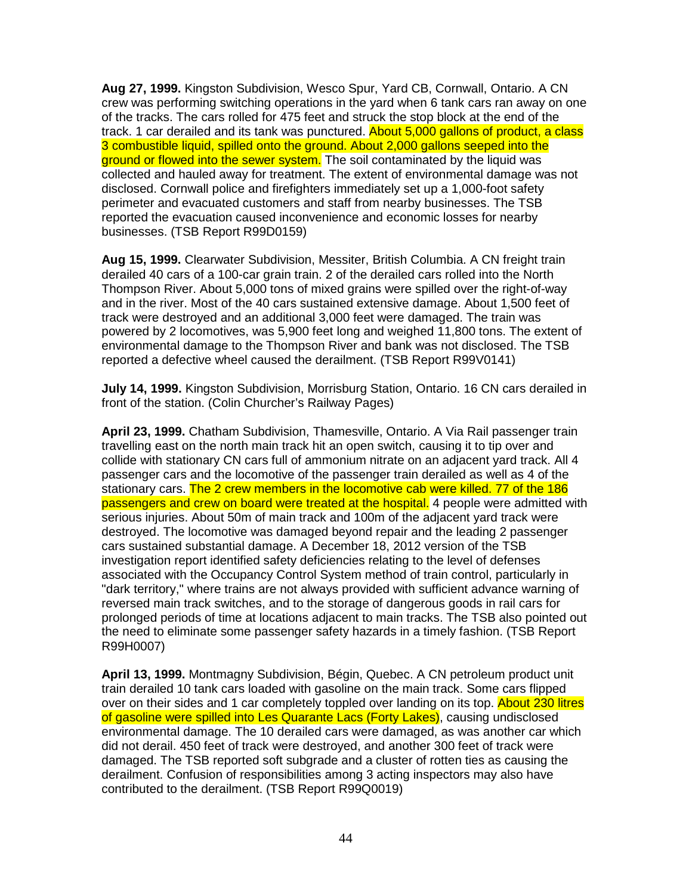**Aug 27, 1999.** Kingston Subdivision, Wesco Spur, Yard CB, Cornwall, Ontario. A CN crew was performing switching operations in the yard when 6 tank cars ran away on one of the tracks. The cars rolled for 475 feet and struck the stop block at the end of the track. 1 car derailed and its tank was punctured. About 5,000 gallons of product, a class 3 combustible liquid, spilled onto the ground. About 2,000 gallons seeped into the ground or flowed into the sewer system. The soil contaminated by the liquid was collected and hauled away for treatment. The extent of environmental damage was not disclosed. Cornwall police and firefighters immediately set up a 1,000-foot safety perimeter and evacuated customers and staff from nearby businesses. The TSB reported the evacuation caused inconvenience and economic losses for nearby businesses. (TSB Report R99D0159)

**Aug 15, 1999.** Clearwater Subdivision, Messiter, British Columbia. A CN freight train derailed 40 cars of a 100-car grain train. 2 of the derailed cars rolled into the North Thompson River. About 5,000 tons of mixed grains were spilled over the right-of-way and in the river. Most of the 40 cars sustained extensive damage. About 1,500 feet of track were destroyed and an additional 3,000 feet were damaged. The train was powered by 2 locomotives, was 5,900 feet long and weighed 11,800 tons. The extent of environmental damage to the Thompson River and bank was not disclosed. The TSB reported a defective wheel caused the derailment. (TSB Report R99V0141)

**July 14, 1999.** Kingston Subdivision, Morrisburg Station, Ontario. 16 CN cars derailed in front of the station. (Colin Churcher's Railway Pages)

**April 23, 1999.** Chatham Subdivision, Thamesville, Ontario. A Via Rail passenger train travelling east on the north main track hit an open switch, causing it to tip over and collide with stationary CN cars full of ammonium nitrate on an adjacent yard track. All 4 passenger cars and the locomotive of the passenger train derailed as well as 4 of the stationary cars. The 2 crew members in the locomotive cab were killed. 77 of the 186 passengers and crew on board were treated at the hospital. 4 people were admitted with serious injuries. About 50m of main track and 100m of the adjacent yard track were destroyed. The locomotive was damaged beyond repair and the leading 2 passenger cars sustained substantial damage. A December 18, 2012 version of the TSB investigation report identified safety deficiencies relating to the level of defenses associated with the Occupancy Control System method of train control, particularly in "dark territory," where trains are not always provided with sufficient advance warning of reversed main track switches, and to the storage of dangerous goods in rail cars for prolonged periods of time at locations adjacent to main tracks. The TSB also pointed out the need to eliminate some passenger safety hazards in a timely fashion. (TSB Report R99H0007)

**April 13, 1999.** Montmagny Subdivision, Bégin, Quebec. A CN petroleum product unit train derailed 10 tank cars loaded with gasoline on the main track. Some cars flipped over on their sides and 1 car completely toppled over landing on its top. About 230 litres of gasoline were spilled into Les Quarante Lacs (Forty Lakes), causing undisclosed environmental damage. The 10 derailed cars were damaged, as was another car which did not derail. 450 feet of track were destroyed, and another 300 feet of track were damaged. The TSB reported soft subgrade and a cluster of rotten ties as causing the derailment. Confusion of responsibilities among 3 acting inspectors may also have contributed to the derailment. (TSB Report R99Q0019)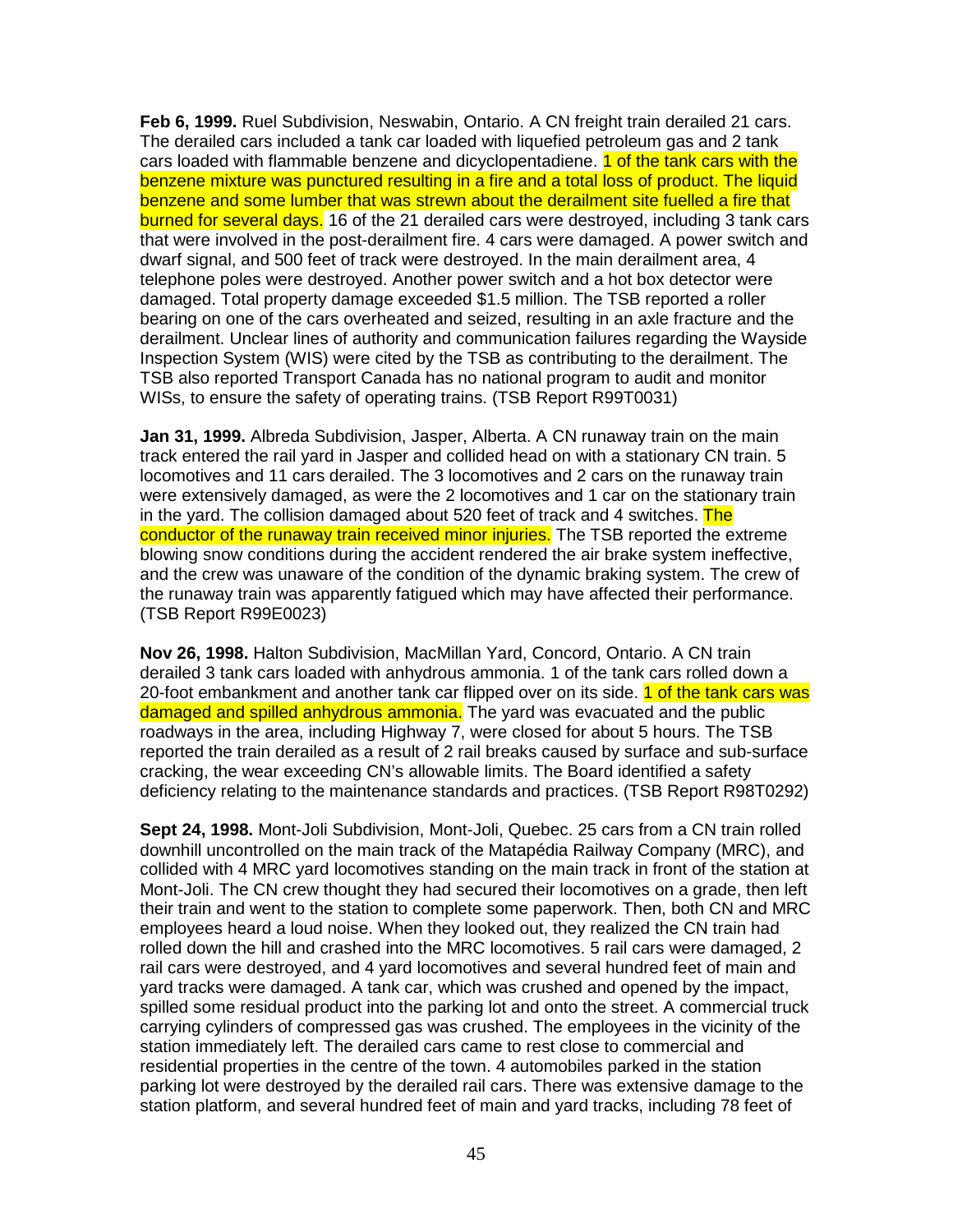**Feb 6, 1999.** Ruel Subdivision, Neswabin, Ontario. A CN freight train derailed 21 cars. The derailed cars included a tank car loaded with liquefied petroleum gas and 2 tank cars loaded with flammable benzene and dicyclopentadiene. 1 of the tank cars with the benzene mixture was punctured resulting in a fire and a total loss of product. The liquid benzene and some lumber that was strewn about the derailment site fuelled a fire that burned for several days. 16 of the 21 derailed cars were destroyed, including 3 tank cars that were involved in the post-derailment fire. 4 cars were damaged. A power switch and dwarf signal, and 500 feet of track were destroyed. In the main derailment area, 4 telephone poles were destroyed. Another power switch and a hot box detector were damaged. Total property damage exceeded $1.5 million. The TSB reported a roller bearing on one of the cars overheated and seized, resulting in an axle fracture and the derailment. Unclear lines of authority and communication failures regarding the Wayside Inspection System (WIS) were cited by the TSB as contributing to the derailment. The TSB also reported Transport Canada has no national program to audit and monitor WISs, to ensure the safety of operating trains. (TSB Report R99T0031)

**Jan 31, 1999.** Albreda Subdivision, Jasper, Alberta. A CN runaway train on the main track entered the rail yard in Jasper and collided head on with a stationary CN train. 5 locomotives and 11 cars derailed. The 3 locomotives and 2 cars on the runaway train were extensively damaged, as were the 2 locomotives and 1 car on the stationary train in the yard. The collision damaged about 520 feet of track and 4 switches. The conductor of the runaway train received minor injuries. The TSB reported the extreme blowing snow conditions during the accident rendered the air brake system ineffective, and the crew was unaware of the condition of the dynamic braking system. The crew of the runaway train was apparently fatigued which may have affected their performance. (TSB Report R99E0023)

**Nov 26, 1998.** Halton Subdivision, MacMillan Yard, Concord, Ontario. A CN train derailed 3 tank cars loaded with anhydrous ammonia. 1 of the tank cars rolled down a 20-foot embankment and another tank car flipped over on its side. 1 of the tank cars was damaged and spilled anhydrous ammonia. The yard was evacuated and the public roadways in the area, including Highway 7, were closed for about 5 hours. The TSB reported the train derailed as a result of 2 rail breaks caused by surface and sub-surface cracking, the wear exceeding CN's allowable limits. The Board identified a safety deficiency relating to the maintenance standards and practices. (TSB Report R98T0292)

**Sept 24, 1998.** Mont-Joli Subdivision, Mont-Joli, Quebec. 25 cars from a CN train rolled downhill uncontrolled on the main track of the Matapédia Railway Company (MRC), and collided with 4 MRC yard locomotives standing on the main track in front of the station at Mont-Joli. The CN crew thought they had secured their locomotives on a grade, then left their train and went to the station to complete some paperwork. Then, both CN and MRC employees heard a loud noise. When they looked out, they realized the CN train had rolled down the hill and crashed into the MRC locomotives. 5 rail cars were damaged, 2 rail cars were destroyed, and 4 yard locomotives and several hundred feet of main and yard tracks were damaged. A tank car, which was crushed and opened by the impact, spilled some residual product into the parking lot and onto the street. A commercial truck carrying cylinders of compressed gas was crushed. The employees in the vicinity of the station immediately left. The derailed cars came to rest close to commercial and residential properties in the centre of the town. 4 automobiles parked in the station parking lot were destroyed by the derailed rail cars. There was extensive damage to the station platform, and several hundred feet of main and yard tracks, including 78 feet of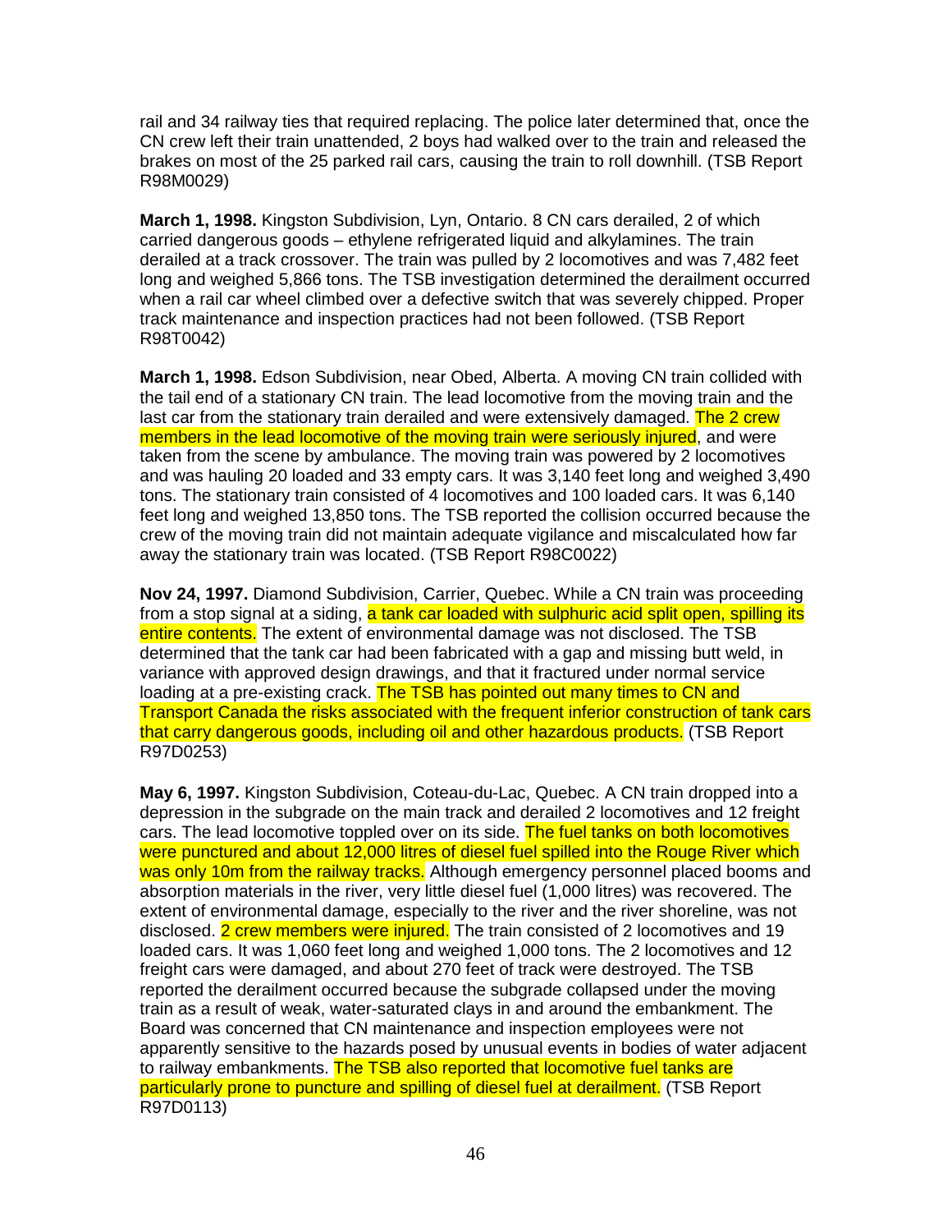rail and 34 railway ties that required replacing. The police later determined that, once the CN crew left their train unattended, 2 boys had walked over to the train and released the brakes on most of the 25 parked rail cars, causing the train to roll downhill. (TSB Report R98M0029)

**March 1, 1998.** Kingston Subdivision, Lyn, Ontario. 8 CN cars derailed, 2 of which carried dangerous goods – ethylene refrigerated liquid and alkylamines. The train derailed at a track crossover. The train was pulled by 2 locomotives and was 7,482 feet long and weighed 5,866 tons. The TSB investigation determined the derailment occurred when a rail car wheel climbed over a defective switch that was severely chipped. Proper track maintenance and inspection practices had not been followed. (TSB Report R98T0042)

**March 1, 1998.** Edson Subdivision, near Obed, Alberta. A moving CN train collided with the tail end of a stationary CN train. The lead locomotive from the moving train and the last car from the stationary train derailed and were extensively damaged. The 2 crew members in the lead locomotive of the moving train were seriously injured, and were taken from the scene by ambulance. The moving train was powered by 2 locomotives and was hauling 20 loaded and 33 empty cars. It was 3,140 feet long and weighed 3,490 tons. The stationary train consisted of 4 locomotives and 100 loaded cars. It was 6,140 feet long and weighed 13,850 tons. The TSB reported the collision occurred because the crew of the moving train did not maintain adequate vigilance and miscalculated how far away the stationary train was located. (TSB Report R98C0022)

**Nov 24, 1997.** Diamond Subdivision, Carrier, Quebec. While a CN train was proceeding from a stop signal at a siding, a tank car loaded with sulphuric acid split open, spilling its entire contents. The extent of environmental damage was not disclosed. The TSB determined that the tank car had been fabricated with a gap and missing butt weld, in variance with approved design drawings, and that it fractured under normal service loading at a pre-existing crack. The TSB has pointed out many times to CN and Transport Canada the risks associated with the frequent inferior construction of tank cars that carry dangerous goods, including oil and other hazardous products. (TSB Report R97D0253)

**May 6, 1997.** Kingston Subdivision, Coteau-du-Lac, Quebec. A CN train dropped into a depression in the subgrade on the main track and derailed 2 locomotives and 12 freight cars. The lead locomotive toppled over on its side. The fuel tanks on both locomotives were punctured and about 12,000 litres of diesel fuel spilled into the Rouge River which was only 10m from the railway tracks. Although emergency personnel placed booms and absorption materials in the river, very little diesel fuel (1,000 litres) was recovered. The extent of environmental damage, especially to the river and the river shoreline, was not disclosed. 2 crew members were injured. The train consisted of 2 locomotives and 19 loaded cars. It was 1,060 feet long and weighed 1,000 tons. The 2 locomotives and 12 freight cars were damaged, and about 270 feet of track were destroyed. The TSB reported the derailment occurred because the subgrade collapsed under the moving train as a result of weak, water-saturated clays in and around the embankment. The Board was concerned that CN maintenance and inspection employees were not apparently sensitive to the hazards posed by unusual events in bodies of water adjacent to railway embankments. The TSB also reported that locomotive fuel tanks are particularly prone to puncture and spilling of diesel fuel at derailment. (TSB Report R97D0113)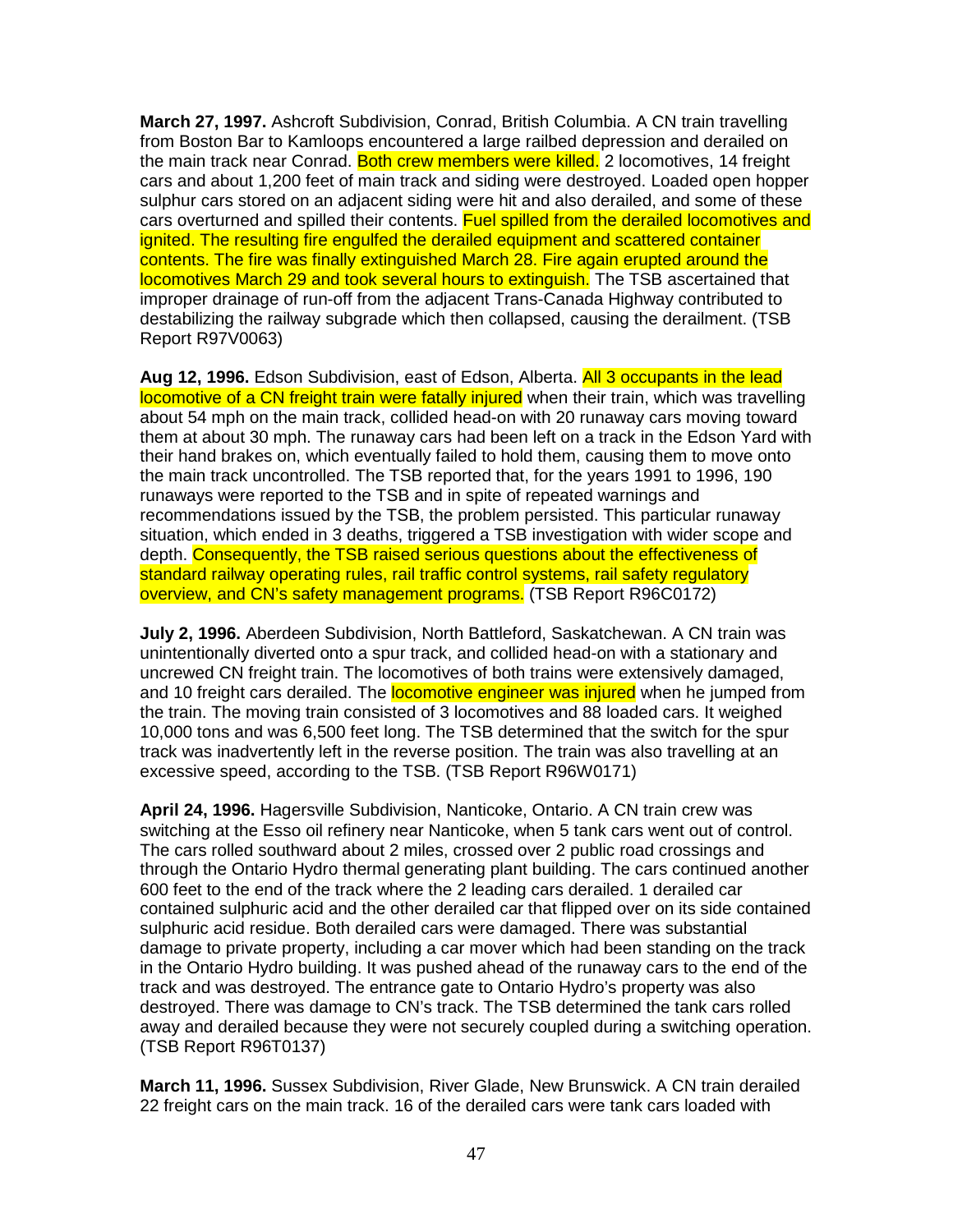**March 27, 1997.** Ashcroft Subdivision, Conrad, British Columbia. A CN train travelling from Boston Bar to Kamloops encountered a large railbed depression and derailed on the main track near Conrad. Both crew members were killed. 2 locomotives, 14 freight cars and about 1,200 feet of main track and siding were destroyed. Loaded open hopper sulphur cars stored on an adjacent siding were hit and also derailed, and some of these cars overturned and spilled their contents. Fuel spilled from the derailed locomotives and ignited. The resulting fire engulfed the derailed equipment and scattered container contents. The fire was finally extinguished March 28. Fire again erupted around the locomotives March 29 and took several hours to extinguish. The TSB ascertained that improper drainage of run-off from the adjacent Trans-Canada Highway contributed to destabilizing the railway subgrade which then collapsed, causing the derailment. (TSB Report R97V0063)

**Aug 12, 1996.** Edson Subdivision, east of Edson, Alberta. All 3 occupants in the lead locomotive of a CN freight train were fatally injured when their train, which was travelling about 54 mph on the main track, collided head-on with 20 runaway cars moving toward them at about 30 mph. The runaway cars had been left on a track in the Edson Yard with their hand brakes on, which eventually failed to hold them, causing them to move onto the main track uncontrolled. The TSB reported that, for the years 1991 to 1996, 190 runaways were reported to the TSB and in spite of repeated warnings and recommendations issued by the TSB, the problem persisted. This particular runaway situation, which ended in 3 deaths, triggered a TSB investigation with wider scope and depth. Consequently, the TSB raised serious questions about the effectiveness of standard railway operating rules, rail traffic control systems, rail safety regulatory overview, and CN's safety management programs. (TSB Report R96C0172)

**July 2, 1996.** Aberdeen Subdivision, North Battleford, Saskatchewan. A CN train was unintentionally diverted onto a spur track, and collided head-on with a stationary and uncrewed CN freight train. The locomotives of both trains were extensively damaged, and 10 freight cars derailed. The locomotive engineer was injured when he jumped from the train. The moving train consisted of 3 locomotives and 88 loaded cars. It weighed 10,000 tons and was 6,500 feet long. The TSB determined that the switch for the spur track was inadvertently left in the reverse position. The train was also travelling at an excessive speed, according to the TSB. (TSB Report R96W0171)

**April 24, 1996.** Hagersville Subdivision, Nanticoke, Ontario. A CN train crew was switching at the Esso oil refinery near Nanticoke, when 5 tank cars went out of control. The cars rolled southward about 2 miles, crossed over 2 public road crossings and through the Ontario Hydro thermal generating plant building. The cars continued another 600 feet to the end of the track where the 2 leading cars derailed. 1 derailed car contained sulphuric acid and the other derailed car that flipped over on its side contained sulphuric acid residue. Both derailed cars were damaged. There was substantial damage to private property, including a car mover which had been standing on the track in the Ontario Hydro building. It was pushed ahead of the runaway cars to the end of the track and was destroyed. The entrance gate to Ontario Hydro's property was also destroyed. There was damage to CN's track. The TSB determined the tank cars rolled away and derailed because they were not securely coupled during a switching operation. (TSB Report R96T0137)

**March 11, 1996.** Sussex Subdivision, River Glade, New Brunswick. A CN train derailed 22 freight cars on the main track. 16 of the derailed cars were tank cars loaded with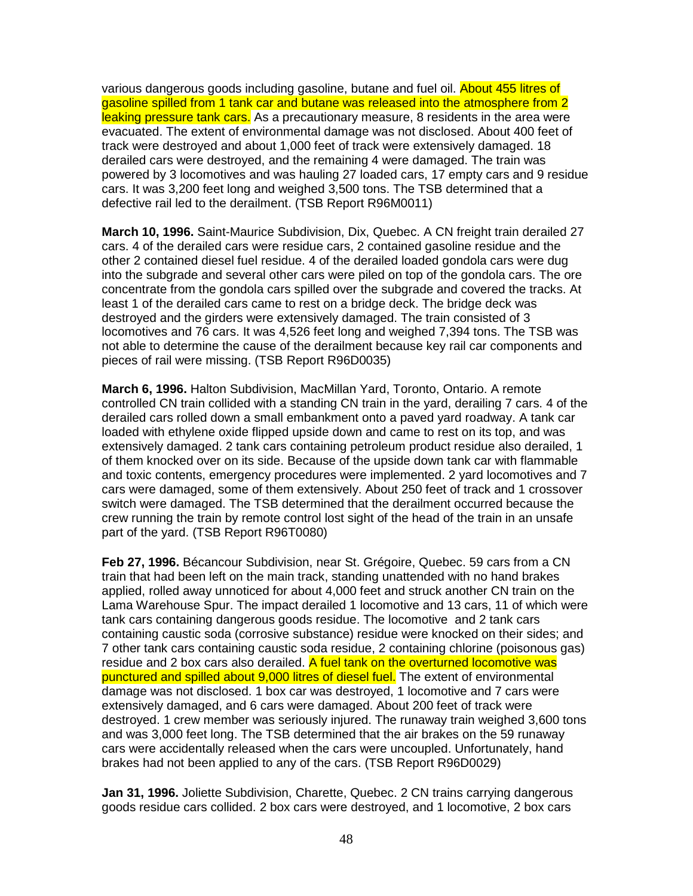various dangerous goods including gasoline, butane and fuel oil. About 455 litres of gasoline spilled from 1 tank car and butane was released into the atmosphere from 2 leaking pressure tank cars. As a precautionary measure, 8 residents in the area were evacuated. The extent of environmental damage was not disclosed. About 400 feet of track were destroyed and about 1,000 feet of track were extensively damaged. 18 derailed cars were destroyed, and the remaining 4 were damaged. The train was powered by 3 locomotives and was hauling 27 loaded cars, 17 empty cars and 9 residue cars. It was 3,200 feet long and weighed 3,500 tons. The TSB determined that a defective rail led to the derailment. (TSB Report R96M0011)

**March 10, 1996.** Saint-Maurice Subdivision, Dix, Quebec. A CN freight train derailed 27 cars. 4 of the derailed cars were residue cars, 2 contained gasoline residue and the other 2 contained diesel fuel residue. 4 of the derailed loaded gondola cars were dug into the subgrade and several other cars were piled on top of the gondola cars. The ore concentrate from the gondola cars spilled over the subgrade and covered the tracks. At least 1 of the derailed cars came to rest on a bridge deck. The bridge deck was destroyed and the girders were extensively damaged. The train consisted of 3 locomotives and 76 cars. It was 4,526 feet long and weighed 7,394 tons. The TSB was not able to determine the cause of the derailment because key rail car components and pieces of rail were missing. (TSB Report R96D0035)

**March 6, 1996.** Halton Subdivision, MacMillan Yard, Toronto, Ontario. A remote controlled CN train collided with a standing CN train in the yard, derailing 7 cars. 4 of the derailed cars rolled down a small embankment onto a paved yard roadway. A tank car loaded with ethylene oxide flipped upside down and came to rest on its top, and was extensively damaged. 2 tank cars containing petroleum product residue also derailed, 1 of them knocked over on its side. Because of the upside down tank car with flammable and toxic contents, emergency procedures were implemented. 2 yard locomotives and 7 cars were damaged, some of them extensively. About 250 feet of track and 1 crossover switch were damaged. The TSB determined that the derailment occurred because the crew running the train by remote control lost sight of the head of the train in an unsafe part of the yard. (TSB Report R96T0080)

**Feb 27, 1996.** Bécancour Subdivision, near St. Grégoire, Quebec. 59 cars from a CN train that had been left on the main track, standing unattended with no hand brakes applied, rolled away unnoticed for about 4,000 feet and struck another CN train on the Lama Warehouse Spur. The impact derailed 1 locomotive and 13 cars, 11 of which were tank cars containing dangerous goods residue. The locomotive and 2 tank cars containing caustic soda (corrosive substance) residue were knocked on their sides; and 7 other tank cars containing caustic soda residue, 2 containing chlorine (poisonous gas) residue and 2 box cars also derailed. A fuel tank on the overturned locomotive was punctured and spilled about 9,000 litres of diesel fuel. The extent of environmental damage was not disclosed. 1 box car was destroyed, 1 locomotive and 7 cars were extensively damaged, and 6 cars were damaged. About 200 feet of track were destroyed. 1 crew member was seriously injured. The runaway train weighed 3,600 tons and was 3,000 feet long. The TSB determined that the air brakes on the 59 runaway cars were accidentally released when the cars were uncoupled. Unfortunately, hand brakes had not been applied to any of the cars. (TSB Report R96D0029)

**Jan 31, 1996.** Joliette Subdivision, Charette, Quebec. 2 CN trains carrying dangerous goods residue cars collided. 2 box cars were destroyed, and 1 locomotive, 2 box cars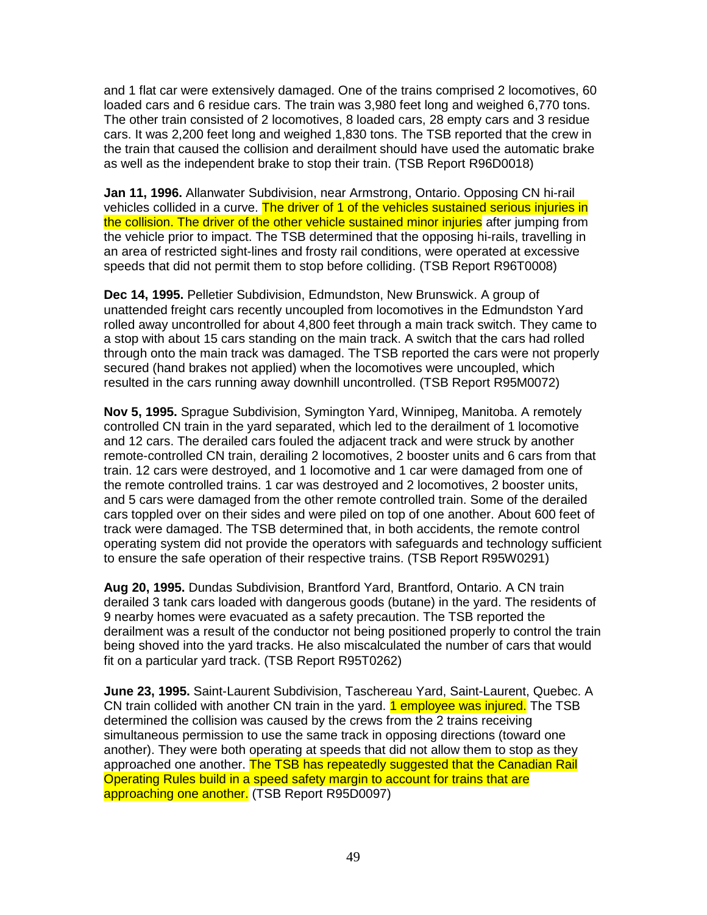and 1 flat car were extensively damaged. One of the trains comprised 2 locomotives, 60 loaded cars and 6 residue cars. The train was 3,980 feet long and weighed 6,770 tons. The other train consisted of 2 locomotives, 8 loaded cars, 28 empty cars and 3 residue cars. It was 2,200 feet long and weighed 1,830 tons. The TSB reported that the crew in the train that caused the collision and derailment should have used the automatic brake as well as the independent brake to stop their train. (TSB Report R96D0018)

**Jan 11, 1996.** Allanwater Subdivision, near Armstrong, Ontario. Opposing CN hi-rail vehicles collided in a curve. The driver of 1 of the vehicles sustained serious injuries in the collision. The driver of the other vehicle sustained minor injuries after jumping from the vehicle prior to impact. The TSB determined that the opposing hi-rails, travelling in an area of restricted sight-lines and frosty rail conditions, were operated at excessive speeds that did not permit them to stop before colliding. (TSB Report R96T0008)

**Dec 14, 1995.** Pelletier Subdivision, Edmundston, New Brunswick. A group of unattended freight cars recently uncoupled from locomotives in the Edmundston Yard rolled away uncontrolled for about 4,800 feet through a main track switch. They came to a stop with about 15 cars standing on the main track. A switch that the cars had rolled through onto the main track was damaged. The TSB reported the cars were not properly secured (hand brakes not applied) when the locomotives were uncoupled, which resulted in the cars running away downhill uncontrolled. (TSB Report R95M0072)

**Nov 5, 1995.** Sprague Subdivision, Symington Yard, Winnipeg, Manitoba. A remotely controlled CN train in the yard separated, which led to the derailment of 1 locomotive and 12 cars. The derailed cars fouled the adjacent track and were struck by another remote-controlled CN train, derailing 2 locomotives, 2 booster units and 6 cars from that train. 12 cars were destroyed, and 1 locomotive and 1 car were damaged from one of the remote controlled trains. 1 car was destroyed and 2 locomotives, 2 booster units, and 5 cars were damaged from the other remote controlled train. Some of the derailed cars toppled over on their sides and were piled on top of one another. About 600 feet of track were damaged. The TSB determined that, in both accidents, the remote control operating system did not provide the operators with safeguards and technology sufficient to ensure the safe operation of their respective trains. (TSB Report R95W0291)

**Aug 20, 1995.** Dundas Subdivision, Brantford Yard, Brantford, Ontario. A CN train derailed 3 tank cars loaded with dangerous goods (butane) in the yard. The residents of 9 nearby homes were evacuated as a safety precaution. The TSB reported the derailment was a result of the conductor not being positioned properly to control the train being shoved into the yard tracks. He also miscalculated the number of cars that would fit on a particular yard track. (TSB Report R95T0262)

**June 23, 1995.** Saint-Laurent Subdivision, Taschereau Yard, Saint-Laurent, Quebec. A CN train collided with another CN train in the yard. 1 employee was injured. The TSB determined the collision was caused by the crews from the 2 trains receiving simultaneous permission to use the same track in opposing directions (toward one another). They were both operating at speeds that did not allow them to stop as they approached one another. The TSB has repeatedly suggested that the Canadian Rail Operating Rules build in a speed safety margin to account for trains that are approaching one another. (TSB Report R95D0097)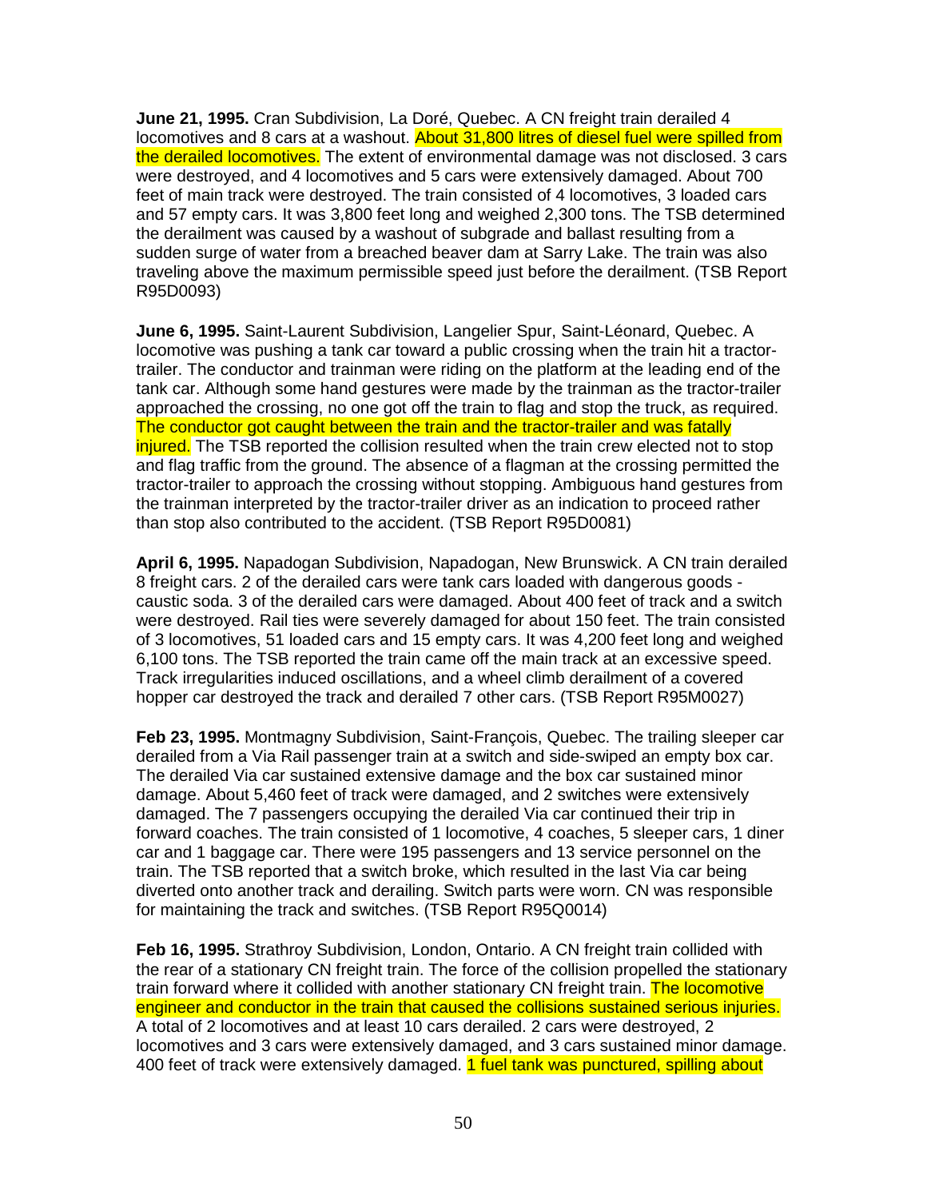**June 21, 1995.** Cran Subdivision, La Doré, Quebec. A CN freight train derailed 4 locomotives and 8 cars at a washout. About 31,800 litres of diesel fuel were spilled from the derailed locomotives. The extent of environmental damage was not disclosed. 3 cars were destroyed, and 4 locomotives and 5 cars were extensively damaged. About 700 feet of main track were destroyed. The train consisted of 4 locomotives, 3 loaded cars and 57 empty cars. It was 3,800 feet long and weighed 2,300 tons. The TSB determined the derailment was caused by a washout of subgrade and ballast resulting from a sudden surge of water from a breached beaver dam at Sarry Lake. The train was also traveling above the maximum permissible speed just before the derailment. (TSB Report R95D0093)

**June 6, 1995.** Saint-Laurent Subdivision, Langelier Spur, Saint-Léonard, Quebec. A locomotive was pushing a tank car toward a public crossing when the train hit a tractor-trailer. The conductor and trainman were riding on the platform at the leading end of the tank car. Although some hand gestures were made by the trainman as the tractor-trailer approached the crossing, no one got off the train to flag and stop the truck, as required. The conductor got caught between the train and the tractor-trailer and was fatally injured. The TSB reported the collision resulted when the train crew elected not to stop and flag traffic from the ground. The absence of a flagman at the crossing permitted the tractor-trailer to approach the crossing without stopping. Ambiguous hand gestures from the trainman interpreted by the tractor-trailer driver as an indication to proceed rather than stop also contributed to the accident. (TSB Report R95D0081)

**April 6, 1995.** Napadogan Subdivision, Napadogan, New Brunswick. A CN train derailed 8 freight cars. 2 of the derailed cars were tank cars loaded with dangerous goods - caustic soda. 3 of the derailed cars were damaged. About 400 feet of track and a switch were destroyed. Rail ties were severely damaged for about 150 feet. The train consisted of 3 locomotives, 51 loaded cars and 15 empty cars. It was 4,200 feet long and weighed 6,100 tons. The TSB reported the train came off the main track at an excessive speed. Track irregularities induced oscillations, and a wheel climb derailment of a covered hopper car destroyed the track and derailed 7 other cars. (TSB Report R95M0027)

**Feb 23, 1995.** Montmagny Subdivision, Saint-François, Quebec. The trailing sleeper car derailed from a Via Rail passenger train at a switch and side-swiped an empty box car. The derailed Via car sustained extensive damage and the box car sustained minor damage. About 5,460 feet of track were damaged, and 2 switches were extensively damaged. The 7 passengers occupying the derailed Via car continued their trip in forward coaches. The train consisted of 1 locomotive, 4 coaches, 5 sleeper cars, 1 diner car and 1 baggage car. There were 195 passengers and 13 service personnel on the train. The TSB reported that a switch broke, which resulted in the last Via car being diverted onto another track and derailing. Switch parts were worn. CN was responsible for maintaining the track and switches. (TSB Report R95Q0014)

**Feb 16, 1995.** Strathroy Subdivision, London, Ontario. A CN freight train collided with the rear of a stationary CN freight train. The force of the collision propelled the stationary train forward where it collided with another stationary CN freight train. The locomotive engineer and conductor in the train that caused the collisions sustained serious injuries. A total of 2 locomotives and at least 10 cars derailed. 2 cars were destroyed, 2 locomotives and 3 cars were extensively damaged, and 3 cars sustained minor damage. 400 feet of track were extensively damaged. 1 fuel tank was punctured, spilling about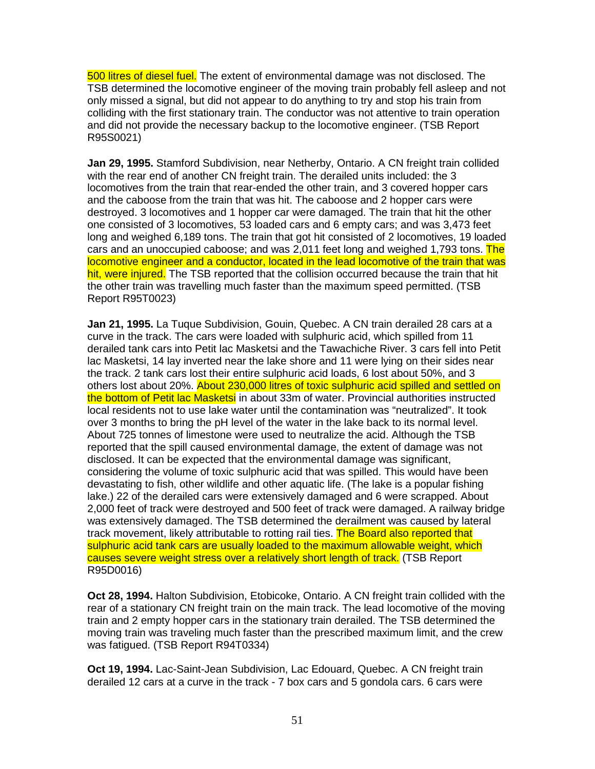500 litres of diesel fuel. The extent of environmental damage was not disclosed. The TSB determined the locomotive engineer of the moving train probably fell asleep and not only missed a signal, but did not appear to do anything to try and stop his train from colliding with the first stationary train. The conductor was not attentive to train operation and did not provide the necessary backup to the locomotive engineer. (TSB Report R95S0021)

**Jan 29, 1995.** Stamford Subdivision, near Netherby, Ontario. A CN freight train collided with the rear end of another CN freight train. The derailed units included: the 3 locomotives from the train that rear-ended the other train, and 3 covered hopper cars and the caboose from the train that was hit. The caboose and 2 hopper cars were destroyed. 3 locomotives and 1 hopper car were damaged. The train that hit the other one consisted of 3 locomotives, 53 loaded cars and 6 empty cars; and was 3,473 feet long and weighed 6,189 tons. The train that got hit consisted of 2 locomotives, 19 loaded cars and an unoccupied caboose; and was 2,011 feet long and weighed 1,793 tons. The locomotive engineer and a conductor, located in the lead locomotive of the train that was hit, were injured. The TSB reported that the collision occurred because the train that hit the other train was travelling much faster than the maximum speed permitted. (TSB Report R95T0023)

**Jan 21, 1995.** La Tuque Subdivision, Gouin, Quebec. A CN train derailed 28 cars at a curve in the track. The cars were loaded with sulphuric acid, which spilled from 11 derailed tank cars into Petit lac Masketsi and the Tawachiche River. 3 cars fell into Petit lac Masketsi, 14 lay inverted near the lake shore and 11 were lying on their sides near the track. 2 tank cars lost their entire sulphuric acid loads, 6 lost about 50%, and 3 others lost about 20%. About 230,000 litres of toxic sulphuric acid spilled and settled on the bottom of Petit lac Masketsi in about 33m of water. Provincial authorities instructed local residents not to use lake water until the contamination was "neutralized". It took over 3 months to bring the pH level of the water in the lake back to its normal level. About 725 tonnes of limestone were used to neutralize the acid. Although the TSB reported that the spill caused environmental damage, the extent of damage was not disclosed. It can be expected that the environmental damage was significant, considering the volume of toxic sulphuric acid that was spilled. This would have been devastating to fish, other wildlife and other aquatic life. (The lake is a popular fishing lake.) 22 of the derailed cars were extensively damaged and 6 were scrapped. About 2,000 feet of track were destroyed and 500 feet of track were damaged. A railway bridge was extensively damaged. The TSB determined the derailment was caused by lateral track movement, likely attributable to rotting rail ties. The Board also reported that sulphuric acid tank cars are usually loaded to the maximum allowable weight, which causes severe weight stress over a relatively short length of track. (TSB Report R95D0016)

**Oct 28, 1994.** Halton Subdivision, Etobicoke, Ontario. A CN freight train collided with the rear of a stationary CN freight train on the main track. The lead locomotive of the moving train and 2 empty hopper cars in the stationary train derailed. The TSB determined the moving train was traveling much faster than the prescribed maximum limit, and the crew was fatigued. (TSB Report R94T0334)

**Oct 19, 1994.** Lac-Saint-Jean Subdivision, Lac Edouard, Quebec. A CN freight train derailed 12 cars at a curve in the track - 7 box cars and 5 gondola cars. 6 cars were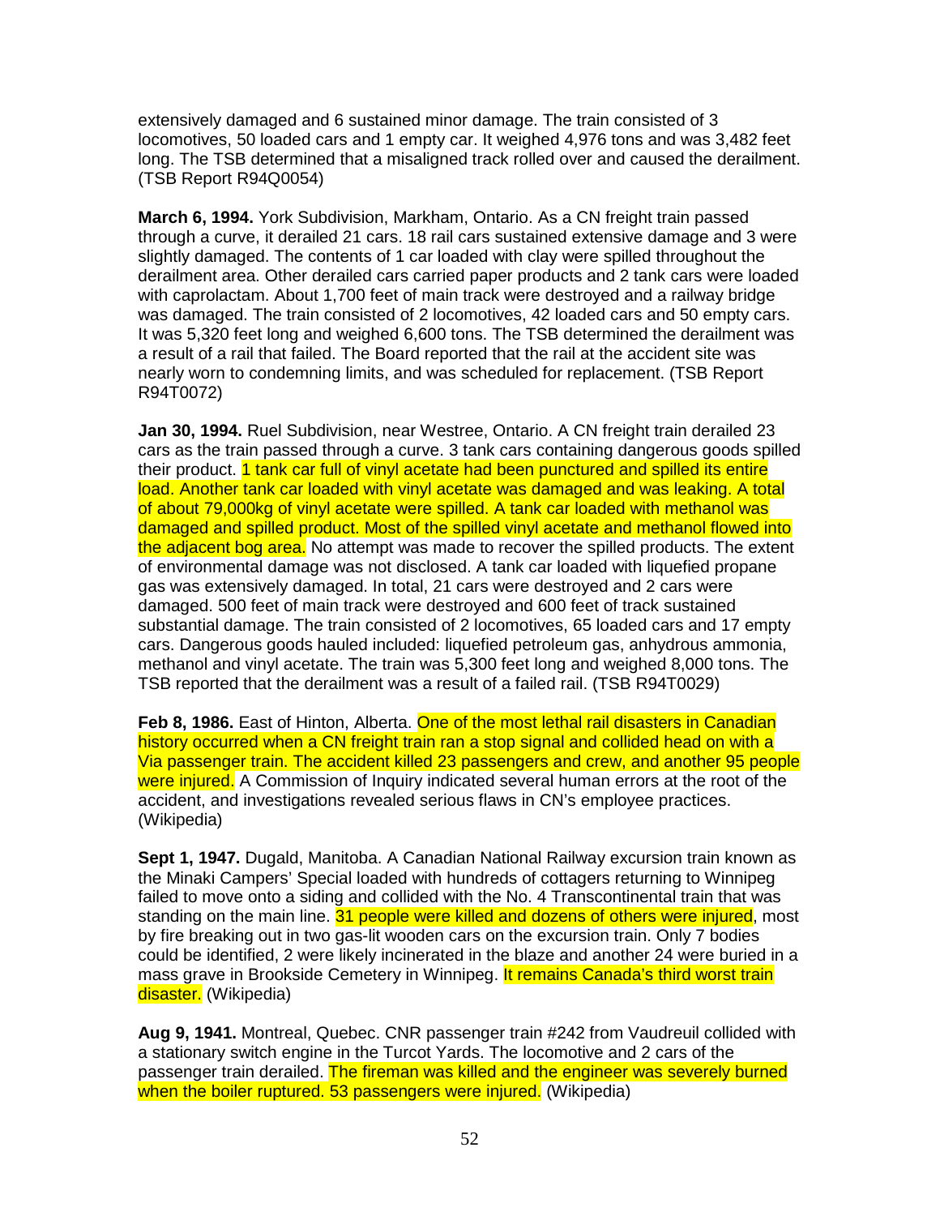extensively damaged and 6 sustained minor damage. The train consisted of 3 locomotives, 50 loaded cars and 1 empty car. It weighed 4,976 tons and was 3,482 feet long. The TSB determined that a misaligned track rolled over and caused the derailment. (TSB Report R94Q0054)

**March 6, 1994.** York Subdivision, Markham, Ontario. As a CN freight train passed through a curve, it derailed 21 cars. 18 rail cars sustained extensive damage and 3 were slightly damaged. The contents of 1 car loaded with clay were spilled throughout the derailment area. Other derailed cars carried paper products and 2 tank cars were loaded with caprolactam. About 1,700 feet of main track were destroyed and a railway bridge was damaged. The train consisted of 2 locomotives, 42 loaded cars and 50 empty cars. It was 5,320 feet long and weighed 6,600 tons. The TSB determined the derailment was a result of a rail that failed. The Board reported that the rail at the accident site was nearly worn to condemning limits, and was scheduled for replacement. (TSB Report R94T0072)

**Jan 30, 1994.** Ruel Subdivision, near Westree, Ontario. A CN freight train derailed 23 cars as the train passed through a curve. 3 tank cars containing dangerous goods spilled their product. 1 tank car full of vinyl acetate had been punctured and spilled its entire load. Another tank car loaded with vinyl acetate was damaged and was leaking. A total of about 79,000kg of vinyl acetate were spilled. A tank car loaded with methanol was damaged and spilled product. Most of the spilled vinyl acetate and methanol flowed into the adjacent bog area. No attempt was made to recover the spilled products. The extent of environmental damage was not disclosed. A tank car loaded with liquefied propane gas was extensively damaged. In total, 21 cars were destroyed and 2 cars were damaged. 500 feet of main track were destroyed and 600 feet of track sustained substantial damage. The train consisted of 2 locomotives, 65 loaded cars and 17 empty cars. Dangerous goods hauled included: liquefied petroleum gas, anhydrous ammonia, methanol and vinyl acetate. The train was 5,300 feet long and weighed 8,000 tons. The TSB reported that the derailment was a result of a failed rail. (TSB R94T0029)

**Feb 8, 1986.** East of Hinton, Alberta. One of the most lethal rail disasters in Canadian history occurred when a CN freight train ran a stop signal and collided head on with a Via passenger train. The accident killed 23 passengers and crew, and another 95 people were injured. A Commission of Inquiry indicated several human errors at the root of the accident, and investigations revealed serious flaws in CN's employee practices. (Wikipedia)

**Sept 1, 1947.** Dugald, Manitoba. A Canadian National Railway excursion train known as the Minaki Campers' Special loaded with hundreds of cottagers returning to Winnipeg failed to move onto a siding and collided with the No. 4 Transcontinental train that was standing on the main line. 31 people were killed and dozens of others were injured, most by fire breaking out in two gas-lit wooden cars on the excursion train. Only 7 bodies could be identified, 2 were likely incinerated in the blaze and another 24 were buried in a mass grave in Brookside Cemetery in Winnipeg. It remains Canada's third worst train disaster. (Wikipedia)

**Aug 9, 1941.** Montreal, Quebec. CNR passenger train #242 from Vaudreuil collided with a stationary switch engine in the Turcot Yards. The locomotive and 2 cars of the passenger train derailed. The fireman was killed and the engineer was severely burned when the boiler ruptured. 53 passengers were injured. (Wikipedia)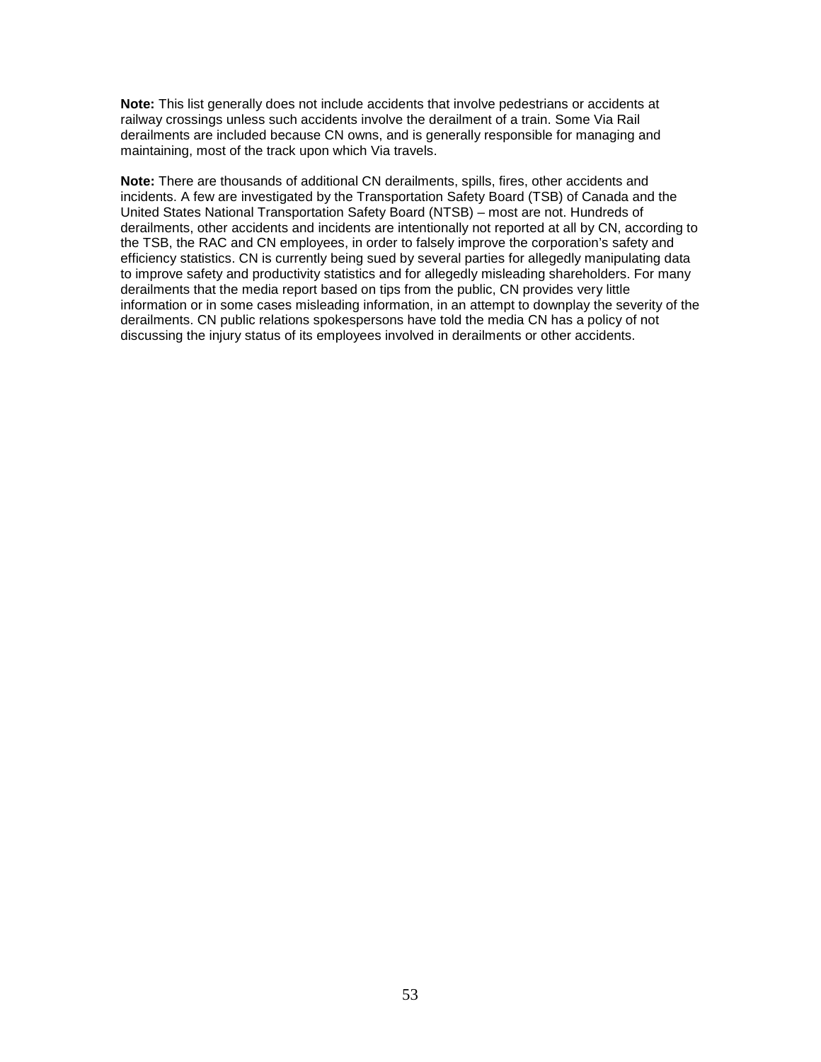**Note:** This list generally does not include accidents that involve pedestrians or accidents at railway crossings unless such accidents involve the derailment of a train. Some Via Rail derailments are included because CN owns, and is generally responsible for managing and maintaining, most of the track upon which Via travels.

**Note:** There are thousands of additional CN derailments, spills, fires, other accidents and incidents. A few are investigated by the Transportation Safety Board (TSB) of Canada and the United States National Transportation Safety Board (NTSB) – most are not. Hundreds of derailments, other accidents and incidents are intentionally not reported at all by CN, according to the TSB, the RAC and CN employees, in order to falsely improve the corporation's safety and efficiency statistics. CN is currently being sued by several parties for allegedly manipulating data to improve safety and productivity statistics and for allegedly misleading shareholders. For many derailments that the media report based on tips from the public, CN provides very little information or in some cases misleading information, in an attempt to downplay the severity of the derailments. CN public relations spokespersons have told the media CN has a policy of not discussing the injury status of its employees involved in derailments or other accidents.